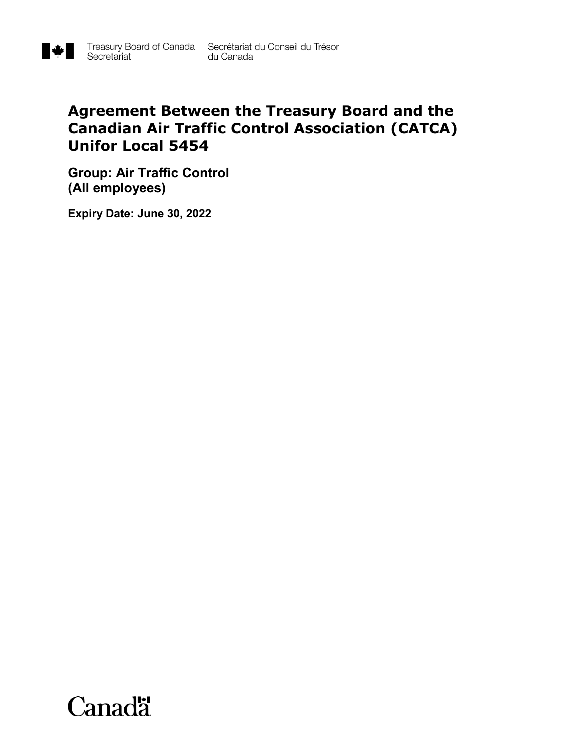Treasury Board of Canada Secretariat    Secrétariat du Conseil du Trésor du Canada

# Agreement Between the Treasury Board and the Canadian Air Traffic Control Association (CATCA) Unifor Local 5454

**Group: Air Traffic Control (All employees)**

**Expiry Date: June 30, 2022**

Canada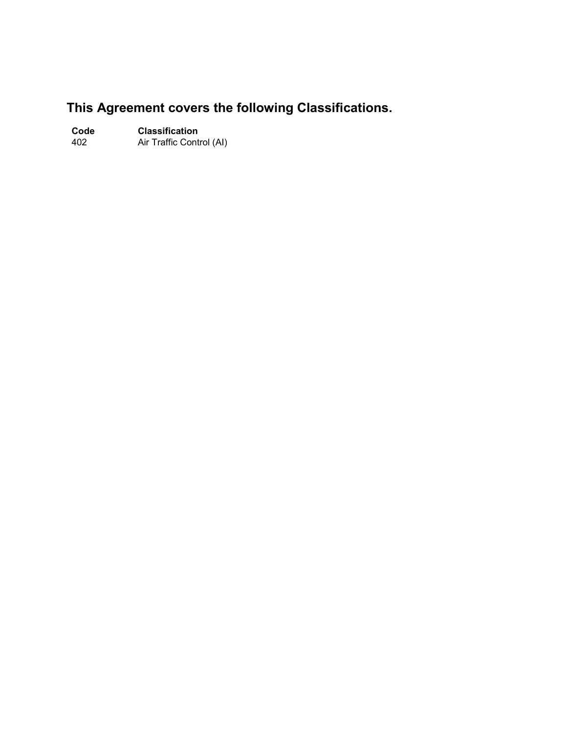## This Agreement covers the following Classifications.

| Code | Classification |
| --- | --- |
| 402 | Air Traffic Control (AI) |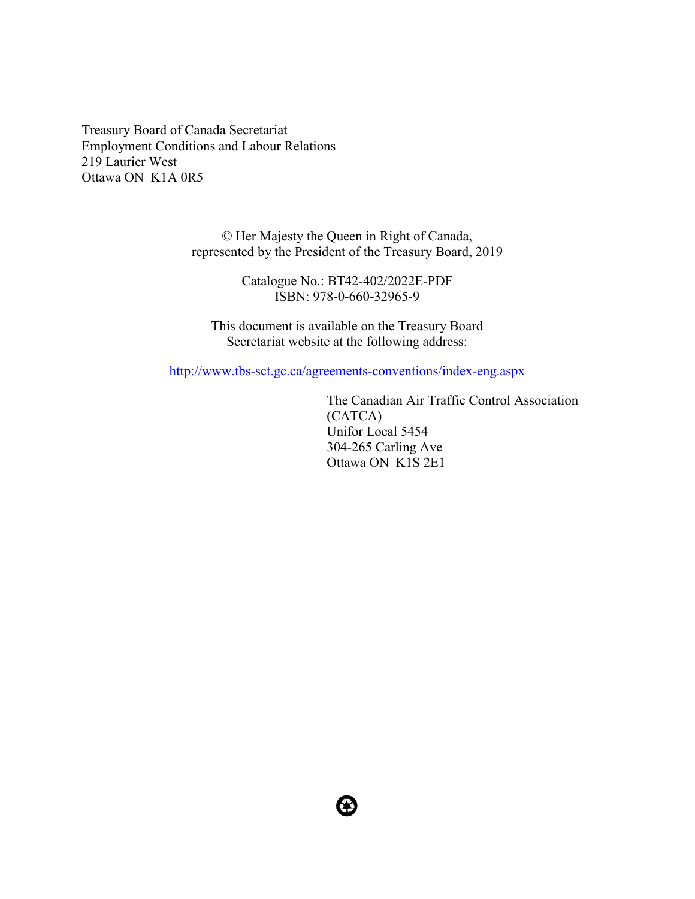Treasury Board of Canada Secretariat
Employment Conditions and Labour Relations
219 Laurier West
Ottawa ON  K1A 0R5

© Her Majesty the Queen in Right of Canada,
represented by the President of the Treasury Board, 2019

Catalogue No.: BT42-402/2022E-PDF
ISBN: 978-0-660-32965-9

This document is available on the Treasury Board
Secretariat website at the following address:

http://www.tbs-sct.gc.ca/agreements-conventions/index-eng.aspx

The Canadian Air Traffic Control Association
(CATCA)
Unifor Local 5454
304-265 Carling Ave
Ottawa ON  K1S 2E1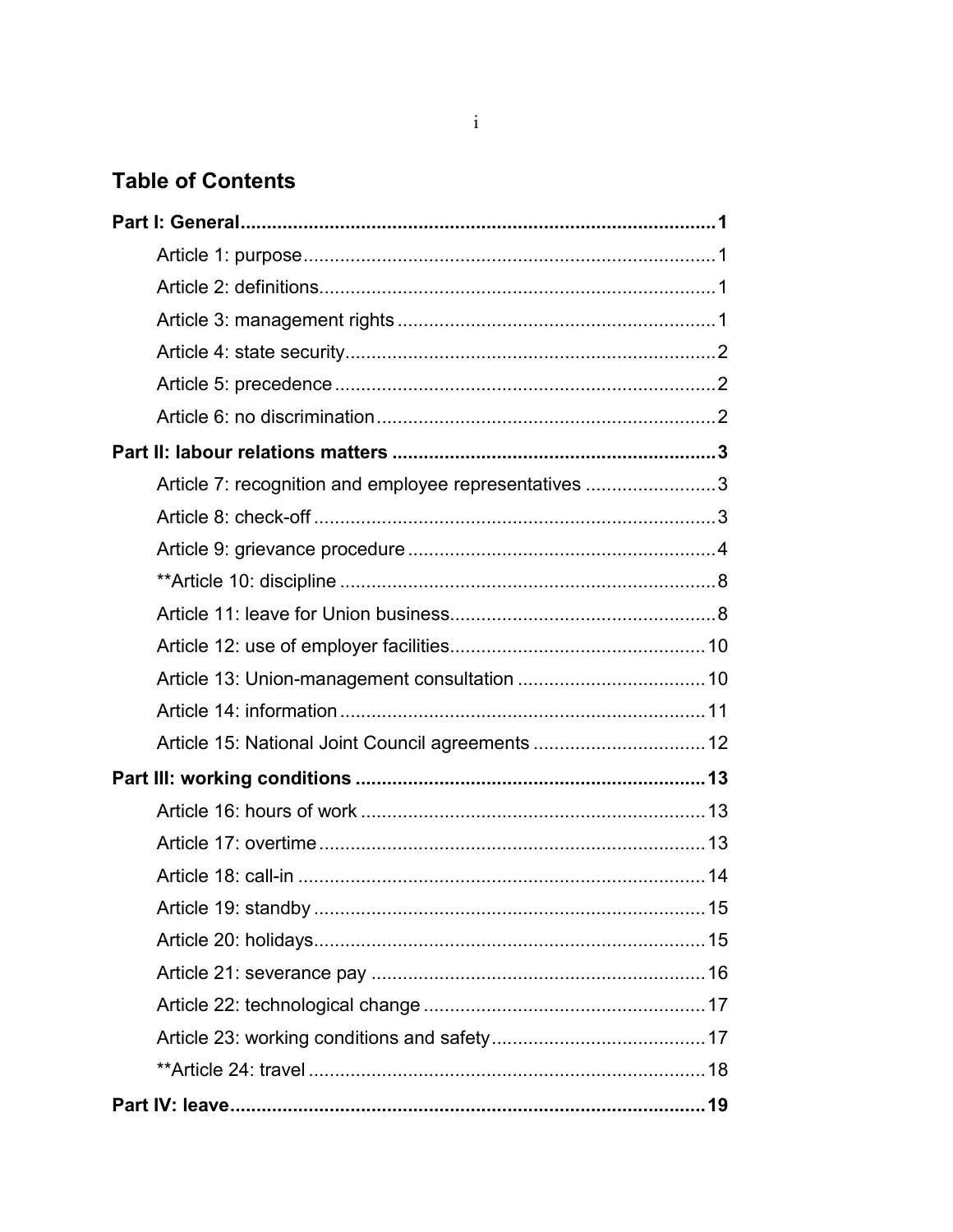## Table of Contents

**Part I: General** .......... **1**

- Article 1: purpose .......... 1
- Article 2: definitions .......... 1
- Article 3: management rights .......... 1
- Article 4: state security .......... 2
- Article 5: precedence .......... 2
- Article 6: no discrimination .......... 2

**Part II: labour relations matters** .......... **3**

- Article 7: recognition and employee representatives .......... 3
- Article 8: check-off .......... 3
- Article 9: grievance procedure .......... 4
- **Article 10: discipline .......... 8
- Article 11: leave for Union business .......... 8
- Article 12: use of employer facilities .......... 10
- Article 13: Union-management consultation .......... 10
- Article 14: information .......... 11
- Article 15: National Joint Council agreements .......... 12

**Part III: working conditions** .......... **13**

- Article 16: hours of work .......... 13
- Article 17: overtime .......... 13
- Article 18: call-in .......... 14
- Article 19: standby .......... 15
- Article 20: holidays .......... 15
- Article 21: severance pay .......... 16
- Article 22: technological change .......... 17
- Article 23: working conditions and safety .......... 17
- **Article 24: travel .......... 18

**Part IV: leave** .......... **19**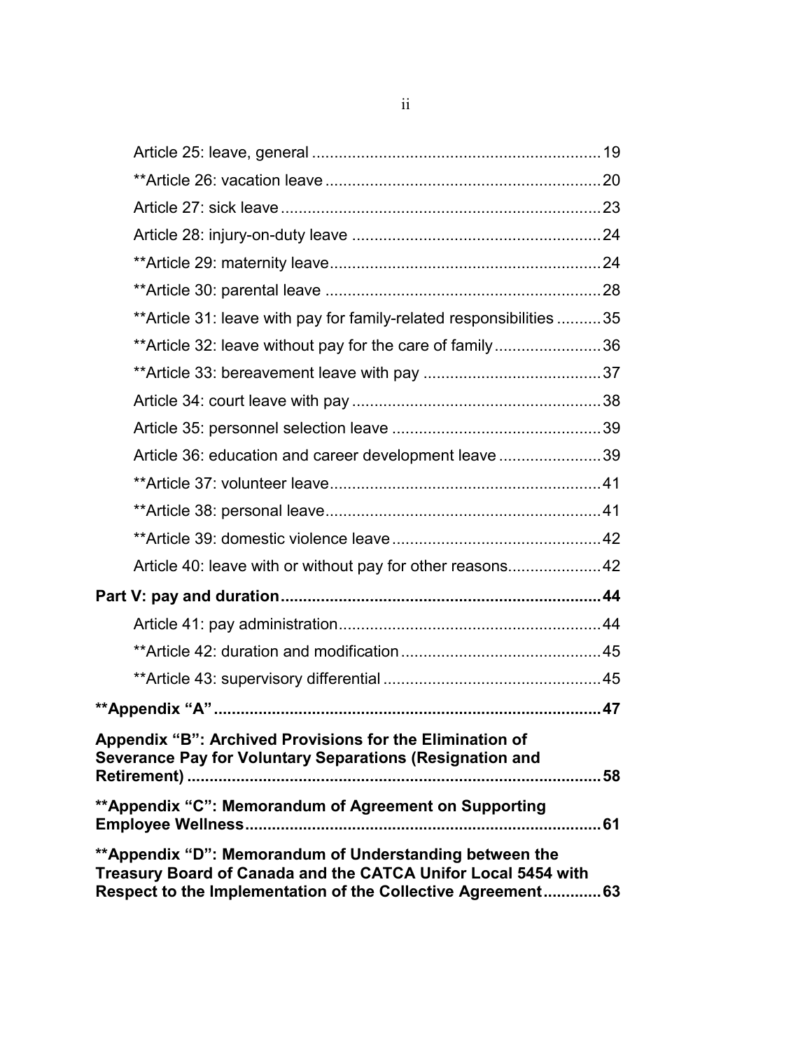Article 25: leave, general ................................................................19

**Article 26: vacation leave .............................................................20

Article 27: sick leave .......................................................................23

Article 28: injury-on-duty leave .......................................................24

**Article 29: maternity leave............................................................24

**Article 30: parental leave .............................................................28

**Article 31: leave with pay for family-related responsibilities ..........35

**Article 32: leave without pay for the care of family........................36

**Article 33: bereavement leave with pay .......................................37

Article 34: court leave with pay .......................................................38

Article 35: personnel selection leave ..............................................39

Article 36: education and career development leave .......................39

**Article 37: volunteer leave............................................................41

**Article 38: personal leave.............................................................41

**Article 39: domestic violence leave ..............................................42

Article 40: leave with or without pay for other reasons.....................42

**Part V: pay and duration.......................................................................44**

Article 41: pay administration..........................................................44

**Article 42: duration and modification ............................................45

**Article 43: supervisory differential ................................................45

****Appendix "A"......................................................................................47**

**Appendix "B": Archived Provisions for the Elimination of Severance Pay for Voluntary Separations (Resignation and Retirement) ............................................................................................58**

****Appendix "C": Memorandum of Agreement on Supporting Employee Wellness..............................................................................61**

****Appendix "D": Memorandum of Understanding between the Treasury Board of Canada and the CATCA Unifor Local 5454 with Respect to the Implementation of the Collective Agreement............63**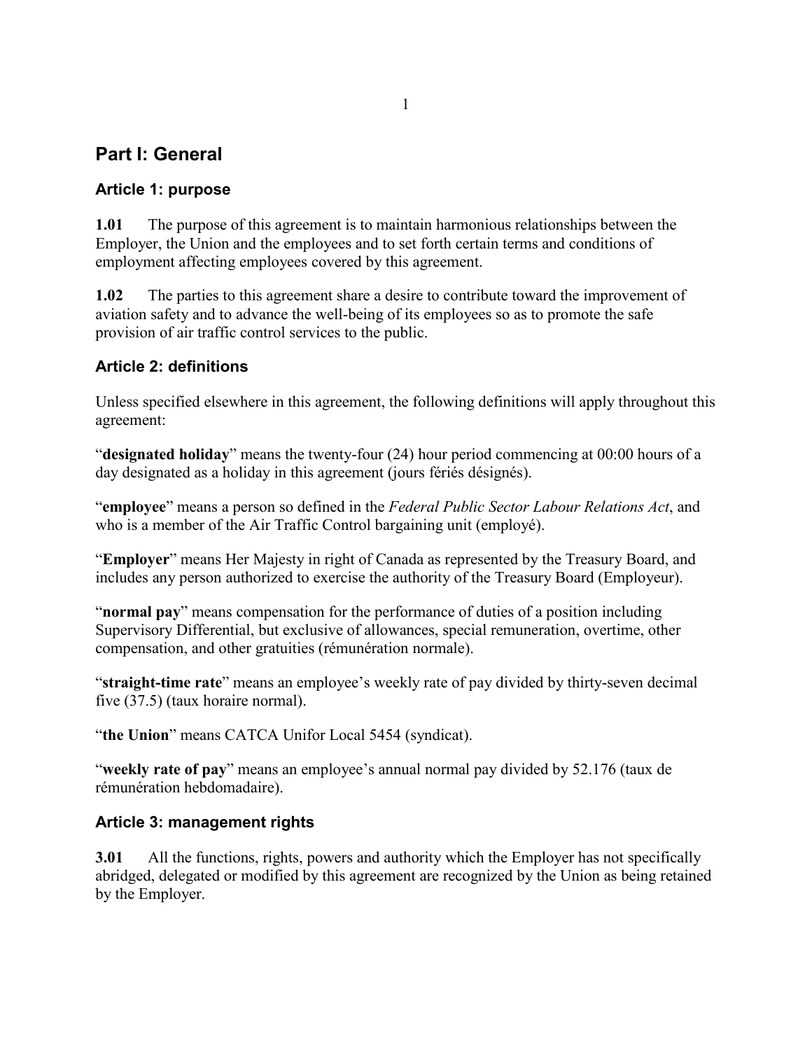## Part I: General

### Article 1: purpose

**1.01** The purpose of this agreement is to maintain harmonious relationships between the Employer, the Union and the employees and to set forth certain terms and conditions of employment affecting employees covered by this agreement.

**1.02** The parties to this agreement share a desire to contribute toward the improvement of aviation safety and to advance the well-being of its employees so as to promote the safe provision of air traffic control services to the public.

### Article 2: definitions

Unless specified elsewhere in this agreement, the following definitions will apply throughout this agreement:

"**designated holiday**" means the twenty-four (24) hour period commencing at 00:00 hours of a day designated as a holiday in this agreement (jours fériés désignés).

"**employee**" means a person so defined in the *Federal Public Sector Labour Relations Act*, and who is a member of the Air Traffic Control bargaining unit (employé).

"**Employer**" means Her Majesty in right of Canada as represented by the Treasury Board, and includes any person authorized to exercise the authority of the Treasury Board (Employeur).

"**normal pay**" means compensation for the performance of duties of a position including Supervisory Differential, but exclusive of allowances, special remuneration, overtime, other compensation, and other gratuities (rémunération normale).

"**straight-time rate**" means an employee's weekly rate of pay divided by thirty-seven decimal five (37.5) (taux horaire normal).

"**the Union**" means CATCA Unifor Local 5454 (syndicat).

"**weekly rate of pay**" means an employee's annual normal pay divided by 52.176 (taux de rémunération hebdomadaire).

### Article 3: management rights

**3.01** All the functions, rights, powers and authority which the Employer has not specifically abridged, delegated or modified by this agreement are recognized by the Union as being retained by the Employer.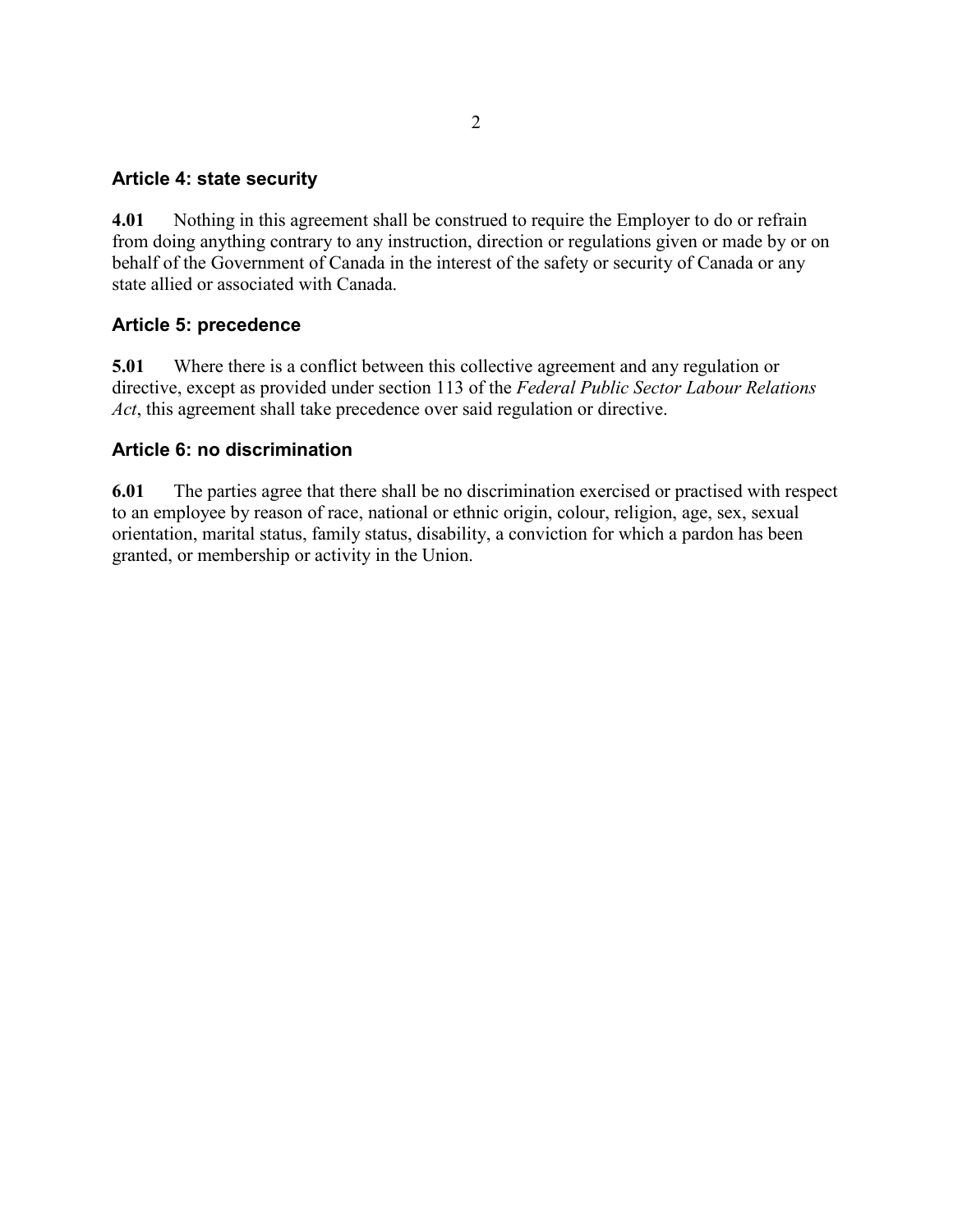## Article 4: state security

**4.01** Nothing in this agreement shall be construed to require the Employer to do or refrain from doing anything contrary to any instruction, direction or regulations given or made by or on behalf of the Government of Canada in the interest of the safety or security of Canada or any state allied or associated with Canada.

## Article 5: precedence

**5.01** Where there is a conflict between this collective agreement and any regulation or directive, except as provided under section 113 of the *Federal Public Sector Labour Relations Act*, this agreement shall take precedence over said regulation or directive.

## Article 6: no discrimination

**6.01** The parties agree that there shall be no discrimination exercised or practised with respect to an employee by reason of race, national or ethnic origin, colour, religion, age, sex, sexual orientation, marital status, family status, disability, a conviction for which a pardon has been granted, or membership or activity in the Union.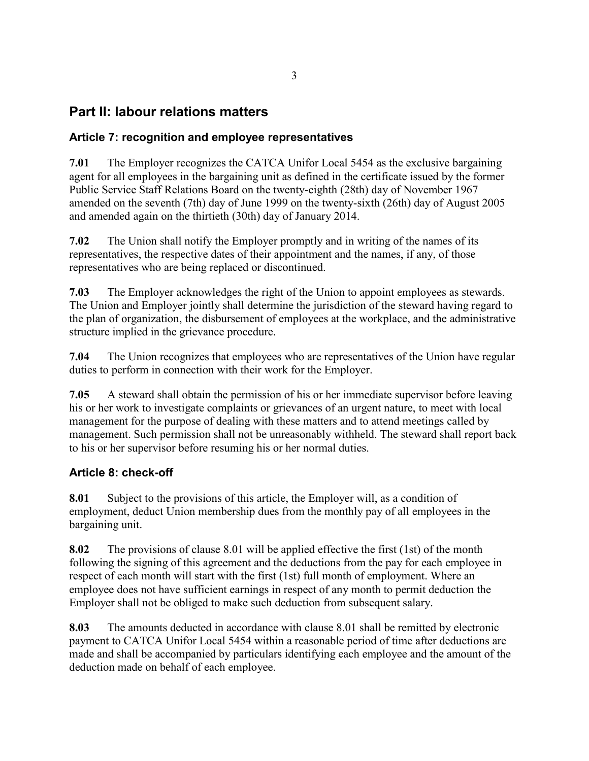## Part II: labour relations matters

### Article 7: recognition and employee representatives

**7.01** The Employer recognizes the CATCA Unifor Local 5454 as the exclusive bargaining agent for all employees in the bargaining unit as defined in the certificate issued by the former Public Service Staff Relations Board on the twenty-eighth (28th) day of November 1967 amended on the seventh (7th) day of June 1999 on the twenty-sixth (26th) day of August 2005 and amended again on the thirtieth (30th) day of January 2014.

**7.02** The Union shall notify the Employer promptly and in writing of the names of its representatives, the respective dates of their appointment and the names, if any, of those representatives who are being replaced or discontinued.

**7.03** The Employer acknowledges the right of the Union to appoint employees as stewards. The Union and Employer jointly shall determine the jurisdiction of the steward having regard to the plan of organization, the disbursement of employees at the workplace, and the administrative structure implied in the grievance procedure.

**7.04** The Union recognizes that employees who are representatives of the Union have regular duties to perform in connection with their work for the Employer.

**7.05** A steward shall obtain the permission of his or her immediate supervisor before leaving his or her work to investigate complaints or grievances of an urgent nature, to meet with local management for the purpose of dealing with these matters and to attend meetings called by management. Such permission shall not be unreasonably withheld. The steward shall report back to his or her supervisor before resuming his or her normal duties.

### Article 8: check-off

**8.01** Subject to the provisions of this article, the Employer will, as a condition of employment, deduct Union membership dues from the monthly pay of all employees in the bargaining unit.

**8.02** The provisions of clause 8.01 will be applied effective the first (1st) of the month following the signing of this agreement and the deductions from the pay for each employee in respect of each month will start with the first (1st) full month of employment. Where an employee does not have sufficient earnings in respect of any month to permit deduction the Employer shall not be obliged to make such deduction from subsequent salary.

**8.03** The amounts deducted in accordance with clause 8.01 shall be remitted by electronic payment to CATCA Unifor Local 5454 within a reasonable period of time after deductions are made and shall be accompanied by particulars identifying each employee and the amount of the deduction made on behalf of each employee.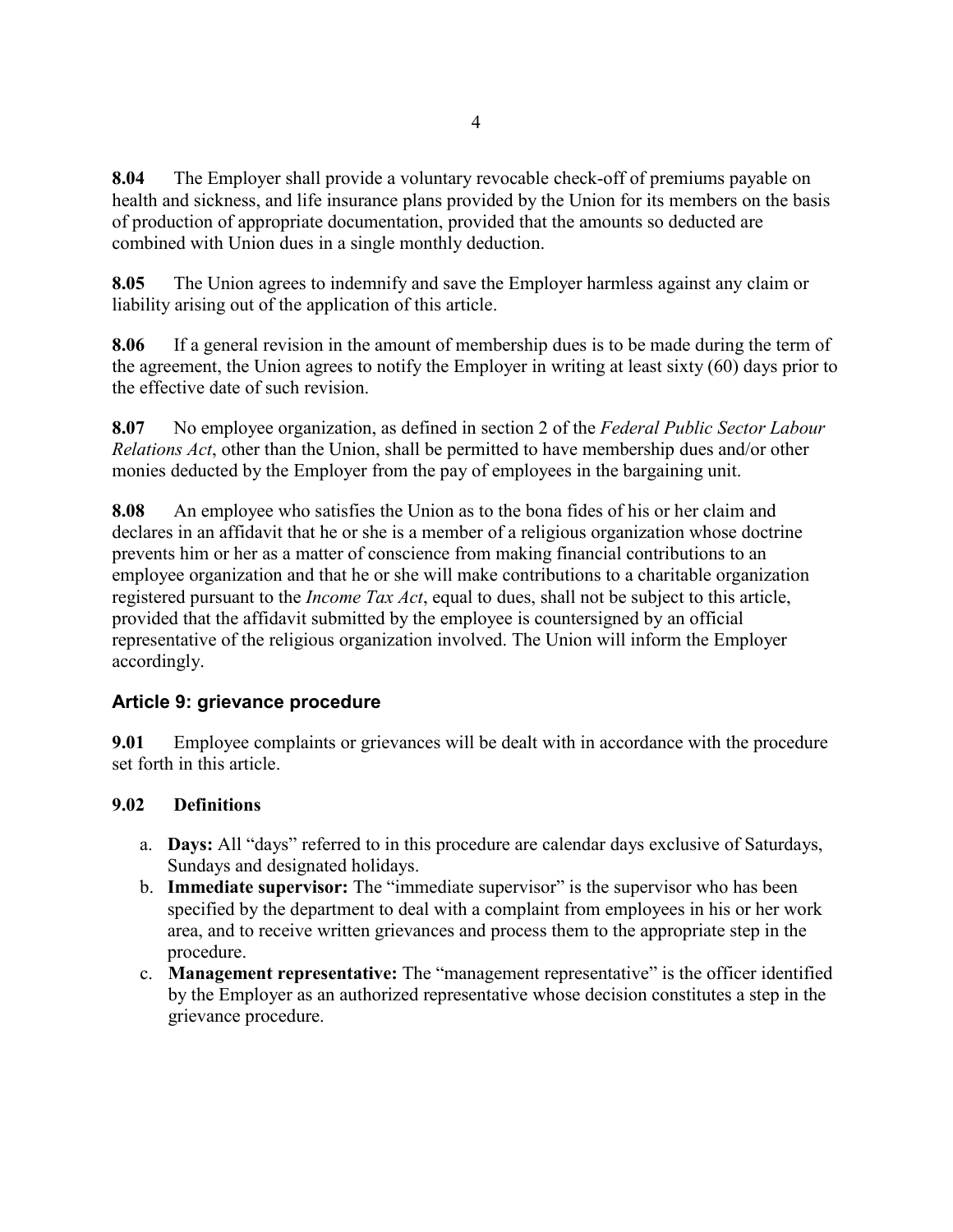**8.04** The Employer shall provide a voluntary revocable check-off of premiums payable on health and sickness, and life insurance plans provided by the Union for its members on the basis of production of appropriate documentation, provided that the amounts so deducted are combined with Union dues in a single monthly deduction.

**8.05** The Union agrees to indemnify and save the Employer harmless against any claim or liability arising out of the application of this article.

**8.06** If a general revision in the amount of membership dues is to be made during the term of the agreement, the Union agrees to notify the Employer in writing at least sixty (60) days prior to the effective date of such revision.

**8.07** No employee organization, as defined in section 2 of the *Federal Public Sector Labour Relations Act*, other than the Union, shall be permitted to have membership dues and/or other monies deducted by the Employer from the pay of employees in the bargaining unit.

**8.08** An employee who satisfies the Union as to the bona fides of his or her claim and declares in an affidavit that he or she is a member of a religious organization whose doctrine prevents him or her as a matter of conscience from making financial contributions to an employee organization and that he or she will make contributions to a charitable organization registered pursuant to the *Income Tax Act*, equal to dues, shall not be subject to this article, provided that the affidavit submitted by the employee is countersigned by an official representative of the religious organization involved. The Union will inform the Employer accordingly.

## Article 9: grievance procedure

**9.01** Employee complaints or grievances will be dealt with in accordance with the procedure set forth in this article.

**9.02 Definitions**

a. **Days:** All "days" referred to in this procedure are calendar days exclusive of Saturdays, Sundays and designated holidays.
b. **Immediate supervisor:** The "immediate supervisor" is the supervisor who has been specified by the department to deal with a complaint from employees in his or her work area, and to receive written grievances and process them to the appropriate step in the procedure.
c. **Management representative:** The "management representative" is the officer identified by the Employer as an authorized representative whose decision constitutes a step in the grievance procedure.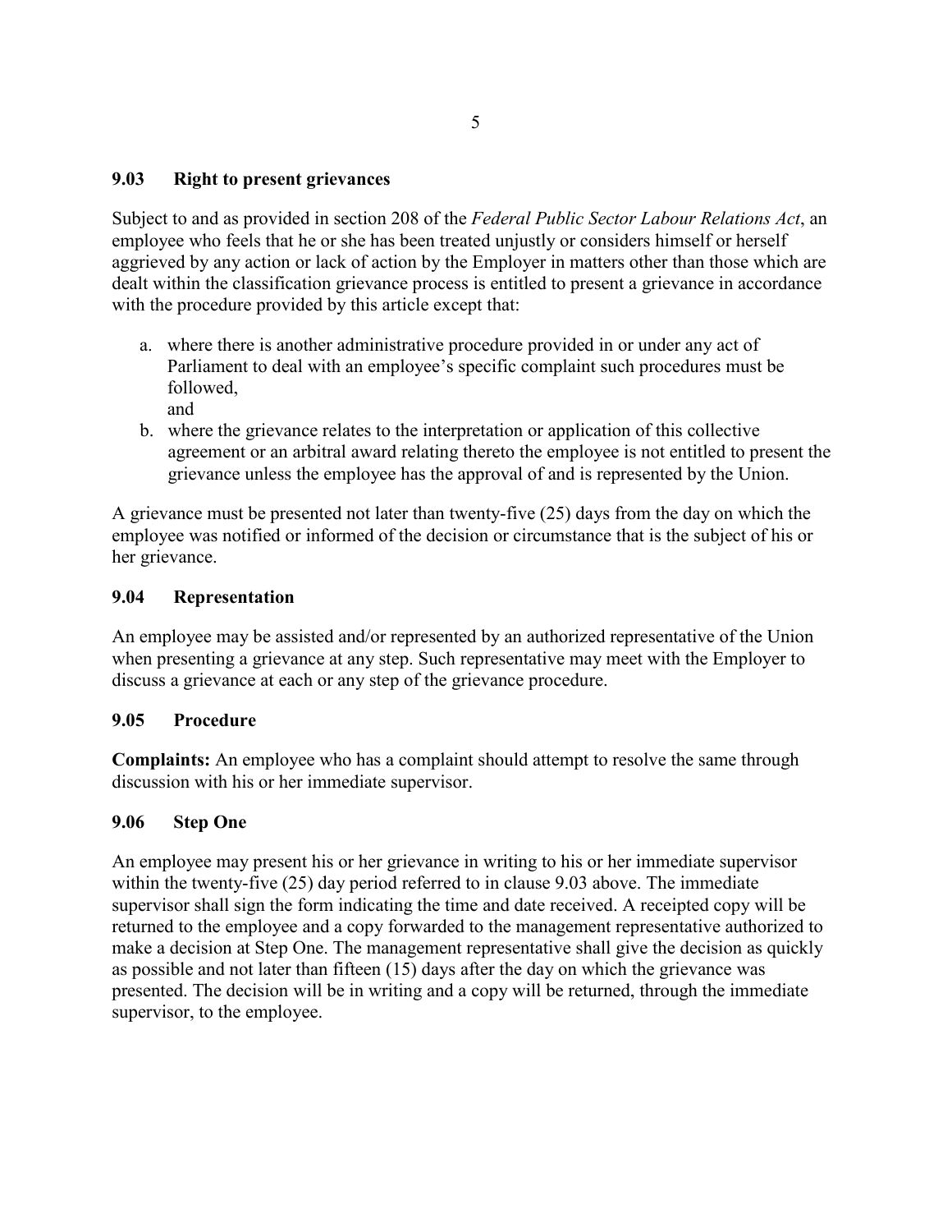### 9.03 Right to present grievances

Subject to and as provided in section 208 of the *Federal Public Sector Labour Relations Act*, an employee who feels that he or she has been treated unjustly or considers himself or herself aggrieved by any action or lack of action by the Employer in matters other than those which are dealt within the classification grievance process is entitled to present a grievance in accordance with the procedure provided by this article except that:

a. where there is another administrative procedure provided in or under any act of Parliament to deal with an employee's specific complaint such procedures must be followed,
   and
b. where the grievance relates to the interpretation or application of this collective agreement or an arbitral award relating thereto the employee is not entitled to present the grievance unless the employee has the approval of and is represented by the Union.

A grievance must be presented not later than twenty-five (25) days from the day on which the employee was notified or informed of the decision or circumstance that is the subject of his or her grievance.

### 9.04 Representation

An employee may be assisted and/or represented by an authorized representative of the Union when presenting a grievance at any step. Such representative may meet with the Employer to discuss a grievance at each or any step of the grievance procedure.

### 9.05 Procedure

**Complaints:** An employee who has a complaint should attempt to resolve the same through discussion with his or her immediate supervisor.

### 9.06 Step One

An employee may present his or her grievance in writing to his or her immediate supervisor within the twenty-five (25) day period referred to in clause 9.03 above. The immediate supervisor shall sign the form indicating the time and date received. A receipted copy will be returned to the employee and a copy forwarded to the management representative authorized to make a decision at Step One. The management representative shall give the decision as quickly as possible and not later than fifteen (15) days after the day on which the grievance was presented. The decision will be in writing and a copy will be returned, through the immediate supervisor, to the employee.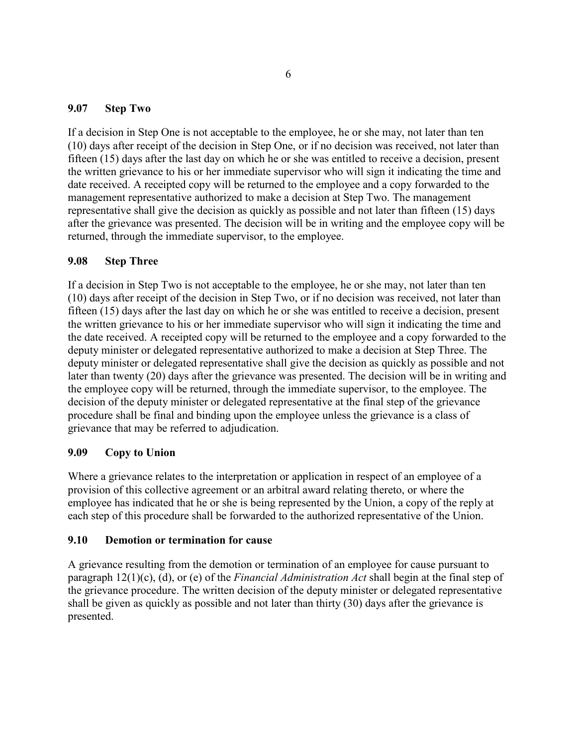### 9.07 Step Two

If a decision in Step One is not acceptable to the employee, he or she may, not later than ten (10) days after receipt of the decision in Step One, or if no decision was received, not later than fifteen (15) days after the last day on which he or she was entitled to receive a decision, present the written grievance to his or her immediate supervisor who will sign it indicating the time and date received. A receipted copy will be returned to the employee and a copy forwarded to the management representative authorized to make a decision at Step Two. The management representative shall give the decision as quickly as possible and not later than fifteen (15) days after the grievance was presented. The decision will be in writing and the employee copy will be returned, through the immediate supervisor, to the employee.

### 9.08 Step Three

If a decision in Step Two is not acceptable to the employee, he or she may, not later than ten (10) days after receipt of the decision in Step Two, or if no decision was received, not later than fifteen (15) days after the last day on which he or she was entitled to receive a decision, present the written grievance to his or her immediate supervisor who will sign it indicating the time and the date received. A receipted copy will be returned to the employee and a copy forwarded to the deputy minister or delegated representative authorized to make a decision at Step Three. The deputy minister or delegated representative shall give the decision as quickly as possible and not later than twenty (20) days after the grievance was presented. The decision will be in writing and the employee copy will be returned, through the immediate supervisor, to the employee. The decision of the deputy minister or delegated representative at the final step of the grievance procedure shall be final and binding upon the employee unless the grievance is a class of grievance that may be referred to adjudication.

### 9.09 Copy to Union

Where a grievance relates to the interpretation or application in respect of an employee of a provision of this collective agreement or an arbitral award relating thereto, or where the employee has indicated that he or she is being represented by the Union, a copy of the reply at each step of this procedure shall be forwarded to the authorized representative of the Union.

### 9.10 Demotion or termination for cause

A grievance resulting from the demotion or termination of an employee for cause pursuant to paragraph 12(1)(c), (d), or (e) of the *Financial Administration Act* shall begin at the final step of the grievance procedure. The written decision of the deputy minister or delegated representative shall be given as quickly as possible and not later than thirty (30) days after the grievance is presented.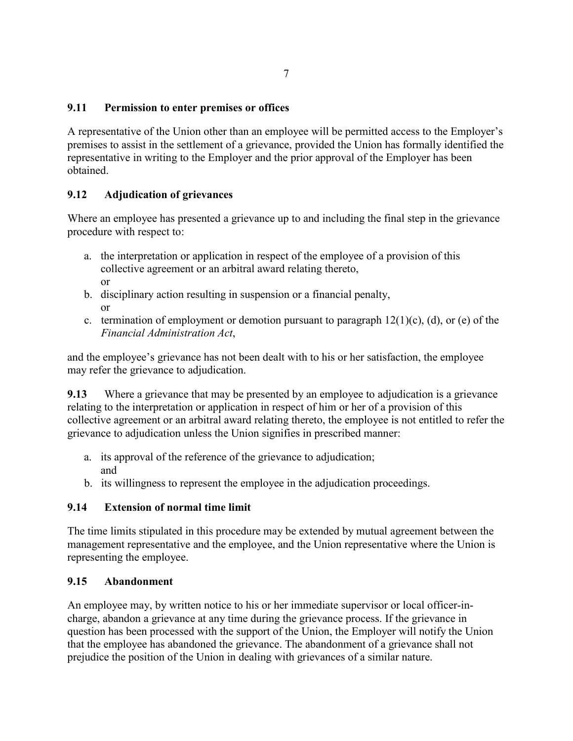### 9.11 Permission to enter premises or offices

A representative of the Union other than an employee will be permitted access to the Employer's premises to assist in the settlement of a grievance, provided the Union has formally identified the representative in writing to the Employer and the prior approval of the Employer has been obtained.

### 9.12 Adjudication of grievances

Where an employee has presented a grievance up to and including the final step in the grievance procedure with respect to:

a. the interpretation or application in respect of the employee of a provision of this collective agreement or an arbitral award relating thereto,
   or
b. disciplinary action resulting in suspension or a financial penalty,
   or
c. termination of employment or demotion pursuant to paragraph 12(1)(c), (d), or (e) of the *Financial Administration Act*,

and the employee's grievance has not been dealt with to his or her satisfaction, the employee may refer the grievance to adjudication.

**9.13** Where a grievance that may be presented by an employee to adjudication is a grievance relating to the interpretation or application in respect of him or her of a provision of this collective agreement or an arbitral award relating thereto, the employee is not entitled to refer the grievance to adjudication unless the Union signifies in prescribed manner:

a. its approval of the reference of the grievance to adjudication;
   and
b. its willingness to represent the employee in the adjudication proceedings.

### 9.14 Extension of normal time limit

The time limits stipulated in this procedure may be extended by mutual agreement between the management representative and the employee, and the Union representative where the Union is representing the employee.

### 9.15 Abandonment

An employee may, by written notice to his or her immediate supervisor or local officer-in-charge, abandon a grievance at any time during the grievance process. If the grievance in question has been processed with the support of the Union, the Employer will notify the Union that the employee has abandoned the grievance. The abandonment of a grievance shall not prejudice the position of the Union in dealing with grievances of a similar nature.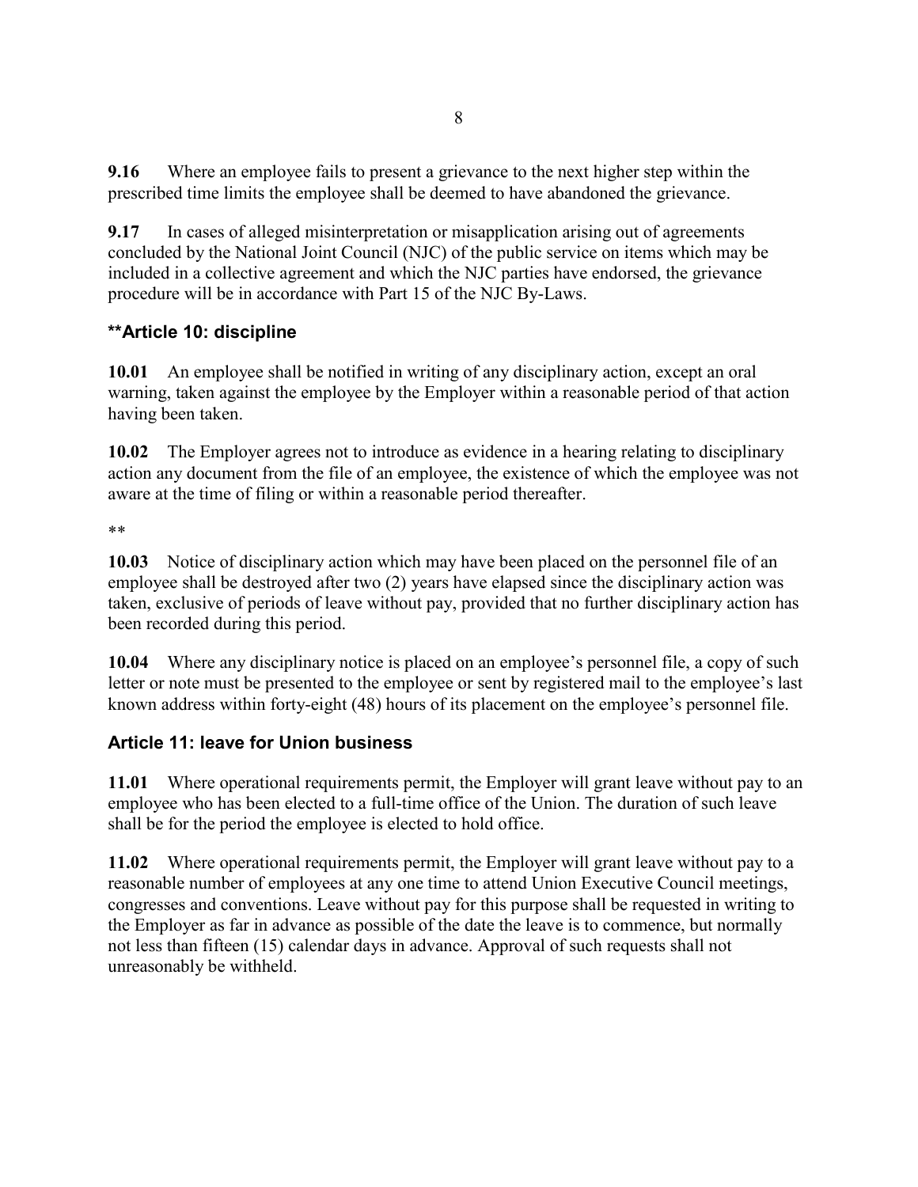**9.16** Where an employee fails to present a grievance to the next higher step within the prescribed time limits the employee shall be deemed to have abandoned the grievance.

**9.17** In cases of alleged misinterpretation or misapplication arising out of agreements concluded by the National Joint Council (NJC) of the public service on items which may be included in a collective agreement and which the NJC parties have endorsed, the grievance procedure will be in accordance with Part 15 of the NJC By-Laws.

## **Article 10: discipline

**10.01** An employee shall be notified in writing of any disciplinary action, except an oral warning, taken against the employee by the Employer within a reasonable period of that action having been taken.

**10.02** The Employer agrees not to introduce as evidence in a hearing relating to disciplinary action any document from the file of an employee, the existence of which the employee was not aware at the time of filing or within a reasonable period thereafter.

**

**10.03** Notice of disciplinary action which may have been placed on the personnel file of an employee shall be destroyed after two (2) years have elapsed since the disciplinary action was taken, exclusive of periods of leave without pay, provided that no further disciplinary action has been recorded during this period.

**10.04** Where any disciplinary notice is placed on an employee's personnel file, a copy of such letter or note must be presented to the employee or sent by registered mail to the employee's last known address within forty-eight (48) hours of its placement on the employee's personnel file.

## Article 11: leave for Union business

**11.01** Where operational requirements permit, the Employer will grant leave without pay to an employee who has been elected to a full-time office of the Union. The duration of such leave shall be for the period the employee is elected to hold office.

**11.02** Where operational requirements permit, the Employer will grant leave without pay to a reasonable number of employees at any one time to attend Union Executive Council meetings, congresses and conventions. Leave without pay for this purpose shall be requested in writing to the Employer as far in advance as possible of the date the leave is to commence, but normally not less than fifteen (15) calendar days in advance. Approval of such requests shall not unreasonably be withheld.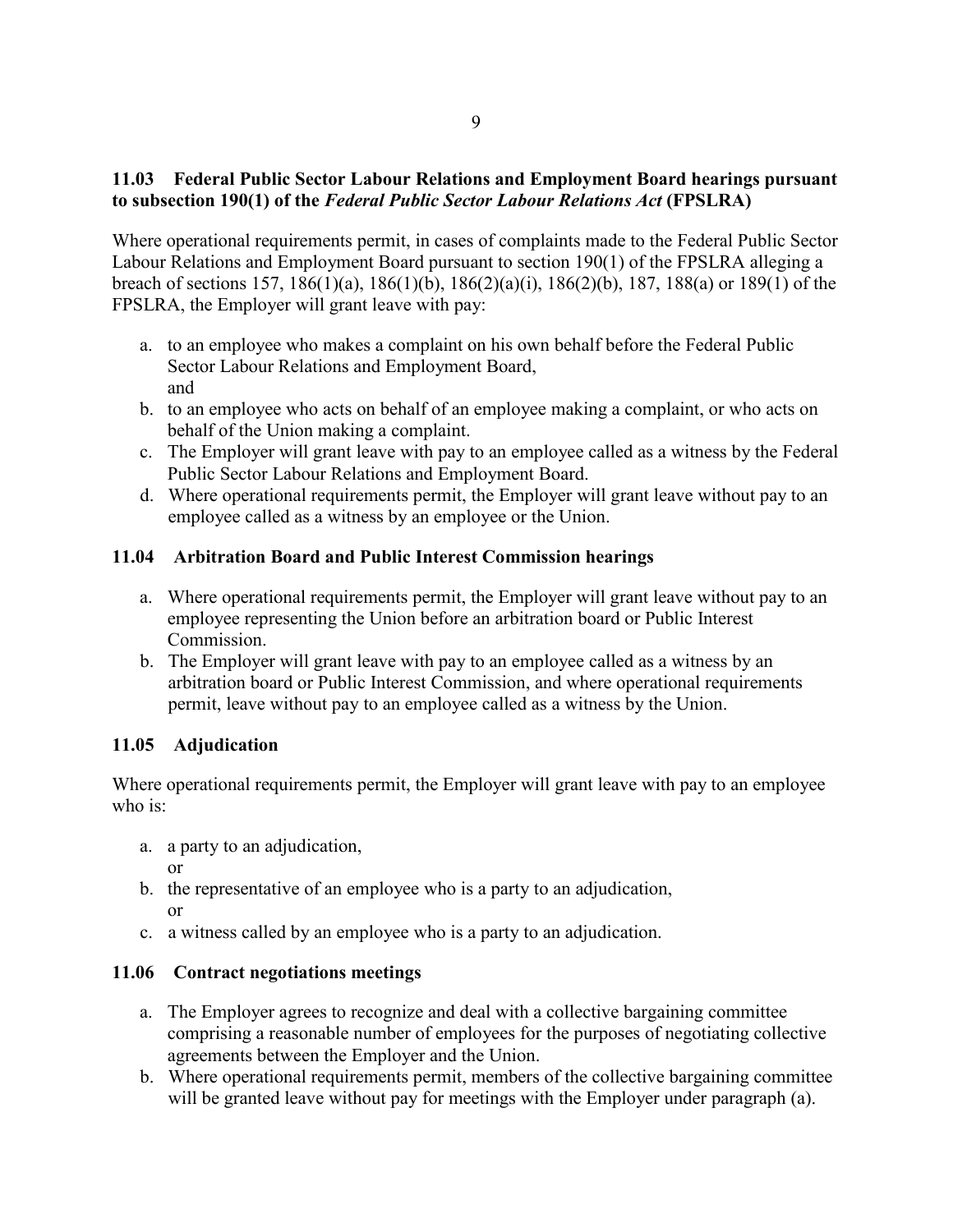### 11.03 Federal Public Sector Labour Relations and Employment Board hearings pursuant to subsection 190(1) of the *Federal Public Sector Labour Relations Act* (FPSLRA)

Where operational requirements permit, in cases of complaints made to the Federal Public Sector Labour Relations and Employment Board pursuant to section 190(1) of the FPSLRA alleging a breach of sections 157, 186(1)(a), 186(1)(b), 186(2)(a)(i), 186(2)(b), 187, 188(a) or 189(1) of the FPSLRA, the Employer will grant leave with pay:

a. to an employee who makes a complaint on his own behalf before the Federal Public Sector Labour Relations and Employment Board,
   and
b. to an employee who acts on behalf of an employee making a complaint, or who acts on behalf of the Union making a complaint.
c. The Employer will grant leave with pay to an employee called as a witness by the Federal Public Sector Labour Relations and Employment Board.
d. Where operational requirements permit, the Employer will grant leave without pay to an employee called as a witness by an employee or the Union.

### 11.04 Arbitration Board and Public Interest Commission hearings

a. Where operational requirements permit, the Employer will grant leave without pay to an employee representing the Union before an arbitration board or Public Interest Commission.
b. The Employer will grant leave with pay to an employee called as a witness by an arbitration board or Public Interest Commission, and where operational requirements permit, leave without pay to an employee called as a witness by the Union.

### 11.05 Adjudication

Where operational requirements permit, the Employer will grant leave with pay to an employee who is:

a. a party to an adjudication,
   or
b. the representative of an employee who is a party to an adjudication,
   or
c. a witness called by an employee who is a party to an adjudication.

### 11.06 Contract negotiations meetings

a. The Employer agrees to recognize and deal with a collective bargaining committee comprising a reasonable number of employees for the purposes of negotiating collective agreements between the Employer and the Union.
b. Where operational requirements permit, members of the collective bargaining committee will be granted leave without pay for meetings with the Employer under paragraph (a).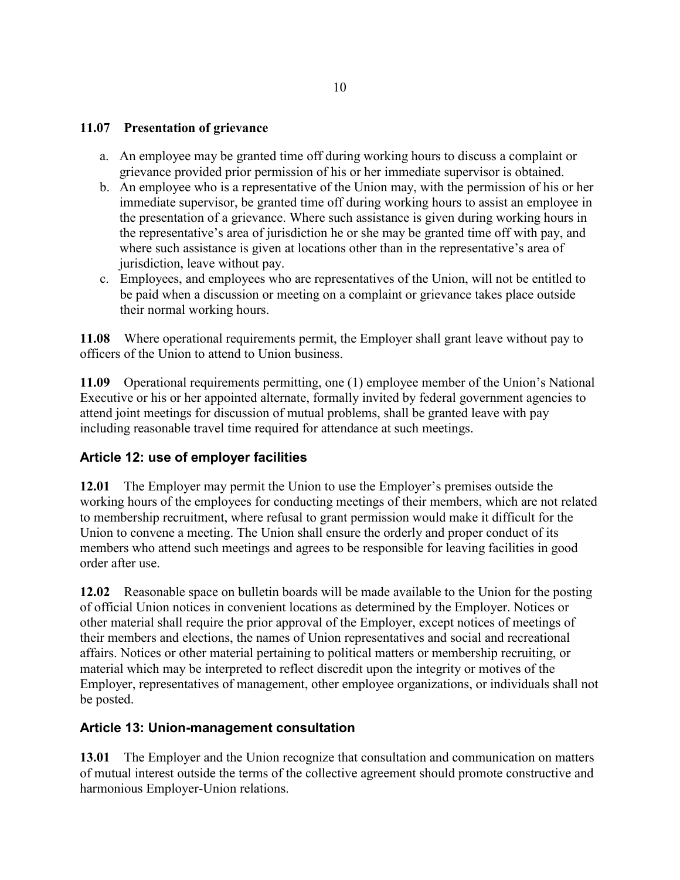**11.07 Presentation of grievance**

a. An employee may be granted time off during working hours to discuss a complaint or grievance provided prior permission of his or her immediate supervisor is obtained.
b. An employee who is a representative of the Union may, with the permission of his or her immediate supervisor, be granted time off during working hours to assist an employee in the presentation of a grievance. Where such assistance is given during working hours in the representative's area of jurisdiction he or she may be granted time off with pay, and where such assistance is given at locations other than in the representative's area of jurisdiction, leave without pay.
c. Employees, and employees who are representatives of the Union, will not be entitled to be paid when a discussion or meeting on a complaint or grievance takes place outside their normal working hours.

**11.08** Where operational requirements permit, the Employer shall grant leave without pay to officers of the Union to attend to Union business.

**11.09** Operational requirements permitting, one (1) employee member of the Union's National Executive or his or her appointed alternate, formally invited by federal government agencies to attend joint meetings for discussion of mutual problems, shall be granted leave with pay including reasonable travel time required for attendance at such meetings.

## Article 12: use of employer facilities

**12.01** The Employer may permit the Union to use the Employer's premises outside the working hours of the employees for conducting meetings of their members, which are not related to membership recruitment, where refusal to grant permission would make it difficult for the Union to convene a meeting. The Union shall ensure the orderly and proper conduct of its members who attend such meetings and agrees to be responsible for leaving facilities in good order after use.

**12.02** Reasonable space on bulletin boards will be made available to the Union for the posting of official Union notices in convenient locations as determined by the Employer. Notices or other material shall require the prior approval of the Employer, except notices of meetings of their members and elections, the names of Union representatives and social and recreational affairs. Notices or other material pertaining to political matters or membership recruiting, or material which may be interpreted to reflect discredit upon the integrity or motives of the Employer, representatives of management, other employee organizations, or individuals shall not be posted.

## Article 13: Union-management consultation

**13.01** The Employer and the Union recognize that consultation and communication on matters of mutual interest outside the terms of the collective agreement should promote constructive and harmonious Employer-Union relations.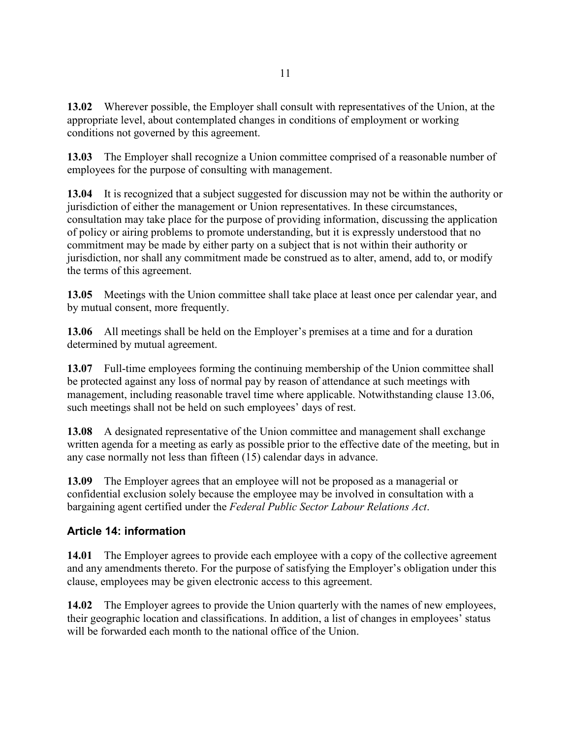**13.02** Wherever possible, the Employer shall consult with representatives of the Union, at the appropriate level, about contemplated changes in conditions of employment or working conditions not governed by this agreement.

**13.03** The Employer shall recognize a Union committee comprised of a reasonable number of employees for the purpose of consulting with management.

**13.04** It is recognized that a subject suggested for discussion may not be within the authority or jurisdiction of either the management or Union representatives. In these circumstances, consultation may take place for the purpose of providing information, discussing the application of policy or airing problems to promote understanding, but it is expressly understood that no commitment may be made by either party on a subject that is not within their authority or jurisdiction, nor shall any commitment made be construed as to alter, amend, add to, or modify the terms of this agreement.

**13.05** Meetings with the Union committee shall take place at least once per calendar year, and by mutual consent, more frequently.

**13.06** All meetings shall be held on the Employer's premises at a time and for a duration determined by mutual agreement.

**13.07** Full-time employees forming the continuing membership of the Union committee shall be protected against any loss of normal pay by reason of attendance at such meetings with management, including reasonable travel time where applicable. Notwithstanding clause 13.06, such meetings shall not be held on such employees' days of rest.

**13.08** A designated representative of the Union committee and management shall exchange written agenda for a meeting as early as possible prior to the effective date of the meeting, but in any case normally not less than fifteen (15) calendar days in advance.

**13.09** The Employer agrees that an employee will not be proposed as a managerial or confidential exclusion solely because the employee may be involved in consultation with a bargaining agent certified under the *Federal Public Sector Labour Relations Act*.

## Article 14: information

**14.01** The Employer agrees to provide each employee with a copy of the collective agreement and any amendments thereto. For the purpose of satisfying the Employer's obligation under this clause, employees may be given electronic access to this agreement.

**14.02** The Employer agrees to provide the Union quarterly with the names of new employees, their geographic location and classifications. In addition, a list of changes in employees' status will be forwarded each month to the national office of the Union.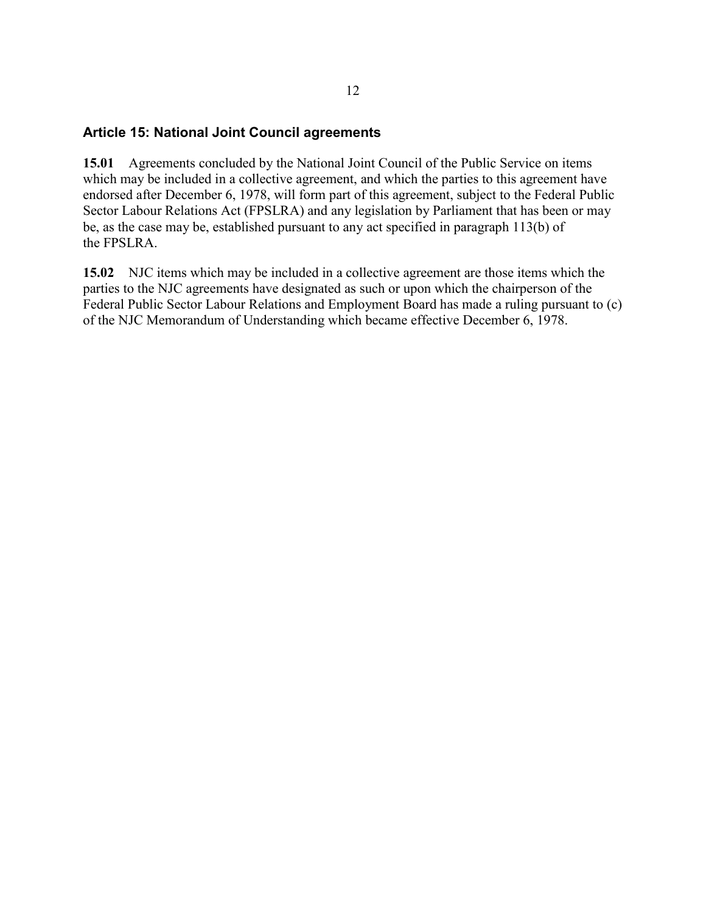## Article 15: National Joint Council agreements

**15.01** Agreements concluded by the National Joint Council of the Public Service on items which may be included in a collective agreement, and which the parties to this agreement have endorsed after December 6, 1978, will form part of this agreement, subject to the Federal Public Sector Labour Relations Act (FPSLRA) and any legislation by Parliament that has been or may be, as the case may be, established pursuant to any act specified in paragraph 113(b) of the FPSLRA.

**15.02** NJC items which may be included in a collective agreement are those items which the parties to the NJC agreements have designated as such or upon which the chairperson of the Federal Public Sector Labour Relations and Employment Board has made a ruling pursuant to (c) of the NJC Memorandum of Understanding which became effective December 6, 1978.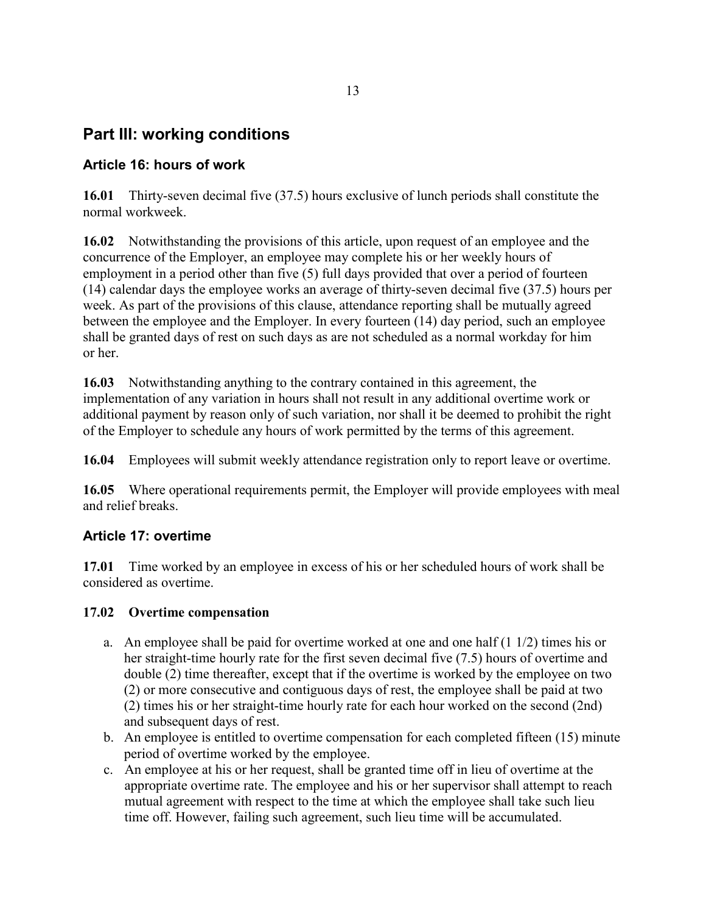## Part III: working conditions

### Article 16: hours of work

**16.01** Thirty-seven decimal five (37.5) hours exclusive of lunch periods shall constitute the normal workweek.

**16.02** Notwithstanding the provisions of this article, upon request of an employee and the concurrence of the Employer, an employee may complete his or her weekly hours of employment in a period other than five (5) full days provided that over a period of fourteen (14) calendar days the employee works an average of thirty-seven decimal five (37.5) hours per week. As part of the provisions of this clause, attendance reporting shall be mutually agreed between the employee and the Employer. In every fourteen (14) day period, such an employee shall be granted days of rest on such days as are not scheduled as a normal workday for him or her.

**16.03** Notwithstanding anything to the contrary contained in this agreement, the implementation of any variation in hours shall not result in any additional overtime work or additional payment by reason only of such variation, nor shall it be deemed to prohibit the right of the Employer to schedule any hours of work permitted by the terms of this agreement.

**16.04** Employees will submit weekly attendance registration only to report leave or overtime.

**16.05** Where operational requirements permit, the Employer will provide employees with meal and relief breaks.

### Article 17: overtime

**17.01** Time worked by an employee in excess of his or her scheduled hours of work shall be considered as overtime.

**17.02 Overtime compensation**

a. An employee shall be paid for overtime worked at one and one half (1 1/2) times his or her straight-time hourly rate for the first seven decimal five (7.5) hours of overtime and double (2) time thereafter, except that if the overtime is worked by the employee on two (2) or more consecutive and contiguous days of rest, the employee shall be paid at two (2) times his or her straight-time hourly rate for each hour worked on the second (2nd) and subsequent days of rest.
b. An employee is entitled to overtime compensation for each completed fifteen (15) minute period of overtime worked by the employee.
c. An employee at his or her request, shall be granted time off in lieu of overtime at the appropriate overtime rate. The employee and his or her supervisor shall attempt to reach mutual agreement with respect to the time at which the employee shall take such lieu time off. However, failing such agreement, such lieu time will be accumulated.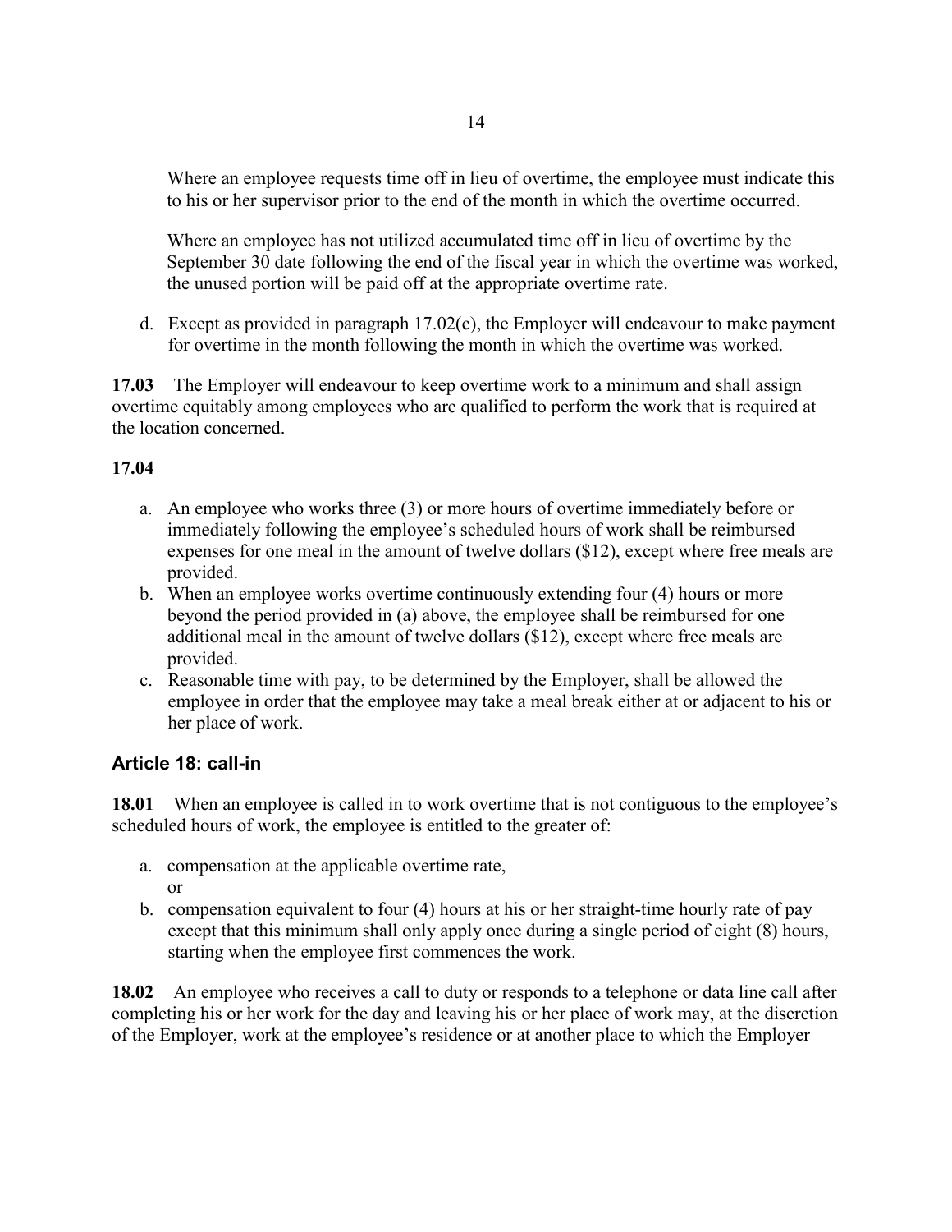Where an employee requests time off in lieu of overtime, the employee must indicate this to his or her supervisor prior to the end of the month in which the overtime occurred.

Where an employee has not utilized accumulated time off in lieu of overtime by the September 30 date following the end of the fiscal year in which the overtime was worked, the unused portion will be paid off at the appropriate overtime rate.

d. Except as provided in paragraph 17.02(c), the Employer will endeavour to make payment for overtime in the month following the month in which the overtime was worked.

**17.03** The Employer will endeavour to keep overtime work to a minimum and shall assign overtime equitably among employees who are qualified to perform the work that is required at the location concerned.

**17.04**

a. An employee who works three (3) or more hours of overtime immediately before or immediately following the employee's scheduled hours of work shall be reimbursed expenses for one meal in the amount of twelve dollars ($12), except where free meals are provided.
b. When an employee works overtime continuously extending four (4) hours or more beyond the period provided in (a) above, the employee shall be reimbursed for one additional meal in the amount of twelve dollars ($12), except where free meals are provided.
c. Reasonable time with pay, to be determined by the Employer, shall be allowed the employee in order that the employee may take a meal break either at or adjacent to his or her place of work.

## Article 18: call-in

**18.01** When an employee is called in to work overtime that is not contiguous to the employee's scheduled hours of work, the employee is entitled to the greater of:

a. compensation at the applicable overtime rate,
   or
b. compensation equivalent to four (4) hours at his or her straight-time hourly rate of pay except that this minimum shall only apply once during a single period of eight (8) hours, starting when the employee first commences the work.

**18.02** An employee who receives a call to duty or responds to a telephone or data line call after completing his or her work for the day and leaving his or her place of work may, at the discretion of the Employer, work at the employee's residence or at another place to which the Employer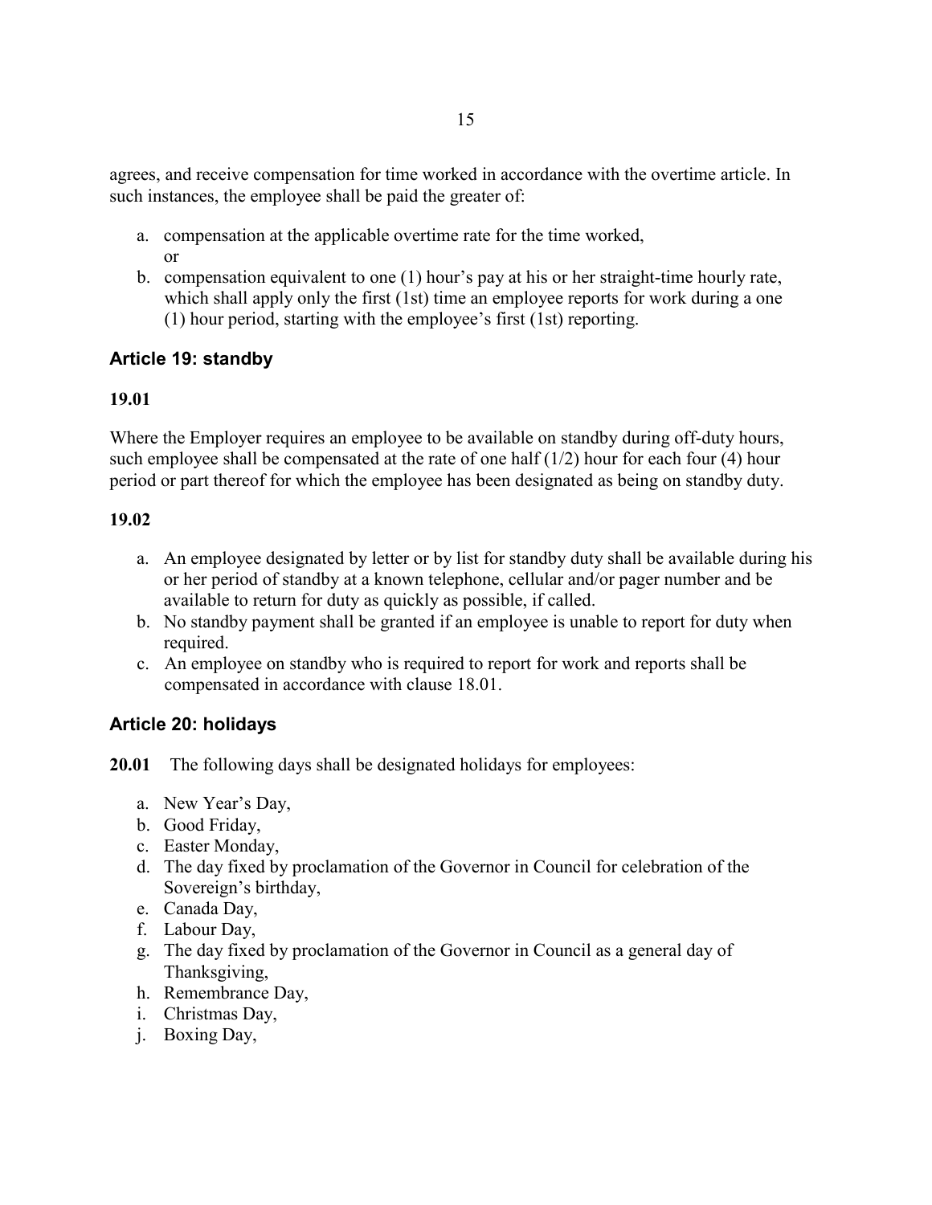agrees, and receive compensation for time worked in accordance with the overtime article. In such instances, the employee shall be paid the greater of:

a. compensation at the applicable overtime rate for the time worked,
   or
b. compensation equivalent to one (1) hour's pay at his or her straight-time hourly rate, which shall apply only the first (1st) time an employee reports for work during a one (1) hour period, starting with the employee's first (1st) reporting.

## Article 19: standby

**19.01**

Where the Employer requires an employee to be available on standby during off-duty hours, such employee shall be compensated at the rate of one half (1/2) hour for each four (4) hour period or part thereof for which the employee has been designated as being on standby duty.

**19.02**

a. An employee designated by letter or by list for standby duty shall be available during his or her period of standby at a known telephone, cellular and/or pager number and be available to return for duty as quickly as possible, if called.
b. No standby payment shall be granted if an employee is unable to report for duty when required.
c. An employee on standby who is required to report for work and reports shall be compensated in accordance with clause 18.01.

## Article 20: holidays

**20.01** The following days shall be designated holidays for employees:

a. New Year's Day,
b. Good Friday,
c. Easter Monday,
d. The day fixed by proclamation of the Governor in Council for celebration of the Sovereign's birthday,
e. Canada Day,
f. Labour Day,
g. The day fixed by proclamation of the Governor in Council as a general day of Thanksgiving,
h. Remembrance Day,
i. Christmas Day,
j. Boxing Day,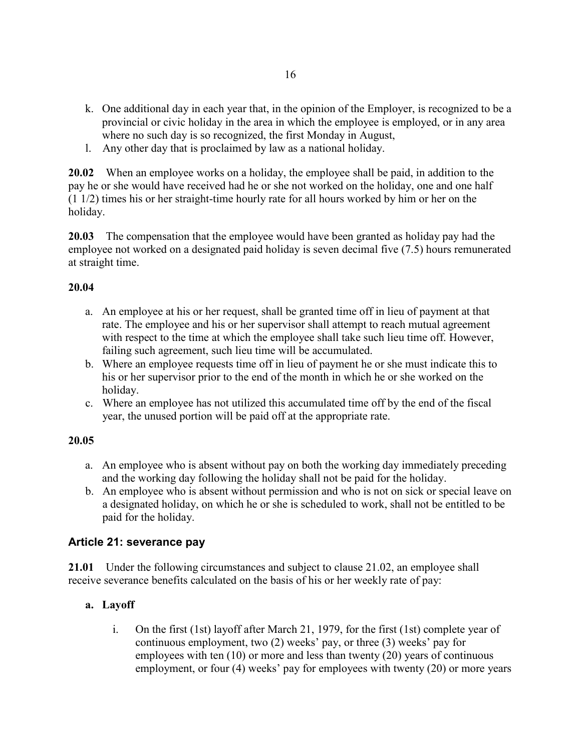k. One additional day in each year that, in the opinion of the Employer, is recognized to be a provincial or civic holiday in the area in which the employee is employed, or in any area where no such day is so recognized, the first Monday in August,
l. Any other day that is proclaimed by law as a national holiday.

**20.02** When an employee works on a holiday, the employee shall be paid, in addition to the pay he or she would have received had he or she not worked on the holiday, one and one half (1 1/2) times his or her straight-time hourly rate for all hours worked by him or her on the holiday.

**20.03** The compensation that the employee would have been granted as holiday pay had the employee not worked on a designated paid holiday is seven decimal five (7.5) hours remunerated at straight time.

**20.04**

a. An employee at his or her request, shall be granted time off in lieu of payment at that rate. The employee and his or her supervisor shall attempt to reach mutual agreement with respect to the time at which the employee shall take such lieu time off. However, failing such agreement, such lieu time will be accumulated.
b. Where an employee requests time off in lieu of payment he or she must indicate this to his or her supervisor prior to the end of the month in which he or she worked on the holiday.
c. Where an employee has not utilized this accumulated time off by the end of the fiscal year, the unused portion will be paid off at the appropriate rate.

**20.05**

a. An employee who is absent without pay on both the working day immediately preceding and the working day following the holiday shall not be paid for the holiday.
b. An employee who is absent without permission and who is not on sick or special leave on a designated holiday, on which he or she is scheduled to work, shall not be entitled to be paid for the holiday.

## Article 21: severance pay

**21.01** Under the following circumstances and subject to clause 21.02, an employee shall receive severance benefits calculated on the basis of his or her weekly rate of pay:

**a. Layoff**

i. On the first (1st) layoff after March 21, 1979, for the first (1st) complete year of continuous employment, two (2) weeks' pay, or three (3) weeks' pay for employees with ten (10) or more and less than twenty (20) years of continuous employment, or four (4) weeks' pay for employees with twenty (20) or more years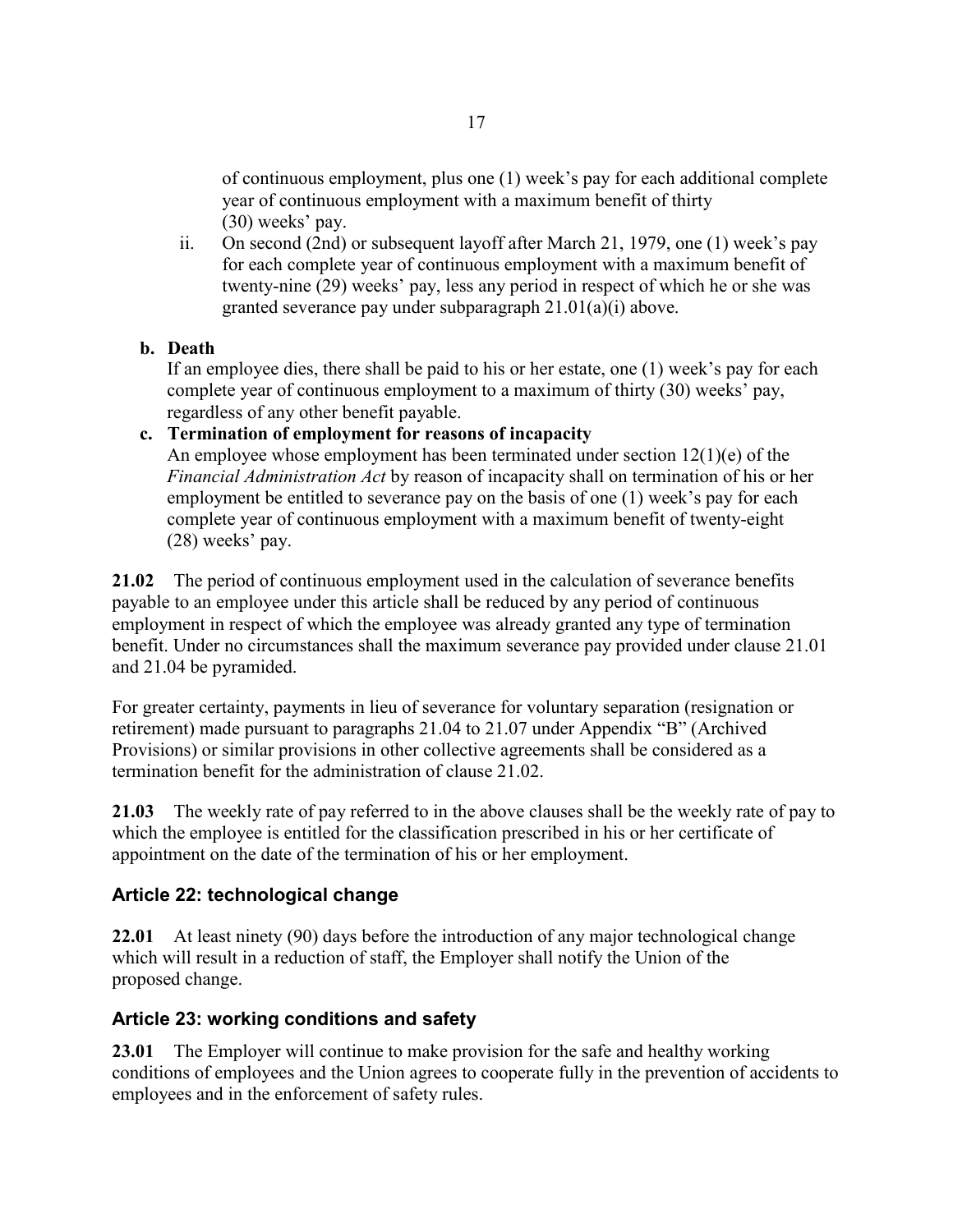of continuous employment, plus one (1) week's pay for each additional complete year of continuous employment with a maximum benefit of thirty (30) weeks' pay.

ii. On second (2nd) or subsequent layoff after March 21, 1979, one (1) week's pay for each complete year of continuous employment with a maximum benefit of twenty-nine (29) weeks' pay, less any period in respect of which he or she was granted severance pay under subparagraph 21.01(a)(i) above.

**b. Death**

If an employee dies, there shall be paid to his or her estate, one (1) week's pay for each complete year of continuous employment to a maximum of thirty (30) weeks' pay, regardless of any other benefit payable.

**c. Termination of employment for reasons of incapacity**

An employee whose employment has been terminated under section 12(1)(e) of the *Financial Administration Act* by reason of incapacity shall on termination of his or her employment be entitled to severance pay on the basis of one (1) week's pay for each complete year of continuous employment with a maximum benefit of twenty-eight (28) weeks' pay.

**21.02** The period of continuous employment used in the calculation of severance benefits payable to an employee under this article shall be reduced by any period of continuous employment in respect of which the employee was already granted any type of termination benefit. Under no circumstances shall the maximum severance pay provided under clause 21.01 and 21.04 be pyramided.

For greater certainty, payments in lieu of severance for voluntary separation (resignation or retirement) made pursuant to paragraphs 21.04 to 21.07 under Appendix "B" (Archived Provisions) or similar provisions in other collective agreements shall be considered as a termination benefit for the administration of clause 21.02.

**21.03** The weekly rate of pay referred to in the above clauses shall be the weekly rate of pay to which the employee is entitled for the classification prescribed in his or her certificate of appointment on the date of the termination of his or her employment.

## Article 22: technological change

**22.01** At least ninety (90) days before the introduction of any major technological change which will result in a reduction of staff, the Employer shall notify the Union of the proposed change.

## Article 23: working conditions and safety

**23.01** The Employer will continue to make provision for the safe and healthy working conditions of employees and the Union agrees to cooperate fully in the prevention of accidents to employees and in the enforcement of safety rules.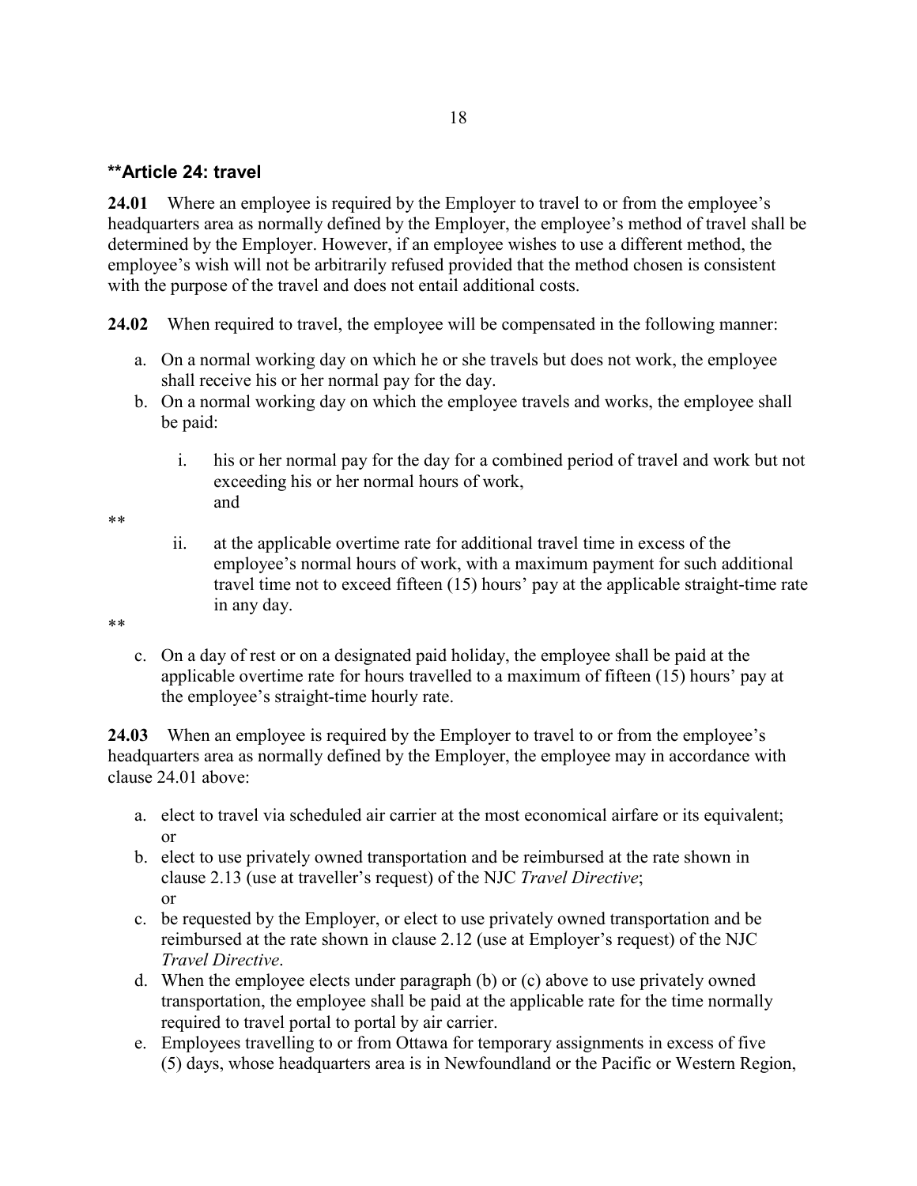## **Article 24: travel

**24.01** Where an employee is required by the Employer to travel to or from the employee's headquarters area as normally defined by the Employer, the employee's method of travel shall be determined by the Employer. However, if an employee wishes to use a different method, the employee's wish will not be arbitrarily refused provided that the method chosen is consistent with the purpose of the travel and does not entail additional costs.

**24.02** When required to travel, the employee will be compensated in the following manner:

a. On a normal working day on which he or she travels but does not work, the employee shall receive his or her normal pay for the day.
b. On a normal working day on which the employee travels and works, the employee shall be paid:
    i. his or her normal pay for the day for a combined period of travel and work but not exceeding his or her normal hours of work,
    and

**

    ii. at the applicable overtime rate for additional travel time in excess of the employee's normal hours of work, with a maximum payment for such additional travel time not to exceed fifteen (15) hours' pay at the applicable straight-time rate in any day.

**

c. On a day of rest or on a designated paid holiday, the employee shall be paid at the applicable overtime rate for hours travelled to a maximum of fifteen (15) hours' pay at the employee's straight-time hourly rate.

**24.03** When an employee is required by the Employer to travel to or from the employee's headquarters area as normally defined by the Employer, the employee may in accordance with clause 24.01 above:

a. elect to travel via scheduled air carrier at the most economical airfare or its equivalent;
or
b. elect to use privately owned transportation and be reimbursed at the rate shown in clause 2.13 (use at traveller's request) of the NJC *Travel Directive*;
or
c. be requested by the Employer, or elect to use privately owned transportation and be reimbursed at the rate shown in clause 2.12 (use at Employer's request) of the NJC *Travel Directive*.
d. When the employee elects under paragraph (b) or (c) above to use privately owned transportation, the employee shall be paid at the applicable rate for the time normally required to travel portal to portal by air carrier.
e. Employees travelling to or from Ottawa for temporary assignments in excess of five (5) days, whose headquarters area is in Newfoundland or the Pacific or Western Region,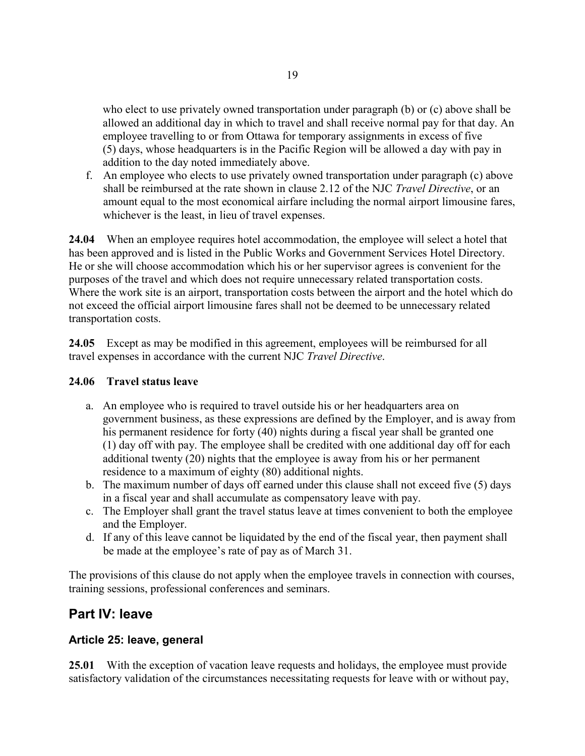who elect to use privately owned transportation under paragraph (b) or (c) above shall be allowed an additional day in which to travel and shall receive normal pay for that day. An employee travelling to or from Ottawa for temporary assignments in excess of five (5) days, whose headquarters is in the Pacific Region will be allowed a day with pay in addition to the day noted immediately above.

f. An employee who elects to use privately owned transportation under paragraph (c) above shall be reimbursed at the rate shown in clause 2.12 of the NJC *Travel Directive*, or an amount equal to the most economical airfare including the normal airport limousine fares, whichever is the least, in lieu of travel expenses.

**24.04** When an employee requires hotel accommodation, the employee will select a hotel that has been approved and is listed in the Public Works and Government Services Hotel Directory. He or she will choose accommodation which his or her supervisor agrees is convenient for the purposes of the travel and which does not require unnecessary related transportation costs. Where the work site is an airport, transportation costs between the airport and the hotel which do not exceed the official airport limousine fares shall not be deemed to be unnecessary related transportation costs.

**24.05** Except as may be modified in this agreement, employees will be reimbursed for all travel expenses in accordance with the current NJC *Travel Directive*.

**24.06 Travel status leave**

a. An employee who is required to travel outside his or her headquarters area on government business, as these expressions are defined by the Employer, and is away from his permanent residence for forty (40) nights during a fiscal year shall be granted one (1) day off with pay. The employee shall be credited with one additional day off for each additional twenty (20) nights that the employee is away from his or her permanent residence to a maximum of eighty (80) additional nights.
b. The maximum number of days off earned under this clause shall not exceed five (5) days in a fiscal year and shall accumulate as compensatory leave with pay.
c. The Employer shall grant the travel status leave at times convenient to both the employee and the Employer.
d. If any of this leave cannot be liquidated by the end of the fiscal year, then payment shall be made at the employee's rate of pay as of March 31.

The provisions of this clause do not apply when the employee travels in connection with courses, training sessions, professional conferences and seminars.

## Part IV: leave

### Article 25: leave, general

**25.01** With the exception of vacation leave requests and holidays, the employee must provide satisfactory validation of the circumstances necessitating requests for leave with or without pay,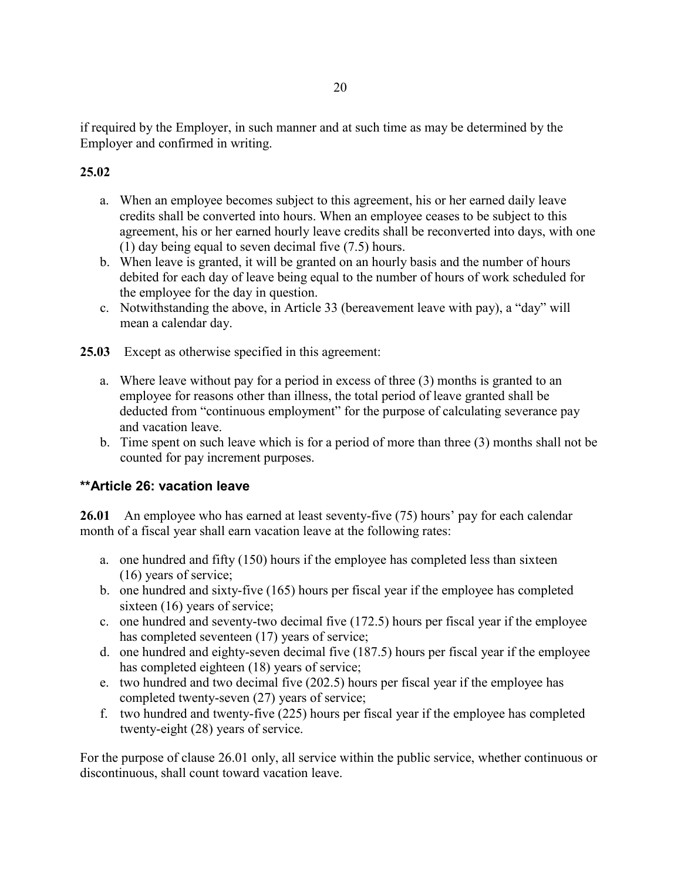if required by the Employer, in such manner and at such time as may be determined by the Employer and confirmed in writing.

**25.02**

a. When an employee becomes subject to this agreement, his or her earned daily leave credits shall be converted into hours. When an employee ceases to be subject to this agreement, his or her earned hourly leave credits shall be reconverted into days, with one (1) day being equal to seven decimal five (7.5) hours.
b. When leave is granted, it will be granted on an hourly basis and the number of hours debited for each day of leave being equal to the number of hours of work scheduled for the employee for the day in question.
c. Notwithstanding the above, in Article 33 (bereavement leave with pay), a "day" will mean a calendar day.

**25.03** Except as otherwise specified in this agreement:

a. Where leave without pay for a period in excess of three (3) months is granted to an employee for reasons other than illness, the total period of leave granted shall be deducted from "continuous employment" for the purpose of calculating severance pay and vacation leave.
b. Time spent on such leave which is for a period of more than three (3) months shall not be counted for pay increment purposes.

## **Article 26: vacation leave

**26.01** An employee who has earned at least seventy-five (75) hours' pay for each calendar month of a fiscal year shall earn vacation leave at the following rates:

a. one hundred and fifty (150) hours if the employee has completed less than sixteen (16) years of service;
b. one hundred and sixty-five (165) hours per fiscal year if the employee has completed sixteen (16) years of service;
c. one hundred and seventy-two decimal five (172.5) hours per fiscal year if the employee has completed seventeen (17) years of service;
d. one hundred and eighty-seven decimal five (187.5) hours per fiscal year if the employee has completed eighteen (18) years of service;
e. two hundred and two decimal five (202.5) hours per fiscal year if the employee has completed twenty-seven (27) years of service;
f. two hundred and twenty-five (225) hours per fiscal year if the employee has completed twenty-eight (28) years of service.

For the purpose of clause 26.01 only, all service within the public service, whether continuous or discontinuous, shall count toward vacation leave.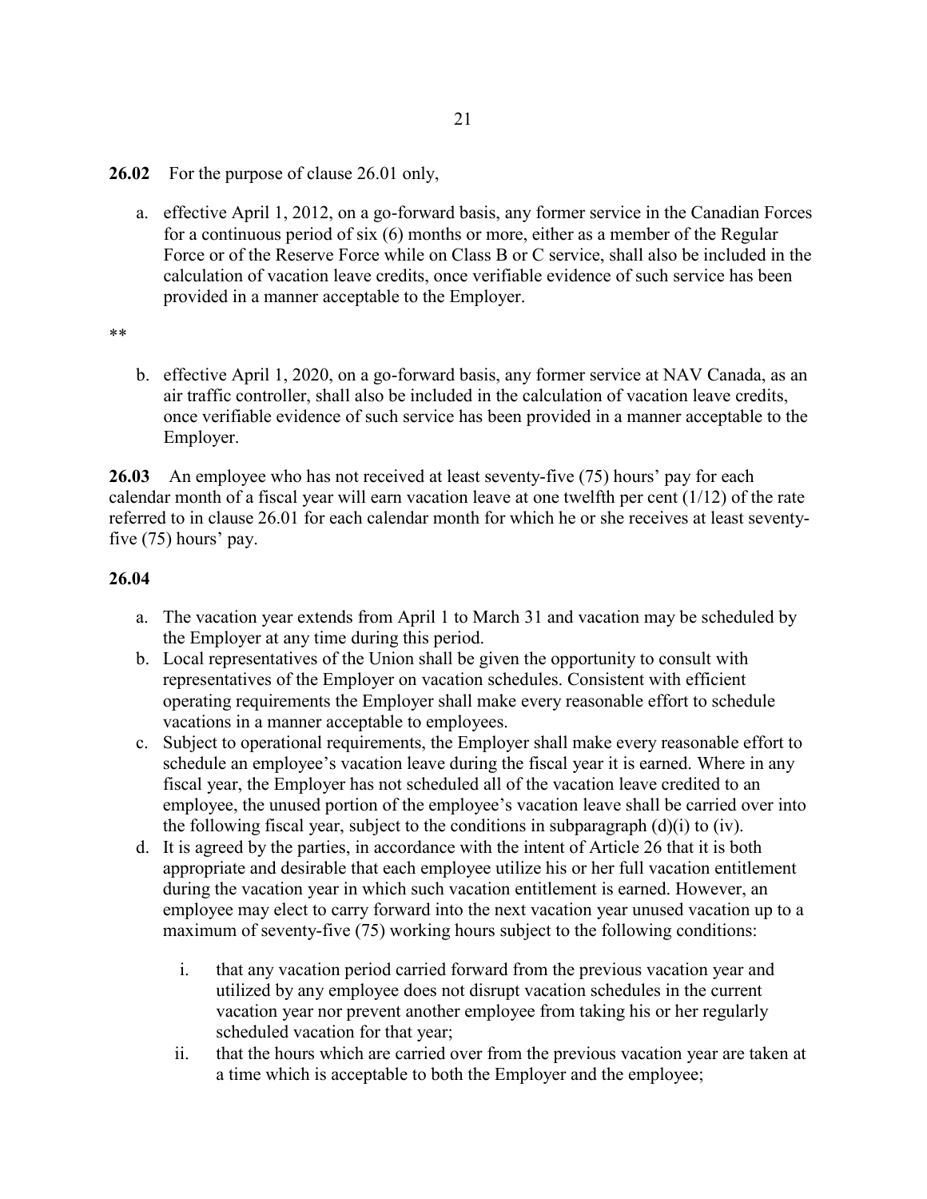**26.02** For the purpose of clause 26.01 only,

a. effective April 1, 2012, on a go-forward basis, any former service in the Canadian Forces for a continuous period of six (6) months or more, either as a member of the Regular Force or of the Reserve Force while on Class B or C service, shall also be included in the calculation of vacation leave credits, once verifiable evidence of such service has been provided in a manner acceptable to the Employer.

**

b. effective April 1, 2020, on a go-forward basis, any former service at NAV Canada, as an air traffic controller, shall also be included in the calculation of vacation leave credits, once verifiable evidence of such service has been provided in a manner acceptable to the Employer.

**26.03** An employee who has not received at least seventy-five (75) hours' pay for each calendar month of a fiscal year will earn vacation leave at one twelfth per cent (1/12) of the rate referred to in clause 26.01 for each calendar month for which he or she receives at least seventy-five (75) hours' pay.

**26.04**

a. The vacation year extends from April 1 to March 31 and vacation may be scheduled by the Employer at any time during this period.
b. Local representatives of the Union shall be given the opportunity to consult with representatives of the Employer on vacation schedules. Consistent with efficient operating requirements the Employer shall make every reasonable effort to schedule vacations in a manner acceptable to employees.
c. Subject to operational requirements, the Employer shall make every reasonable effort to schedule an employee's vacation leave during the fiscal year it is earned. Where in any fiscal year, the Employer has not scheduled all of the vacation leave credited to an employee, the unused portion of the employee's vacation leave shall be carried over into the following fiscal year, subject to the conditions in subparagraph (d)(i) to (iv).
d. It is agreed by the parties, in accordance with the intent of Article 26 that it is both appropriate and desirable that each employee utilize his or her full vacation entitlement during the vacation year in which such vacation entitlement is earned. However, an employee may elect to carry forward into the next vacation year unused vacation up to a maximum of seventy-five (75) working hours subject to the following conditions:

    i. that any vacation period carried forward from the previous vacation year and utilized by any employee does not disrupt vacation schedules in the current vacation year nor prevent another employee from taking his or her regularly scheduled vacation for that year;
    ii. that the hours which are carried over from the previous vacation year are taken at a time which is acceptable to both the Employer and the employee;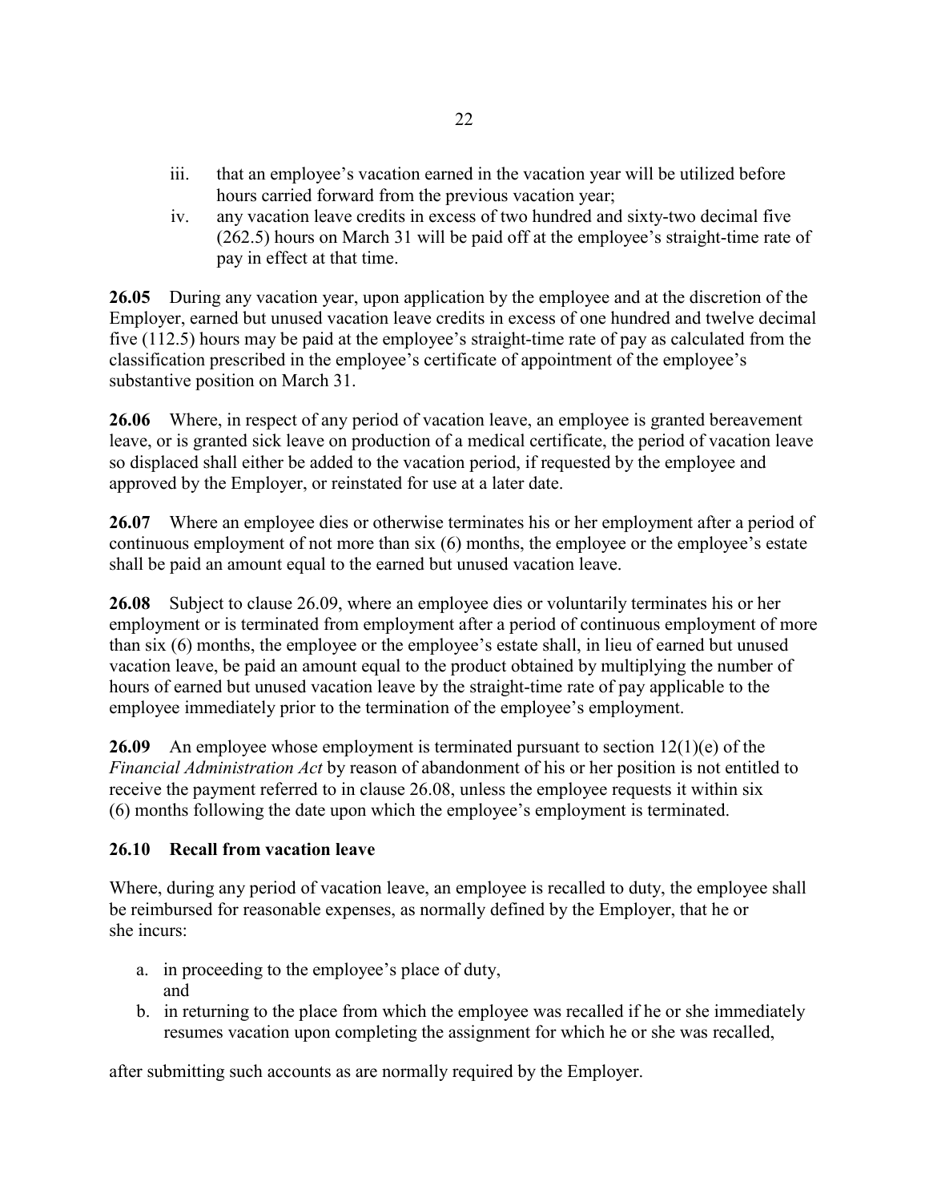iii. that an employee's vacation earned in the vacation year will be utilized before hours carried forward from the previous vacation year;

iv. any vacation leave credits in excess of two hundred and sixty-two decimal five (262.5) hours on March 31 will be paid off at the employee's straight-time rate of pay in effect at that time.

**26.05** During any vacation year, upon application by the employee and at the discretion of the Employer, earned but unused vacation leave credits in excess of one hundred and twelve decimal five (112.5) hours may be paid at the employee's straight-time rate of pay as calculated from the classification prescribed in the employee's certificate of appointment of the employee's substantive position on March 31.

**26.06** Where, in respect of any period of vacation leave, an employee is granted bereavement leave, or is granted sick leave on production of a medical certificate, the period of vacation leave so displaced shall either be added to the vacation period, if requested by the employee and approved by the Employer, or reinstated for use at a later date.

**26.07** Where an employee dies or otherwise terminates his or her employment after a period of continuous employment of not more than six (6) months, the employee or the employee's estate shall be paid an amount equal to the earned but unused vacation leave.

**26.08** Subject to clause 26.09, where an employee dies or voluntarily terminates his or her employment or is terminated from employment after a period of continuous employment of more than six (6) months, the employee or the employee's estate shall, in lieu of earned but unused vacation leave, be paid an amount equal to the product obtained by multiplying the number of hours of earned but unused vacation leave by the straight-time rate of pay applicable to the employee immediately prior to the termination of the employee's employment.

**26.09** An employee whose employment is terminated pursuant to section 12(1)(e) of the *Financial Administration Act* by reason of abandonment of his or her position is not entitled to receive the payment referred to in clause 26.08, unless the employee requests it within six (6) months following the date upon which the employee's employment is terminated.

**26.10 Recall from vacation leave**

Where, during any period of vacation leave, an employee is recalled to duty, the employee shall be reimbursed for reasonable expenses, as normally defined by the Employer, that he or she incurs:

a. in proceeding to the employee's place of duty,
   and
b. in returning to the place from which the employee was recalled if he or she immediately resumes vacation upon completing the assignment for which he or she was recalled,

after submitting such accounts as are normally required by the Employer.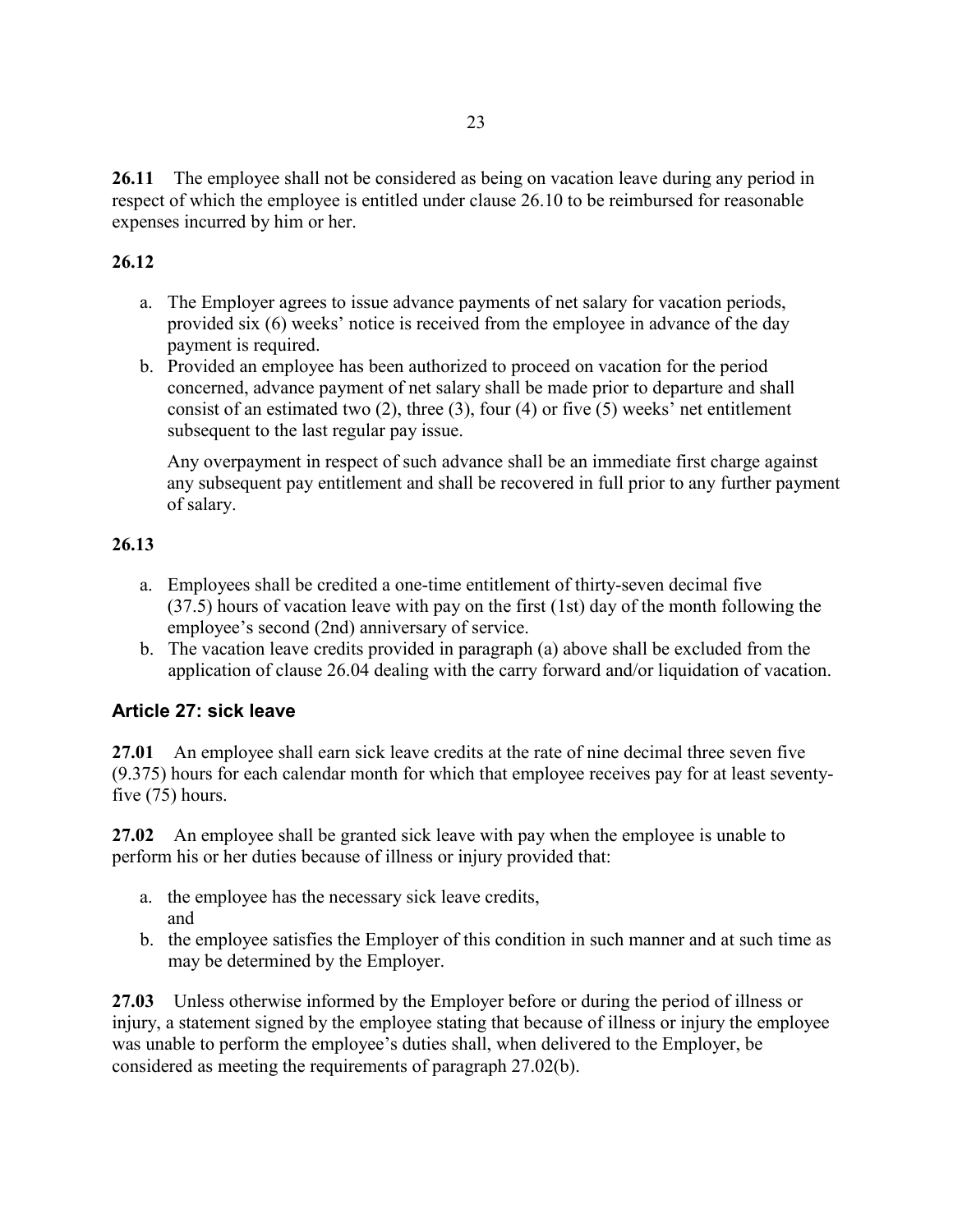**26.11** The employee shall not be considered as being on vacation leave during any period in respect of which the employee is entitled under clause 26.10 to be reimbursed for reasonable expenses incurred by him or her.

**26.12**

a. The Employer agrees to issue advance payments of net salary for vacation periods, provided six (6) weeks' notice is received from the employee in advance of the day payment is required.
b. Provided an employee has been authorized to proceed on vacation for the period concerned, advance payment of net salary shall be made prior to departure and shall consist of an estimated two (2), three (3), four (4) or five (5) weeks' net entitlement subsequent to the last regular pay issue.

   Any overpayment in respect of such advance shall be an immediate first charge against any subsequent pay entitlement and shall be recovered in full prior to any further payment of salary.

**26.13**

a. Employees shall be credited a one-time entitlement of thirty-seven decimal five (37.5) hours of vacation leave with pay on the first (1st) day of the month following the employee's second (2nd) anniversary of service.
b. The vacation leave credits provided in paragraph (a) above shall be excluded from the application of clause 26.04 dealing with the carry forward and/or liquidation of vacation.

## Article 27: sick leave

**27.01** An employee shall earn sick leave credits at the rate of nine decimal three seven five (9.375) hours for each calendar month for which that employee receives pay for at least seventy-five (75) hours.

**27.02** An employee shall be granted sick leave with pay when the employee is unable to perform his or her duties because of illness or injury provided that:

a. the employee has the necessary sick leave credits,
   and
b. the employee satisfies the Employer of this condition in such manner and at such time as may be determined by the Employer.

**27.03** Unless otherwise informed by the Employer before or during the period of illness or injury, a statement signed by the employee stating that because of illness or injury the employee was unable to perform the employee's duties shall, when delivered to the Employer, be considered as meeting the requirements of paragraph 27.02(b).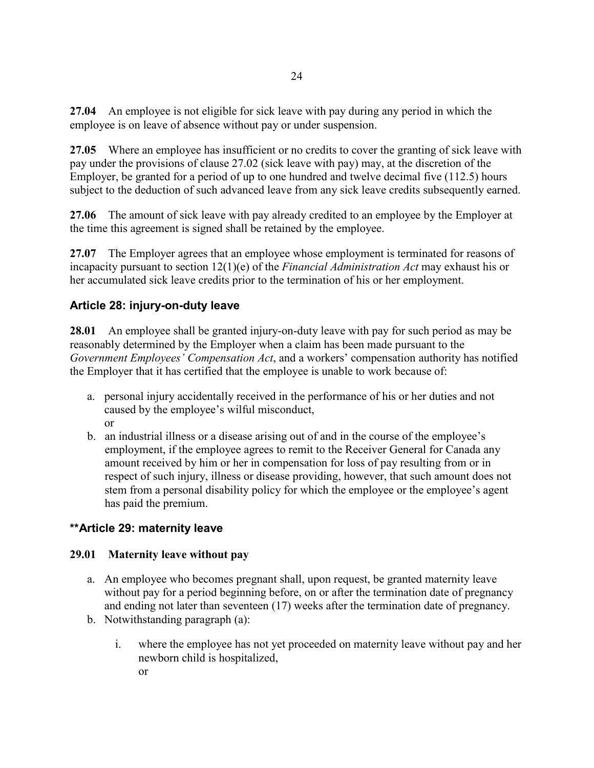**27.04** An employee is not eligible for sick leave with pay during any period in which the employee is on leave of absence without pay or under suspension.

**27.05** Where an employee has insufficient or no credits to cover the granting of sick leave with pay under the provisions of clause 27.02 (sick leave with pay) may, at the discretion of the Employer, be granted for a period of up to one hundred and twelve decimal five (112.5) hours subject to the deduction of such advanced leave from any sick leave credits subsequently earned.

**27.06** The amount of sick leave with pay already credited to an employee by the Employer at the time this agreement is signed shall be retained by the employee.

**27.07** The Employer agrees that an employee whose employment is terminated for reasons of incapacity pursuant to section 12(1)(e) of the *Financial Administration Act* may exhaust his or her accumulated sick leave credits prior to the termination of his or her employment.

## Article 28: injury-on-duty leave

**28.01** An employee shall be granted injury-on-duty leave with pay for such period as may be reasonably determined by the Employer when a claim has been made pursuant to the *Government Employees' Compensation Act*, and a workers' compensation authority has notified the Employer that it has certified that the employee is unable to work because of:

a. personal injury accidentally received in the performance of his or her duties and not caused by the employee's wilful misconduct,
   or
b. an industrial illness or a disease arising out of and in the course of the employee's employment, if the employee agrees to remit to the Receiver General for Canada any amount received by him or her in compensation for loss of pay resulting from or in respect of such injury, illness or disease providing, however, that such amount does not stem from a personal disability policy for which the employee or the employee's agent has paid the premium.

## **Article 29: maternity leave

**29.01 Maternity leave without pay**

a. An employee who becomes pregnant shall, upon request, be granted maternity leave without pay for a period beginning before, on or after the termination date of pregnancy and ending not later than seventeen (17) weeks after the termination date of pregnancy.
b. Notwithstanding paragraph (a):
   i. where the employee has not yet proceeded on maternity leave without pay and her newborn child is hospitalized,
      or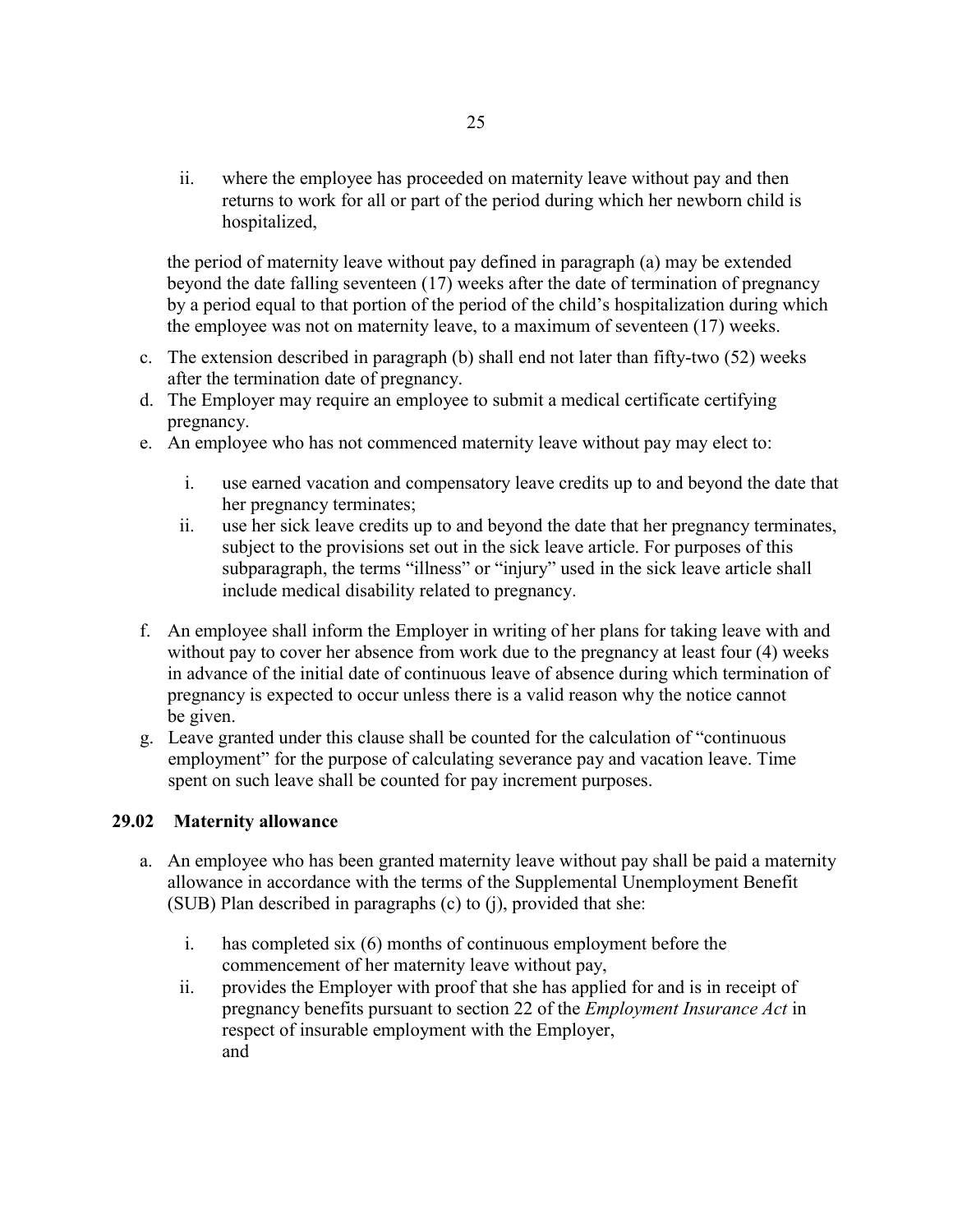ii. where the employee has proceeded on maternity leave without pay and then returns to work for all or part of the period during which her newborn child is hospitalized,

the period of maternity leave without pay defined in paragraph (a) may be extended beyond the date falling seventeen (17) weeks after the date of termination of pregnancy by a period equal to that portion of the period of the child's hospitalization during which the employee was not on maternity leave, to a maximum of seventeen (17) weeks.

c. The extension described in paragraph (b) shall end not later than fifty-two (52) weeks after the termination date of pregnancy.
d. The Employer may require an employee to submit a medical certificate certifying pregnancy.
e. An employee who has not commenced maternity leave without pay may elect to:
    i. use earned vacation and compensatory leave credits up to and beyond the date that her pregnancy terminates;
    ii. use her sick leave credits up to and beyond the date that her pregnancy terminates, subject to the provisions set out in the sick leave article. For purposes of this subparagraph, the terms "illness" or "injury" used in the sick leave article shall include medical disability related to pregnancy.
f. An employee shall inform the Employer in writing of her plans for taking leave with and without pay to cover her absence from work due to the pregnancy at least four (4) weeks in advance of the initial date of continuous leave of absence during which termination of pregnancy is expected to occur unless there is a valid reason why the notice cannot be given.
g. Leave granted under this clause shall be counted for the calculation of "continuous employment" for the purpose of calculating severance pay and vacation leave. Time spent on such leave shall be counted for pay increment purposes.

### 29.02 Maternity allowance

a. An employee who has been granted maternity leave without pay shall be paid a maternity allowance in accordance with the terms of the Supplemental Unemployment Benefit (SUB) Plan described in paragraphs (c) to (j), provided that she:
    i. has completed six (6) months of continuous employment before the commencement of her maternity leave without pay,
    ii. provides the Employer with proof that she has applied for and is in receipt of pregnancy benefits pursuant to section 22 of the *Employment Insurance Act* in respect of insurable employment with the Employer,
    and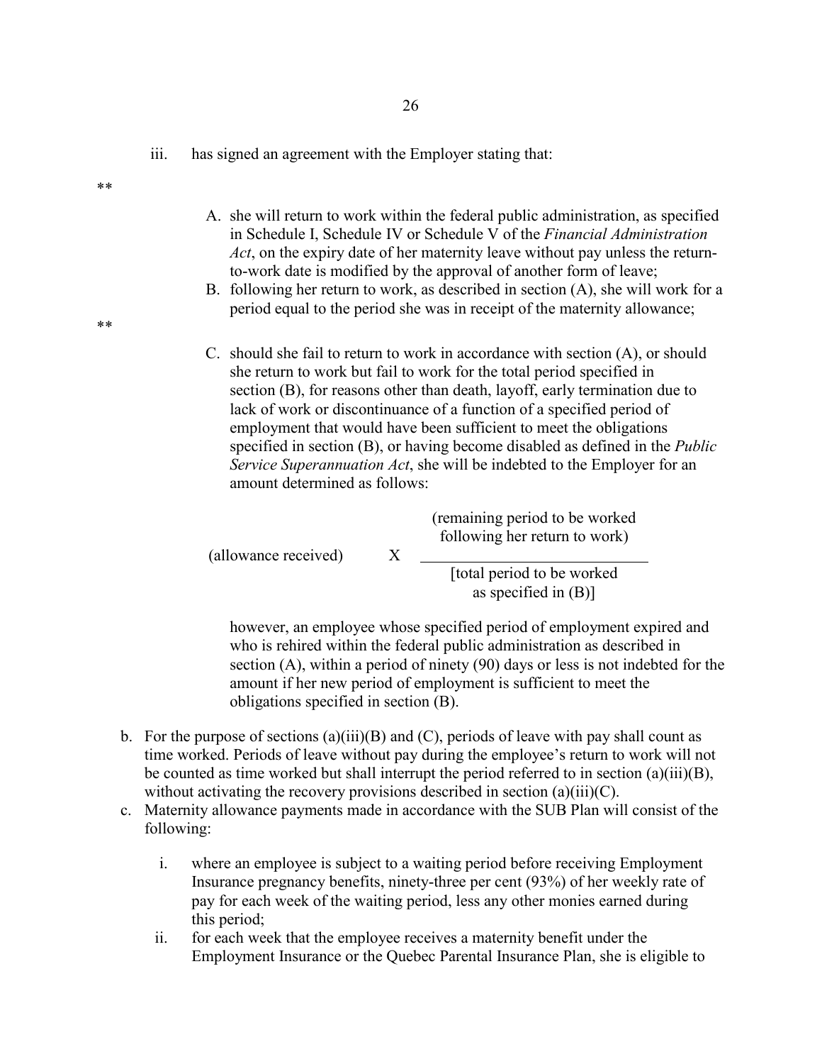iii. has signed an agreement with the Employer stating that:

**

A. she will return to work within the federal public administration, as specified in Schedule I, Schedule IV or Schedule V of the *Financial Administration Act*, on the expiry date of her maternity leave without pay unless the return-to-work date is modified by the approval of another form of leave;
B. following her return to work, as described in section (A), she will work for a period equal to the period she was in receipt of the maternity allowance;

**

C. should she fail to return to work in accordance with section (A), or should she return to work but fail to work for the total period specified in section (B), for reasons other than death, layoff, early termination due to lack of work or discontinuance of a function of a specified period of employment that would have been sufficient to meet the obligations specified in section (B), or having become disabled as defined in the *Public Service Superannuation Act*, she will be indebted to the Employer for an amount determined as follows:

$$\text{(allowance received)} \times \frac{\text{(remaining period to be worked following her return to work)}}{\text{[total period to be worked as specified in (B)]}}$$

however, an employee whose specified period of employment expired and who is rehired within the federal public administration as described in section (A), within a period of ninety (90) days or less is not indebted for the amount if her new period of employment is sufficient to meet the obligations specified in section (B).

b. For the purpose of sections (a)(iii)(B) and (C), periods of leave with pay shall count as time worked. Periods of leave without pay during the employee's return to work will not be counted as time worked but shall interrupt the period referred to in section (a)(iii)(B), without activating the recovery provisions described in section (a)(iii)(C).
c. Maternity allowance payments made in accordance with the SUB Plan will consist of the following:
   i. where an employee is subject to a waiting period before receiving Employment Insurance pregnancy benefits, ninety-three per cent (93%) of her weekly rate of pay for each week of the waiting period, less any other monies earned during this period;
   ii. for each week that the employee receives a maternity benefit under the Employment Insurance or the Quebec Parental Insurance Plan, she is eligible to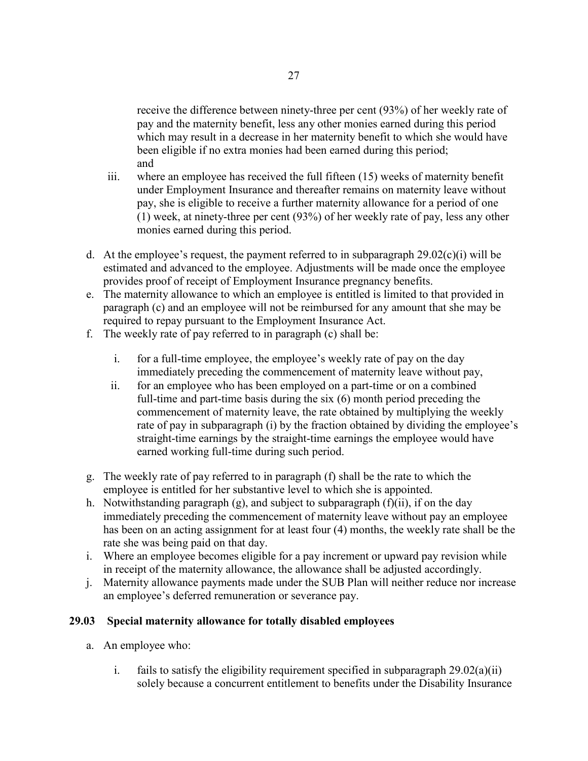receive the difference between ninety-three per cent (93%) of her weekly rate of pay and the maternity benefit, less any other monies earned during this period which may result in a decrease in her maternity benefit to which she would have been eligible if no extra monies had been earned during this period; and

iii. where an employee has received the full fifteen (15) weeks of maternity benefit under Employment Insurance and thereafter remains on maternity leave without pay, she is eligible to receive a further maternity allowance for a period of one (1) week, at ninety-three per cent (93%) of her weekly rate of pay, less any other monies earned during this period.

d. At the employee's request, the payment referred to in subparagraph 29.02(c)(i) will be estimated and advanced to the employee. Adjustments will be made once the employee provides proof of receipt of Employment Insurance pregnancy benefits.

e. The maternity allowance to which an employee is entitled is limited to that provided in paragraph (c) and an employee will not be reimbursed for any amount that she may be required to repay pursuant to the Employment Insurance Act.

f. The weekly rate of pay referred to in paragraph (c) shall be:

   i. for a full-time employee, the employee's weekly rate of pay on the day immediately preceding the commencement of maternity leave without pay,

   ii. for an employee who has been employed on a part-time or on a combined full-time and part-time basis during the six (6) month period preceding the commencement of maternity leave, the rate obtained by multiplying the weekly rate of pay in subparagraph (i) by the fraction obtained by dividing the employee's straight-time earnings by the straight-time earnings the employee would have earned working full-time during such period.

g. The weekly rate of pay referred to in paragraph (f) shall be the rate to which the employee is entitled for her substantive level to which she is appointed.

h. Notwithstanding paragraph (g), and subject to subparagraph (f)(ii), if on the day immediately preceding the commencement of maternity leave without pay an employee has been on an acting assignment for at least four (4) months, the weekly rate shall be the rate she was being paid on that day.

i. Where an employee becomes eligible for a pay increment or upward pay revision while in receipt of the maternity allowance, the allowance shall be adjusted accordingly.

j. Maternity allowance payments made under the SUB Plan will neither reduce nor increase an employee's deferred remuneration or severance pay.

### 29.03 Special maternity allowance for totally disabled employees

a. An employee who:

   i. fails to satisfy the eligibility requirement specified in subparagraph 29.02(a)(ii) solely because a concurrent entitlement to benefits under the Disability Insurance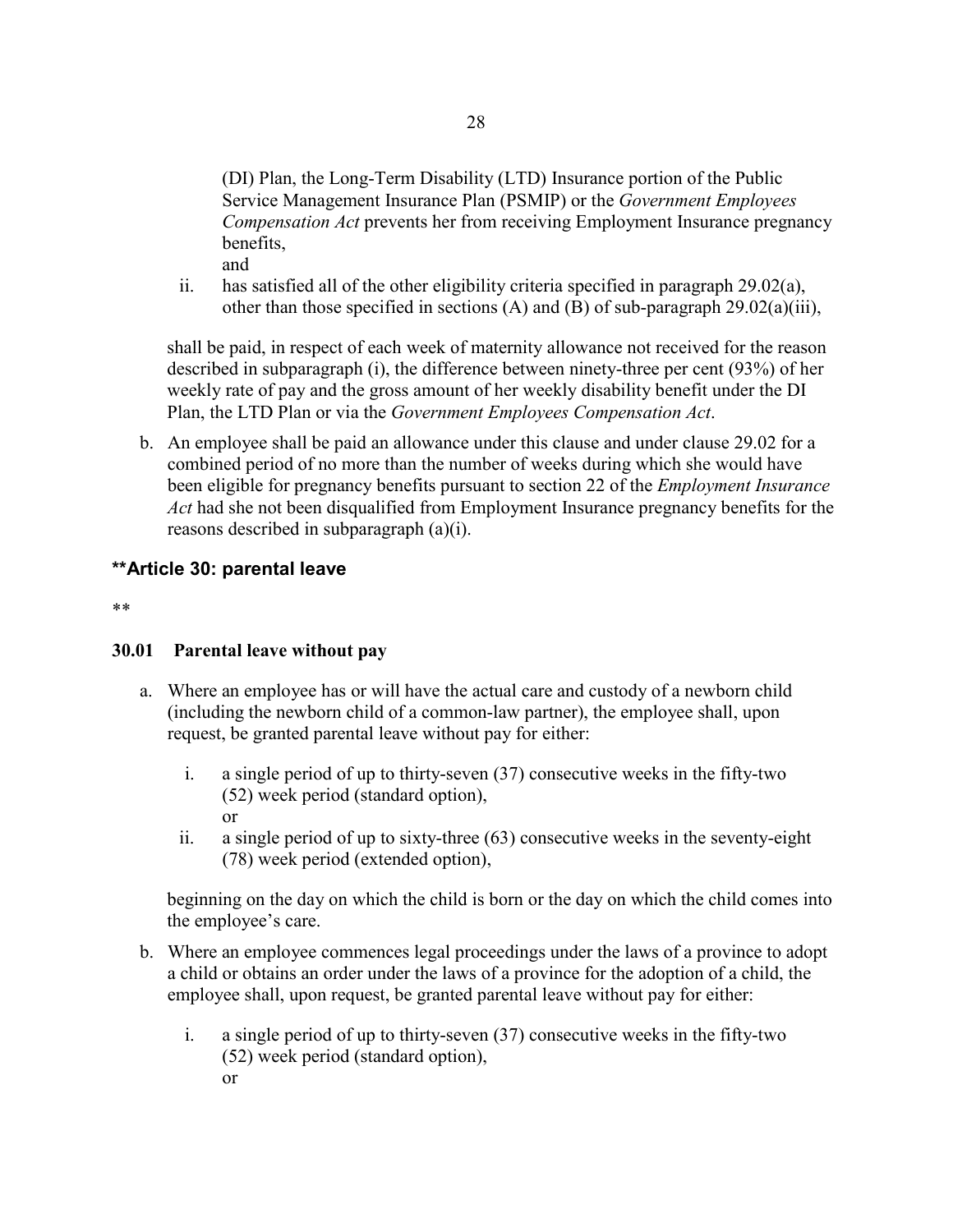(DI) Plan, the Long-Term Disability (LTD) Insurance portion of the Public Service Management Insurance Plan (PSMIP) or the *Government Employees Compensation Act* prevents her from receiving Employment Insurance pregnancy benefits,

and

ii. has satisfied all of the other eligibility criteria specified in paragraph 29.02(a), other than those specified in sections (A) and (B) of sub-paragraph 29.02(a)(iii),

shall be paid, in respect of each week of maternity allowance not received for the reason described in subparagraph (i), the difference between ninety-three per cent (93%) of her weekly rate of pay and the gross amount of her weekly disability benefit under the DI Plan, the LTD Plan or via the *Government Employees Compensation Act*.

b. An employee shall be paid an allowance under this clause and under clause 29.02 for a combined period of no more than the number of weeks during which she would have been eligible for pregnancy benefits pursuant to section 22 of the *Employment Insurance Act* had she not been disqualified from Employment Insurance pregnancy benefits for the reasons described in subparagraph (a)(i).

## **Article 30: parental leave

**

### 30.01 Parental leave without pay

a. Where an employee has or will have the actual care and custody of a newborn child (including the newborn child of a common-law partner), the employee shall, upon request, be granted parental leave without pay for either:

   i. a single period of up to thirty-seven (37) consecutive weeks in the fifty-two (52) week period (standard option),
   
   or
   
   ii. a single period of up to sixty-three (63) consecutive weeks in the seventy-eight (78) week period (extended option),

   beginning on the day on which the child is born or the day on which the child comes into the employee's care.

b. Where an employee commences legal proceedings under the laws of a province to adopt a child or obtains an order under the laws of a province for the adoption of a child, the employee shall, upon request, be granted parental leave without pay for either:

   i. a single period of up to thirty-seven (37) consecutive weeks in the fifty-two (52) week period (standard option),
   
   or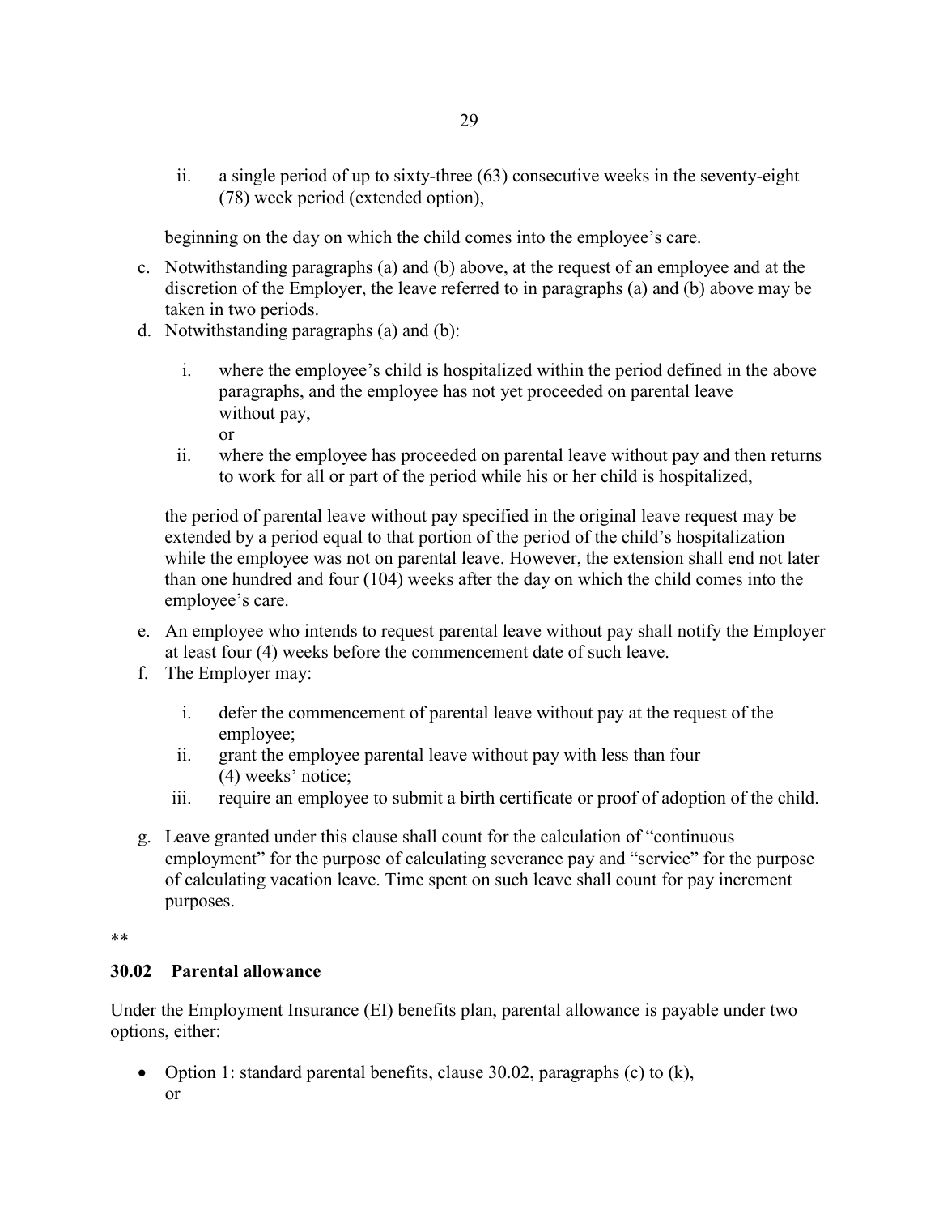ii. a single period of up to sixty-three (63) consecutive weeks in the seventy-eight (78) week period (extended option),

beginning on the day on which the child comes into the employee's care.

c. Notwithstanding paragraphs (a) and (b) above, at the request of an employee and at the discretion of the Employer, the leave referred to in paragraphs (a) and (b) above may be taken in two periods.
d. Notwithstanding paragraphs (a) and (b):

   i. where the employee's child is hospitalized within the period defined in the above paragraphs, and the employee has not yet proceeded on parental leave without pay,
   or
   ii. where the employee has proceeded on parental leave without pay and then returns to work for all or part of the period while his or her child is hospitalized,

   the period of parental leave without pay specified in the original leave request may be extended by a period equal to that portion of the period of the child's hospitalization while the employee was not on parental leave. However, the extension shall end not later than one hundred and four (104) weeks after the day on which the child comes into the employee's care.

e. An employee who intends to request parental leave without pay shall notify the Employer at least four (4) weeks before the commencement date of such leave.
f. The Employer may:

   i. defer the commencement of parental leave without pay at the request of the employee;
   ii. grant the employee parental leave without pay with less than four (4) weeks' notice;
   iii. require an employee to submit a birth certificate or proof of adoption of the child.

g. Leave granted under this clause shall count for the calculation of "continuous employment" for the purpose of calculating severance pay and "service" for the purpose of calculating vacation leave. Time spent on such leave shall count for pay increment purposes.

**

**30.02 Parental allowance**

Under the Employment Insurance (EI) benefits plan, parental allowance is payable under two options, either:

- Option 1: standard parental benefits, clause 30.02, paragraphs (c) to (k),
  or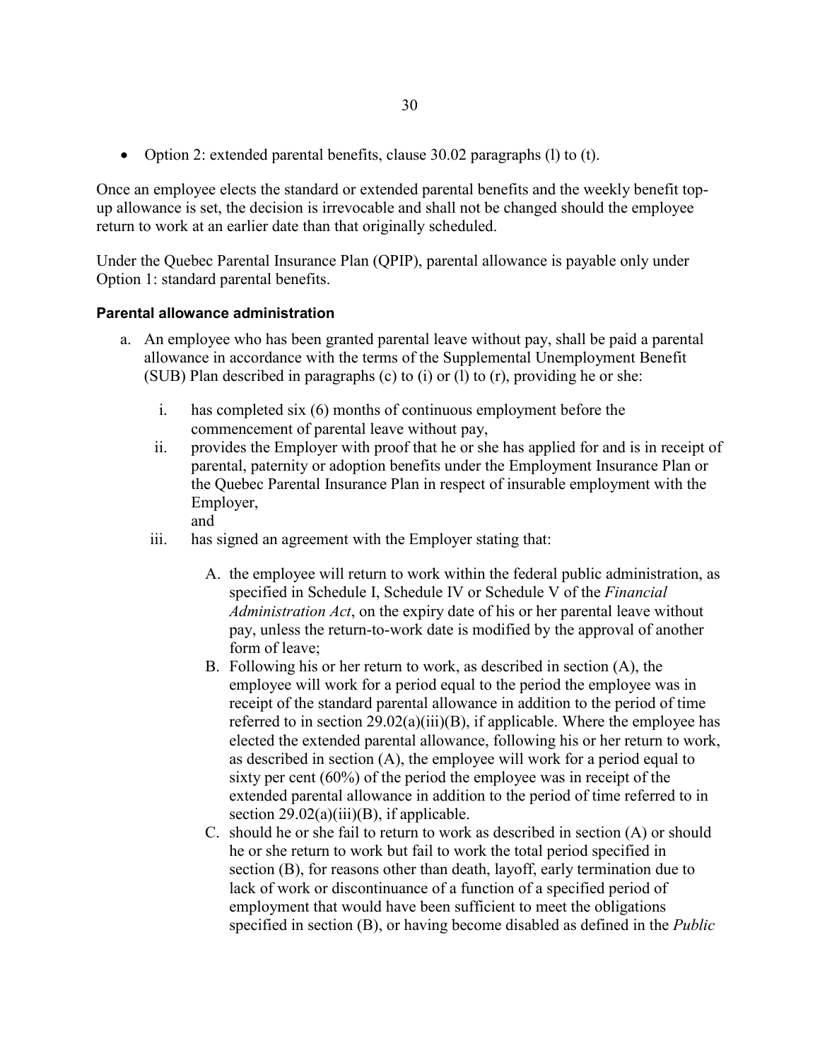- Option 2: extended parental benefits, clause 30.02 paragraphs (l) to (t).

Once an employee elects the standard or extended parental benefits and the weekly benefit top-up allowance is set, the decision is irrevocable and shall not be changed should the employee return to work at an earlier date than that originally scheduled.

Under the Quebec Parental Insurance Plan (QPIP), parental allowance is payable only under Option 1: standard parental benefits.

#### Parental allowance administration

a. An employee who has been granted parental leave without pay, shall be paid a parental allowance in accordance with the terms of the Supplemental Unemployment Benefit (SUB) Plan described in paragraphs (c) to (i) or (l) to (r), providing he or she:

   i. has completed six (6) months of continuous employment before the commencement of parental leave without pay,

   ii. provides the Employer with proof that he or she has applied for and is in receipt of parental, paternity or adoption benefits under the Employment Insurance Plan or the Quebec Parental Insurance Plan in respect of insurable employment with the Employer,
   
   and

   iii. has signed an agreement with the Employer stating that:

      A. the employee will return to work within the federal public administration, as specified in Schedule I, Schedule IV or Schedule V of the *Financial Administration Act*, on the expiry date of his or her parental leave without pay, unless the return-to-work date is modified by the approval of another form of leave;

      B. Following his or her return to work, as described in section (A), the employee will work for a period equal to the period the employee was in receipt of the standard parental allowance in addition to the period of time referred to in section 29.02(a)(iii)(B), if applicable. Where the employee has elected the extended parental allowance, following his or her return to work, as described in section (A), the employee will work for a period equal to sixty per cent (60%) of the period the employee was in receipt of the extended parental allowance in addition to the period of time referred to in section 29.02(a)(iii)(B), if applicable.

      C. should he or she fail to return to work as described in section (A) or should he or she return to work but fail to work the total period specified in section (B), for reasons other than death, layoff, early termination due to lack of work or discontinuance of a function of a specified period of employment that would have been sufficient to meet the obligations specified in section (B), or having become disabled as defined in the *Public*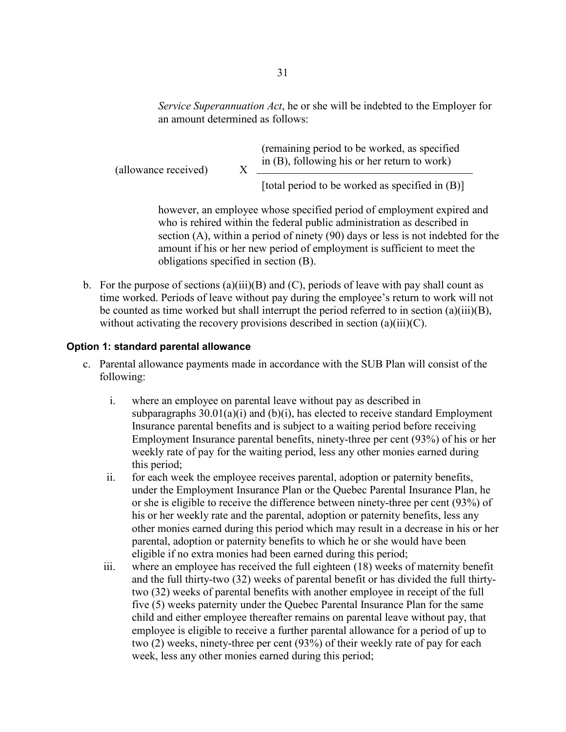*Service Superannuation Act*, he or she will be indebted to the Employer for an amount determined as follows:

$$\text{(allowance received)} \quad \times \quad \frac{\text{(remaining period to be worked, as specified in (B), following his or her return to work)}}{\text{[total period to be worked as specified in (B)]}}$$

however, an employee whose specified period of employment expired and who is rehired within the federal public administration as described in section (A), within a period of ninety (90) days or less is not indebted for the amount if his or her new period of employment is sufficient to meet the obligations specified in section (B).

b. For the purpose of sections (a)(iii)(B) and (C), periods of leave with pay shall count as time worked. Periods of leave without pay during the employee's return to work will not be counted as time worked but shall interrupt the period referred to in section (a)(iii)(B), without activating the recovery provisions described in section (a)(iii)(C).

#### Option 1: standard parental allowance

c. Parental allowance payments made in accordance with the SUB Plan will consist of the following:

   i. where an employee on parental leave without pay as described in subparagraphs 30.01(a)(i) and (b)(i), has elected to receive standard Employment Insurance parental benefits and is subject to a waiting period before receiving Employment Insurance parental benefits, ninety-three per cent (93%) of his or her weekly rate of pay for the waiting period, less any other monies earned during this period;

   ii. for each week the employee receives parental, adoption or paternity benefits, under the Employment Insurance Plan or the Quebec Parental Insurance Plan, he or she is eligible to receive the difference between ninety-three per cent (93%) of his or her weekly rate and the parental, adoption or paternity benefits, less any other monies earned during this period which may result in a decrease in his or her parental, adoption or paternity benefits to which he or she would have been eligible if no extra monies had been earned during this period;

   iii. where an employee has received the full eighteen (18) weeks of maternity benefit and the full thirty-two (32) weeks of parental benefit or has divided the full thirty-two (32) weeks of parental benefits with another employee in receipt of the full five (5) weeks paternity under the Quebec Parental Insurance Plan for the same child and either employee thereafter remains on parental leave without pay, that employee is eligible to receive a further parental allowance for a period of up to two (2) weeks, ninety-three per cent (93%) of their weekly rate of pay for each week, less any other monies earned during this period;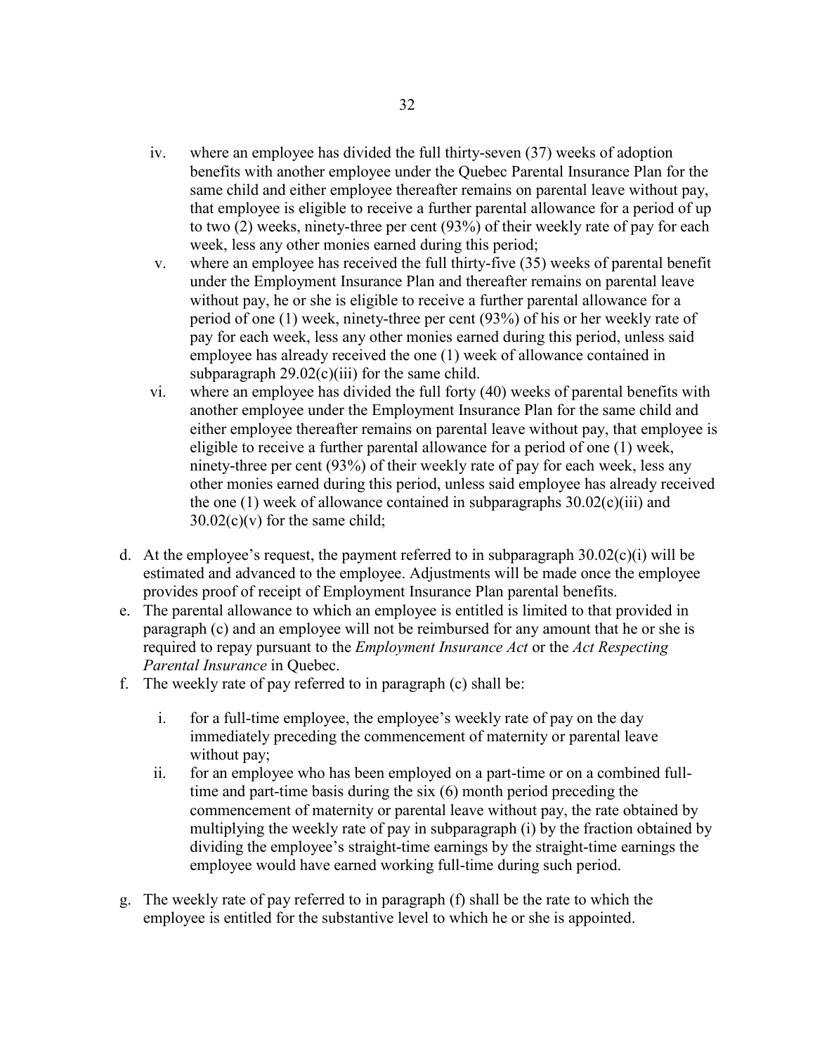iv. where an employee has divided the full thirty-seven (37) weeks of adoption benefits with another employee under the Quebec Parental Insurance Plan for the same child and either employee thereafter remains on parental leave without pay, that employee is eligible to receive a further parental allowance for a period of up to two (2) weeks, ninety-three per cent (93%) of their weekly rate of pay for each week, less any other monies earned during this period;

v. where an employee has received the full thirty-five (35) weeks of parental benefit under the Employment Insurance Plan and thereafter remains on parental leave without pay, he or she is eligible to receive a further parental allowance for a period of one (1) week, ninety-three per cent (93%) of his or her weekly rate of pay for each week, less any other monies earned during this period, unless said employee has already received the one (1) week of allowance contained in subparagraph 29.02(c)(iii) for the same child.

vi. where an employee has divided the full forty (40) weeks of parental benefits with another employee under the Employment Insurance Plan for the same child and either employee thereafter remains on parental leave without pay, that employee is eligible to receive a further parental allowance for a period of one (1) week, ninety-three per cent (93%) of their weekly rate of pay for each week, less any other monies earned during this period, unless said employee has already received the one (1) week of allowance contained in subparagraphs 30.02(c)(iii) and 30.02(c)(v) for the same child;

d. At the employee's request, the payment referred to in subparagraph 30.02(c)(i) will be estimated and advanced to the employee. Adjustments will be made once the employee provides proof of receipt of Employment Insurance Plan parental benefits.

e. The parental allowance to which an employee is entitled is limited to that provided in paragraph (c) and an employee will not be reimbursed for any amount that he or she is required to repay pursuant to the *Employment Insurance Act* or the *Act Respecting Parental Insurance* in Quebec.

f. The weekly rate of pay referred to in paragraph (c) shall be:

   i. for a full-time employee, the employee's weekly rate of pay on the day immediately preceding the commencement of maternity or parental leave without pay;

   ii. for an employee who has been employed on a part-time or on a combined full-time and part-time basis during the six (6) month period preceding the commencement of maternity or parental leave without pay, the rate obtained by multiplying the weekly rate of pay in subparagraph (i) by the fraction obtained by dividing the employee's straight-time earnings by the straight-time earnings the employee would have earned working full-time during such period.

g. The weekly rate of pay referred to in paragraph (f) shall be the rate to which the employee is entitled for the substantive level to which he or she is appointed.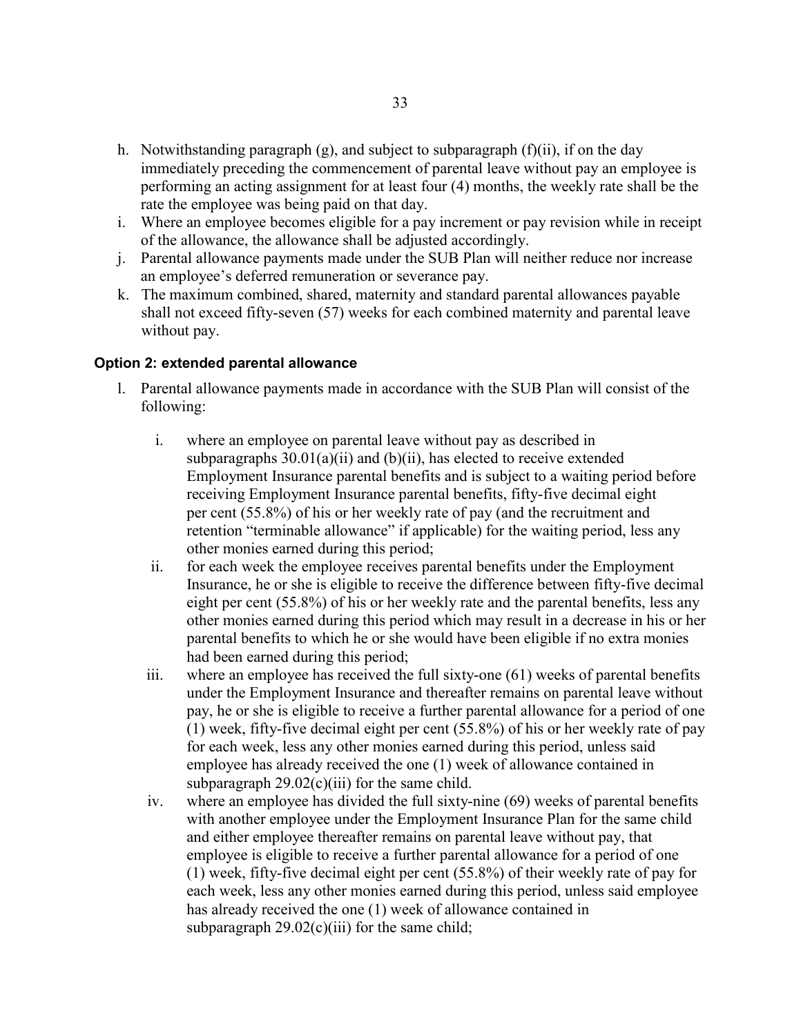h. Notwithstanding paragraph (g), and subject to subparagraph (f)(ii), if on the day immediately preceding the commencement of parental leave without pay an employee is performing an acting assignment for at least four (4) months, the weekly rate shall be the rate the employee was being paid on that day.
i. Where an employee becomes eligible for a pay increment or pay revision while in receipt of the allowance, the allowance shall be adjusted accordingly.
j. Parental allowance payments made under the SUB Plan will neither reduce nor increase an employee's deferred remuneration or severance pay.
k. The maximum combined, shared, maternity and standard parental allowances payable shall not exceed fifty-seven (57) weeks for each combined maternity and parental leave without pay.

#### Option 2: extended parental allowance

l. Parental allowance payments made in accordance with the SUB Plan will consist of the following:

   i. where an employee on parental leave without pay as described in subparagraphs 30.01(a)(ii) and (b)(ii), has elected to receive extended Employment Insurance parental benefits and is subject to a waiting period before receiving Employment Insurance parental benefits, fifty-five decimal eight per cent (55.8%) of his or her weekly rate of pay (and the recruitment and retention "terminable allowance" if applicable) for the waiting period, less any other monies earned during this period;
   ii. for each week the employee receives parental benefits under the Employment Insurance, he or she is eligible to receive the difference between fifty-five decimal eight per cent (55.8%) of his or her weekly rate and the parental benefits, less any other monies earned during this period which may result in a decrease in his or her parental benefits to which he or she would have been eligible if no extra monies had been earned during this period;
   iii. where an employee has received the full sixty-one (61) weeks of parental benefits under the Employment Insurance and thereafter remains on parental leave without pay, he or she is eligible to receive a further parental allowance for a period of one (1) week, fifty-five decimal eight per cent (55.8%) of his or her weekly rate of pay for each week, less any other monies earned during this period, unless said employee has already received the one (1) week of allowance contained in subparagraph 29.02(c)(iii) for the same child.
   iv. where an employee has divided the full sixty-nine (69) weeks of parental benefits with another employee under the Employment Insurance Plan for the same child and either employee thereafter remains on parental leave without pay, that employee is eligible to receive a further parental allowance for a period of one (1) week, fifty-five decimal eight per cent (55.8%) of their weekly rate of pay for each week, less any other monies earned during this period, unless said employee has already received the one (1) week of allowance contained in subparagraph 29.02(c)(iii) for the same child;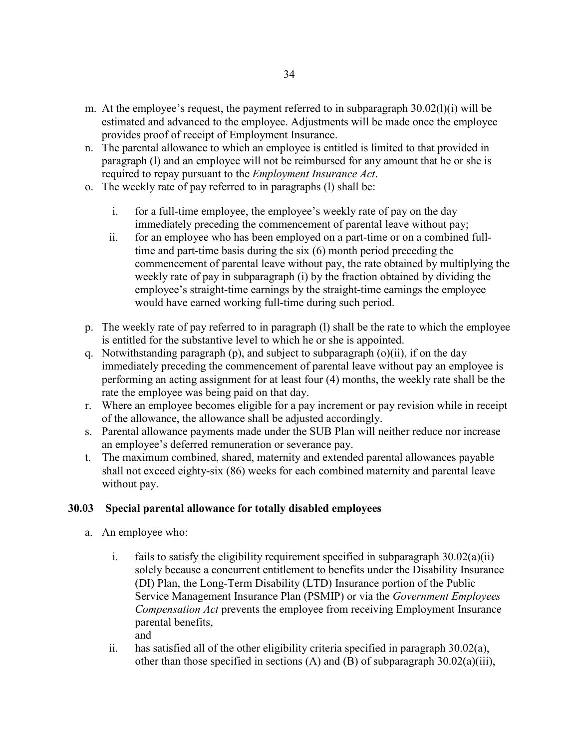m. At the employee's request, the payment referred to in subparagraph 30.02(l)(i) will be estimated and advanced to the employee. Adjustments will be made once the employee provides proof of receipt of Employment Insurance.
n. The parental allowance to which an employee is entitled is limited to that provided in paragraph (l) and an employee will not be reimbursed for any amount that he or she is required to repay pursuant to the *Employment Insurance Act*.
o. The weekly rate of pay referred to in paragraphs (l) shall be:
    i. for a full-time employee, the employee's weekly rate of pay on the day immediately preceding the commencement of parental leave without pay;
    ii. for an employee who has been employed on a part-time or on a combined full-time and part-time basis during the six (6) month period preceding the commencement of parental leave without pay, the rate obtained by multiplying the weekly rate of pay in subparagraph (i) by the fraction obtained by dividing the employee's straight-time earnings by the straight-time earnings the employee would have earned working full-time during such period.
p. The weekly rate of pay referred to in paragraph (l) shall be the rate to which the employee is entitled for the substantive level to which he or she is appointed.
q. Notwithstanding paragraph (p), and subject to subparagraph (o)(ii), if on the day immediately preceding the commencement of parental leave without pay an employee is performing an acting assignment for at least four (4) months, the weekly rate shall be the rate the employee was being paid on that day.
r. Where an employee becomes eligible for a pay increment or pay revision while in receipt of the allowance, the allowance shall be adjusted accordingly.
s. Parental allowance payments made under the SUB Plan will neither reduce nor increase an employee's deferred remuneration or severance pay.
t. The maximum combined, shared, maternity and extended parental allowances payable shall not exceed eighty-six (86) weeks for each combined maternity and parental leave without pay.

### 30.03 Special parental allowance for totally disabled employees

a. An employee who:
    i. fails to satisfy the eligibility requirement specified in subparagraph 30.02(a)(ii) solely because a concurrent entitlement to benefits under the Disability Insurance (DI) Plan, the Long-Term Disability (LTD) Insurance portion of the Public Service Management Insurance Plan (PSMIP) or via the *Government Employees Compensation Act* prevents the employee from receiving Employment Insurance parental benefits,
    
    and
    ii. has satisfied all of the other eligibility criteria specified in paragraph 30.02(a), other than those specified in sections (A) and (B) of subparagraph 30.02(a)(iii),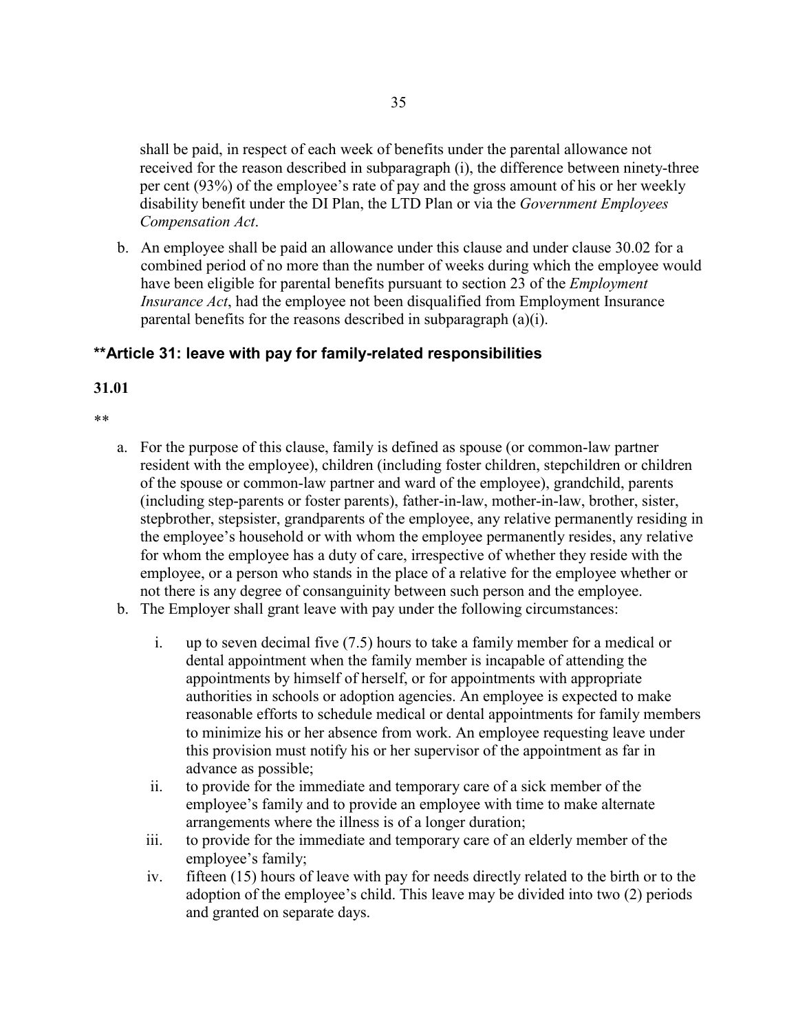shall be paid, in respect of each week of benefits under the parental allowance not received for the reason described in subparagraph (i), the difference between ninety-three per cent (93%) of the employee's rate of pay and the gross amount of his or her weekly disability benefit under the DI Plan, the LTD Plan or via the *Government Employees Compensation Act*.

b. An employee shall be paid an allowance under this clause and under clause 30.02 for a combined period of no more than the number of weeks during which the employee would have been eligible for parental benefits pursuant to section 23 of the *Employment Insurance Act*, had the employee not been disqualified from Employment Insurance parental benefits for the reasons described in subparagraph (a)(i).

## **Article 31: leave with pay for family-related responsibilities

### 31.01

**

a. For the purpose of this clause, family is defined as spouse (or common-law partner resident with the employee), children (including foster children, stepchildren or children of the spouse or common-law partner and ward of the employee), grandchild, parents (including step-parents or foster parents), father-in-law, mother-in-law, brother, sister, stepbrother, stepsister, grandparents of the employee, any relative permanently residing in the employee's household or with whom the employee permanently resides, any relative for whom the employee has a duty of care, irrespective of whether they reside with the employee, or a person who stands in the place of a relative for the employee whether or not there is any degree of consanguinity between such person and the employee.
b. The Employer shall grant leave with pay under the following circumstances:
   i. up to seven decimal five (7.5) hours to take a family member for a medical or dental appointment when the family member is incapable of attending the appointments by himself of herself, or for appointments with appropriate authorities in schools or adoption agencies. An employee is expected to make reasonable efforts to schedule medical or dental appointments for family members to minimize his or her absence from work. An employee requesting leave under this provision must notify his or her supervisor of the appointment as far in advance as possible;
   ii. to provide for the immediate and temporary care of a sick member of the employee's family and to provide an employee with time to make alternate arrangements where the illness is of a longer duration;
   iii. to provide for the immediate and temporary care of an elderly member of the employee's family;
   iv. fifteen (15) hours of leave with pay for needs directly related to the birth or to the adoption of the employee's child. This leave may be divided into two (2) periods and granted on separate days.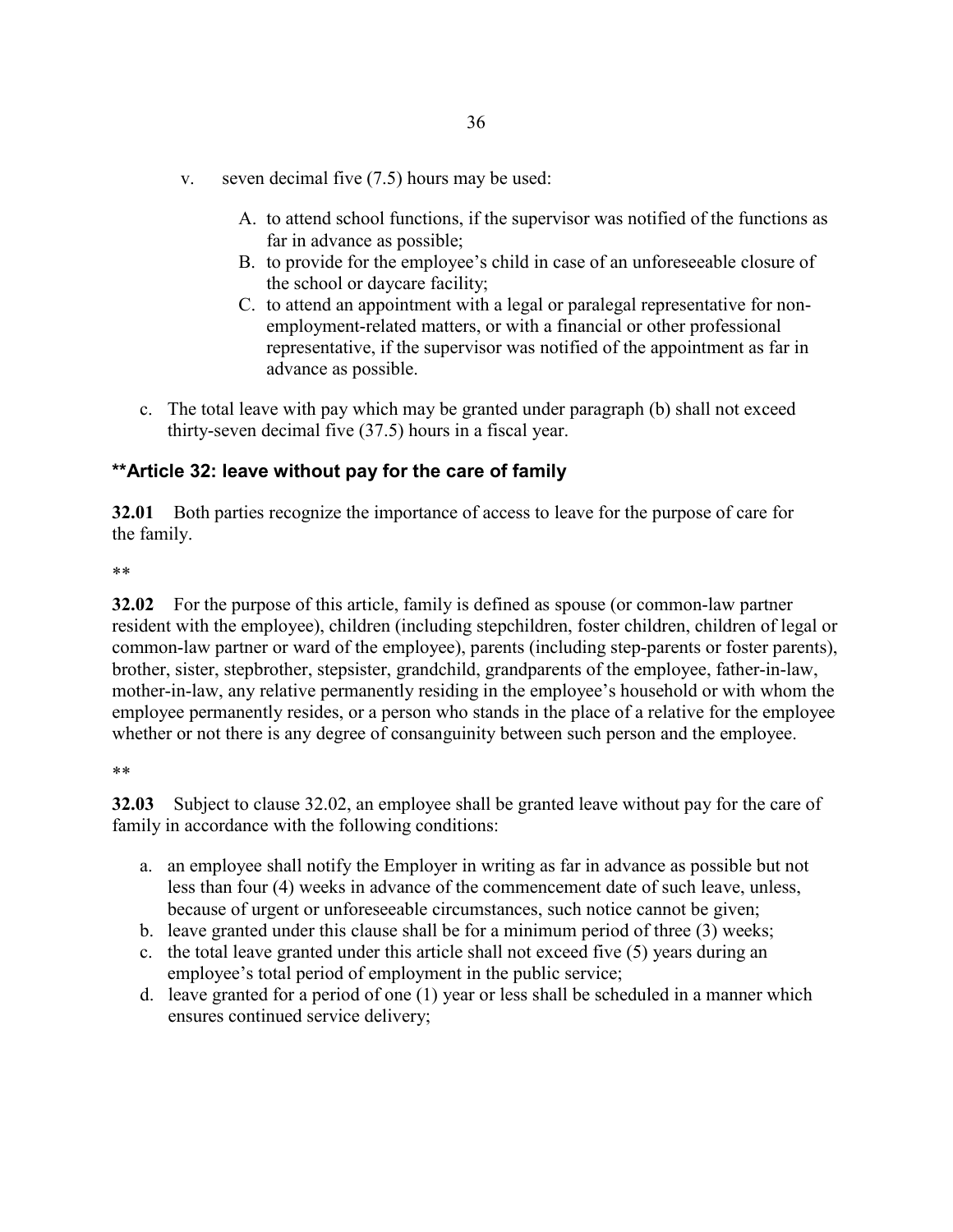v. seven decimal five (7.5) hours may be used:

   A. to attend school functions, if the supervisor was notified of the functions as far in advance as possible;
   B. to provide for the employee's child in case of an unforeseeable closure of the school or daycare facility;
   C. to attend an appointment with a legal or paralegal representative for non-employment-related matters, or with a financial or other professional representative, if the supervisor was notified of the appointment as far in advance as possible.

c. The total leave with pay which may be granted under paragraph (b) shall not exceed thirty-seven decimal five (37.5) hours in a fiscal year.

## **Article 32: leave without pay for the care of family

**32.01** Both parties recognize the importance of access to leave for the purpose of care for the family.

**

**32.02** For the purpose of this article, family is defined as spouse (or common-law partner resident with the employee), children (including stepchildren, foster children, children of legal or common-law partner or ward of the employee), parents (including step-parents or foster parents), brother, sister, stepbrother, stepsister, grandchild, grandparents of the employee, father-in-law, mother-in-law, any relative permanently residing in the employee's household or with whom the employee permanently resides, or a person who stands in the place of a relative for the employee whether or not there is any degree of consanguinity between such person and the employee.

**

**32.03** Subject to clause 32.02, an employee shall be granted leave without pay for the care of family in accordance with the following conditions:

a. an employee shall notify the Employer in writing as far in advance as possible but not less than four (4) weeks in advance of the commencement date of such leave, unless, because of urgent or unforeseeable circumstances, such notice cannot be given;
b. leave granted under this clause shall be for a minimum period of three (3) weeks;
c. the total leave granted under this article shall not exceed five (5) years during an employee's total period of employment in the public service;
d. leave granted for a period of one (1) year or less shall be scheduled in a manner which ensures continued service delivery;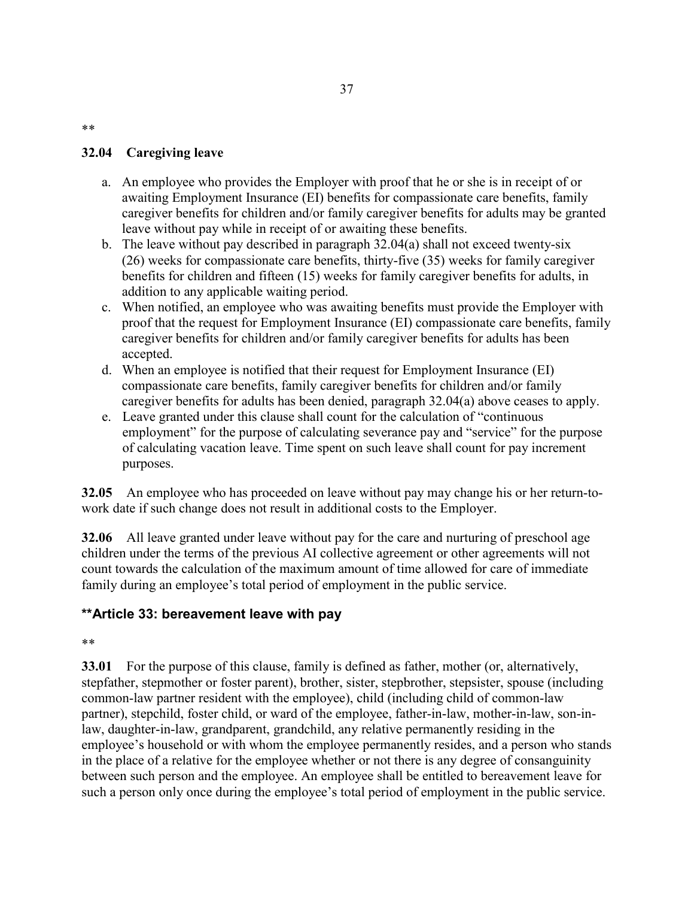**

### 32.04 Caregiving leave

a. An employee who provides the Employer with proof that he or she is in receipt of or awaiting Employment Insurance (EI) benefits for compassionate care benefits, family caregiver benefits for children and/or family caregiver benefits for adults may be granted leave without pay while in receipt of or awaiting these benefits.
b. The leave without pay described in paragraph 32.04(a) shall not exceed twenty-six (26) weeks for compassionate care benefits, thirty-five (35) weeks for family caregiver benefits for children and fifteen (15) weeks for family caregiver benefits for adults, in addition to any applicable waiting period.
c. When notified, an employee who was awaiting benefits must provide the Employer with proof that the request for Employment Insurance (EI) compassionate care benefits, family caregiver benefits for children and/or family caregiver benefits for adults has been accepted.
d. When an employee is notified that their request for Employment Insurance (EI) compassionate care benefits, family caregiver benefits for children and/or family caregiver benefits for adults has been denied, paragraph 32.04(a) above ceases to apply.
e. Leave granted under this clause shall count for the calculation of "continuous employment" for the purpose of calculating severance pay and "service" for the purpose of calculating vacation leave. Time spent on such leave shall count for pay increment purposes.

**32.05** An employee who has proceeded on leave without pay may change his or her return-to-work date if such change does not result in additional costs to the Employer.

**32.06** All leave granted under leave without pay for the care and nurturing of preschool age children under the terms of the previous AI collective agreement or other agreements will not count towards the calculation of the maximum amount of time allowed for care of immediate family during an employee's total period of employment in the public service.

## **Article 33: bereavement leave with pay

**

**33.01** For the purpose of this clause, family is defined as father, mother (or, alternatively, stepfather, stepmother or foster parent), brother, sister, stepbrother, stepsister, spouse (including common-law partner resident with the employee), child (including child of common-law partner), stepchild, foster child, or ward of the employee, father-in-law, mother-in-law, son-in-law, daughter-in-law, grandparent, grandchild, any relative permanently residing in the employee's household or with whom the employee permanently resides, and a person who stands in the place of a relative for the employee whether or not there is any degree of consanguinity between such person and the employee. An employee shall be entitled to bereavement leave for such a person only once during the employee's total period of employment in the public service.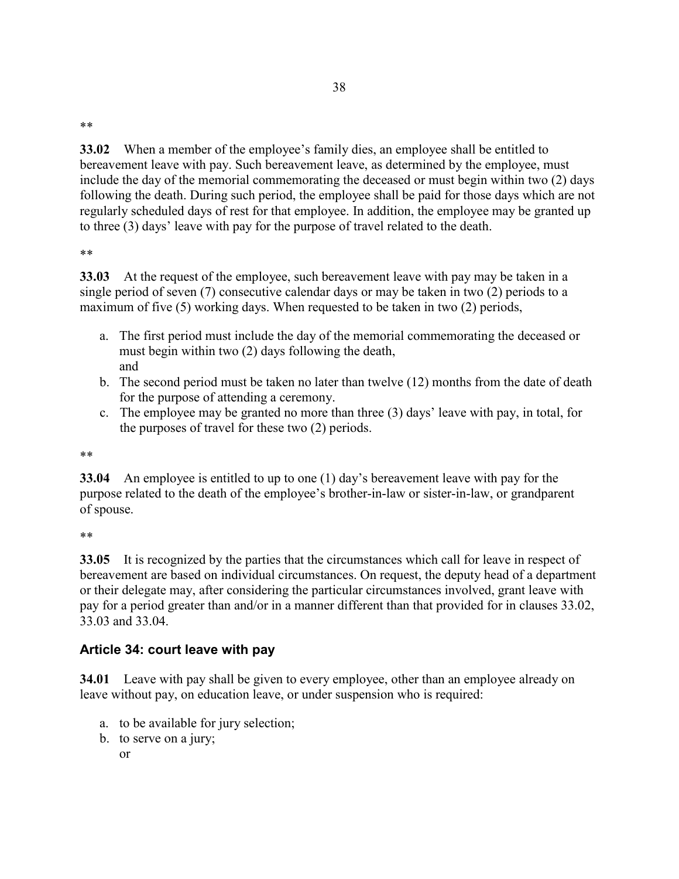**

**33.02** When a member of the employee's family dies, an employee shall be entitled to bereavement leave with pay. Such bereavement leave, as determined by the employee, must include the day of the memorial commemorating the deceased or must begin within two (2) days following the death. During such period, the employee shall be paid for those days which are not regularly scheduled days of rest for that employee. In addition, the employee may be granted up to three (3) days' leave with pay for the purpose of travel related to the death.

**

**33.03** At the request of the employee, such bereavement leave with pay may be taken in a single period of seven (7) consecutive calendar days or may be taken in two (2) periods to a maximum of five (5) working days. When requested to be taken in two (2) periods,

a. The first period must include the day of the memorial commemorating the deceased or must begin within two (2) days following the death,
   and
b. The second period must be taken no later than twelve (12) months from the date of death for the purpose of attending a ceremony.
c. The employee may be granted no more than three (3) days' leave with pay, in total, for the purposes of travel for these two (2) periods.

**

**33.04** An employee is entitled to up to one (1) day's bereavement leave with pay for the purpose related to the death of the employee's brother-in-law or sister-in-law, or grandparent of spouse.

**

**33.05** It is recognized by the parties that the circumstances which call for leave in respect of bereavement are based on individual circumstances. On request, the deputy head of a department or their delegate may, after considering the particular circumstances involved, grant leave with pay for a period greater than and/or in a manner different than that provided for in clauses 33.02, 33.03 and 33.04.

## Article 34: court leave with pay

**34.01** Leave with pay shall be given to every employee, other than an employee already on leave without pay, on education leave, or under suspension who is required:

a. to be available for jury selection;
b. to serve on a jury;
   or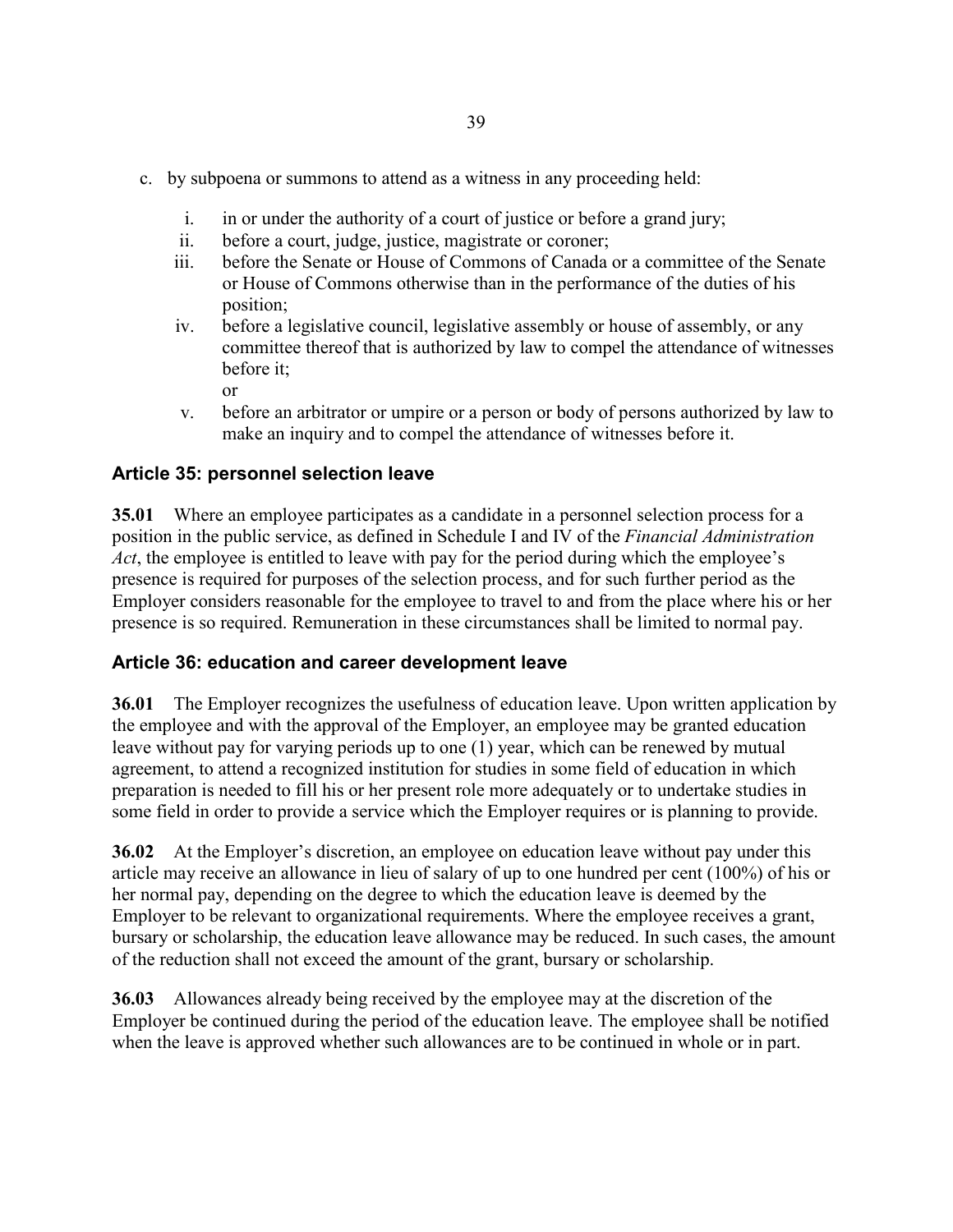c. by subpoena or summons to attend as a witness in any proceeding held:

    i. in or under the authority of a court of justice or before a grand jury;
    ii. before a court, judge, justice, magistrate or coroner;
    iii. before the Senate or House of Commons of Canada or a committee of the Senate or House of Commons otherwise than in the performance of the duties of his position;
    iv. before a legislative council, legislative assembly or house of assembly, or any committee thereof that is authorized by law to compel the attendance of witnesses before it;
    or
    v. before an arbitrator or umpire or a person or body of persons authorized by law to make an inquiry and to compel the attendance of witnesses before it.

### Article 35: personnel selection leave

**35.01** Where an employee participates as a candidate in a personnel selection process for a position in the public service, as defined in Schedule I and IV of the *Financial Administration Act*, the employee is entitled to leave with pay for the period during which the employee's presence is required for purposes of the selection process, and for such further period as the Employer considers reasonable for the employee to travel to and from the place where his or her presence is so required. Remuneration in these circumstances shall be limited to normal pay.

### Article 36: education and career development leave

**36.01** The Employer recognizes the usefulness of education leave. Upon written application by the employee and with the approval of the Employer, an employee may be granted education leave without pay for varying periods up to one (1) year, which can be renewed by mutual agreement, to attend a recognized institution for studies in some field of education in which preparation is needed to fill his or her present role more adequately or to undertake studies in some field in order to provide a service which the Employer requires or is planning to provide.

**36.02** At the Employer's discretion, an employee on education leave without pay under this article may receive an allowance in lieu of salary of up to one hundred per cent (100%) of his or her normal pay, depending on the degree to which the education leave is deemed by the Employer to be relevant to organizational requirements. Where the employee receives a grant, bursary or scholarship, the education leave allowance may be reduced. In such cases, the amount of the reduction shall not exceed the amount of the grant, bursary or scholarship.

**36.03** Allowances already being received by the employee may at the discretion of the Employer be continued during the period of the education leave. The employee shall be notified when the leave is approved whether such allowances are to be continued in whole or in part.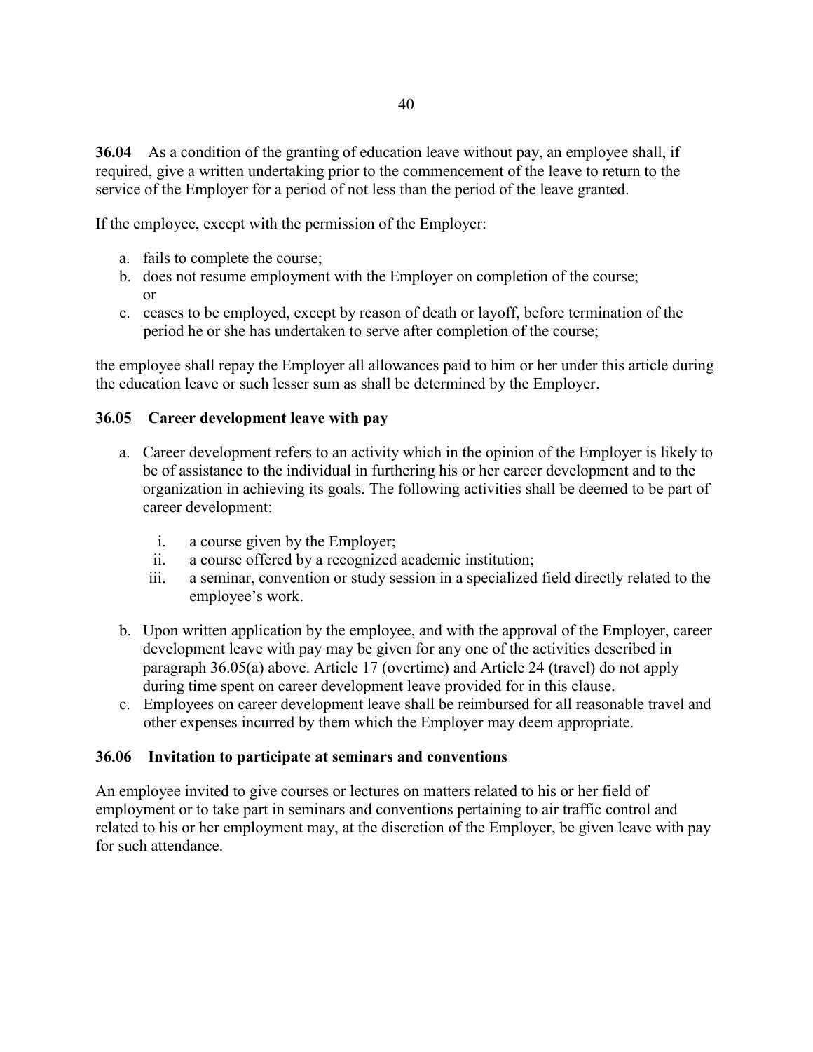**36.04** As a condition of the granting of education leave without pay, an employee shall, if required, give a written undertaking prior to the commencement of the leave to return to the service of the Employer for a period of not less than the period of the leave granted.

If the employee, except with the permission of the Employer:

a. fails to complete the course;
b. does not resume employment with the Employer on completion of the course; or
c. ceases to be employed, except by reason of death or layoff, before termination of the period he or she has undertaken to serve after completion of the course;

the employee shall repay the Employer all allowances paid to him or her under this article during the education leave or such lesser sum as shall be determined by the Employer.

### 36.05 Career development leave with pay

a. Career development refers to an activity which in the opinion of the Employer is likely to be of assistance to the individual in furthering his or her career development and to the organization in achieving its goals. The following activities shall be deemed to be part of career development:

   i. a course given by the Employer;
   ii. a course offered by a recognized academic institution;
   iii. a seminar, convention or study session in a specialized field directly related to the employee's work.

b. Upon written application by the employee, and with the approval of the Employer, career development leave with pay may be given for any one of the activities described in paragraph 36.05(a) above. Article 17 (overtime) and Article 24 (travel) do not apply during time spent on career development leave provided for in this clause.
c. Employees on career development leave shall be reimbursed for all reasonable travel and other expenses incurred by them which the Employer may deem appropriate.

### 36.06 Invitation to participate at seminars and conventions

An employee invited to give courses or lectures on matters related to his or her field of employment or to take part in seminars and conventions pertaining to air traffic control and related to his or her employment may, at the discretion of the Employer, be given leave with pay for such attendance.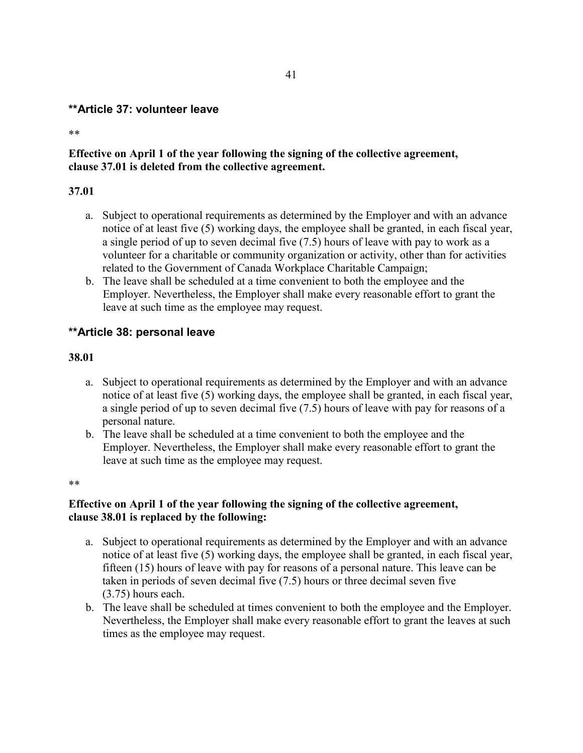## **Article 37: volunteer leave

**

**Effective on April 1 of the year following the signing of the collective agreement, clause 37.01 is deleted from the collective agreement.**

**37.01**

a. Subject to operational requirements as determined by the Employer and with an advance notice of at least five (5) working days, the employee shall be granted, in each fiscal year, a single period of up to seven decimal five (7.5) hours of leave with pay to work as a volunteer for a charitable or community organization or activity, other than for activities related to the Government of Canada Workplace Charitable Campaign;
b. The leave shall be scheduled at a time convenient to both the employee and the Employer. Nevertheless, the Employer shall make every reasonable effort to grant the leave at such time as the employee may request.

## **Article 38: personal leave

**38.01**

a. Subject to operational requirements as determined by the Employer and with an advance notice of at least five (5) working days, the employee shall be granted, in each fiscal year, a single period of up to seven decimal five (7.5) hours of leave with pay for reasons of a personal nature.
b. The leave shall be scheduled at a time convenient to both the employee and the Employer. Nevertheless, the Employer shall make every reasonable effort to grant the leave at such time as the employee may request.

**

**Effective on April 1 of the year following the signing of the collective agreement, clause 38.01 is replaced by the following:**

a. Subject to operational requirements as determined by the Employer and with an advance notice of at least five (5) working days, the employee shall be granted, in each fiscal year, fifteen (15) hours of leave with pay for reasons of a personal nature. This leave can be taken in periods of seven decimal five (7.5) hours or three decimal seven five (3.75) hours each.
b. The leave shall be scheduled at times convenient to both the employee and the Employer. Nevertheless, the Employer shall make every reasonable effort to grant the leaves at such times as the employee may request.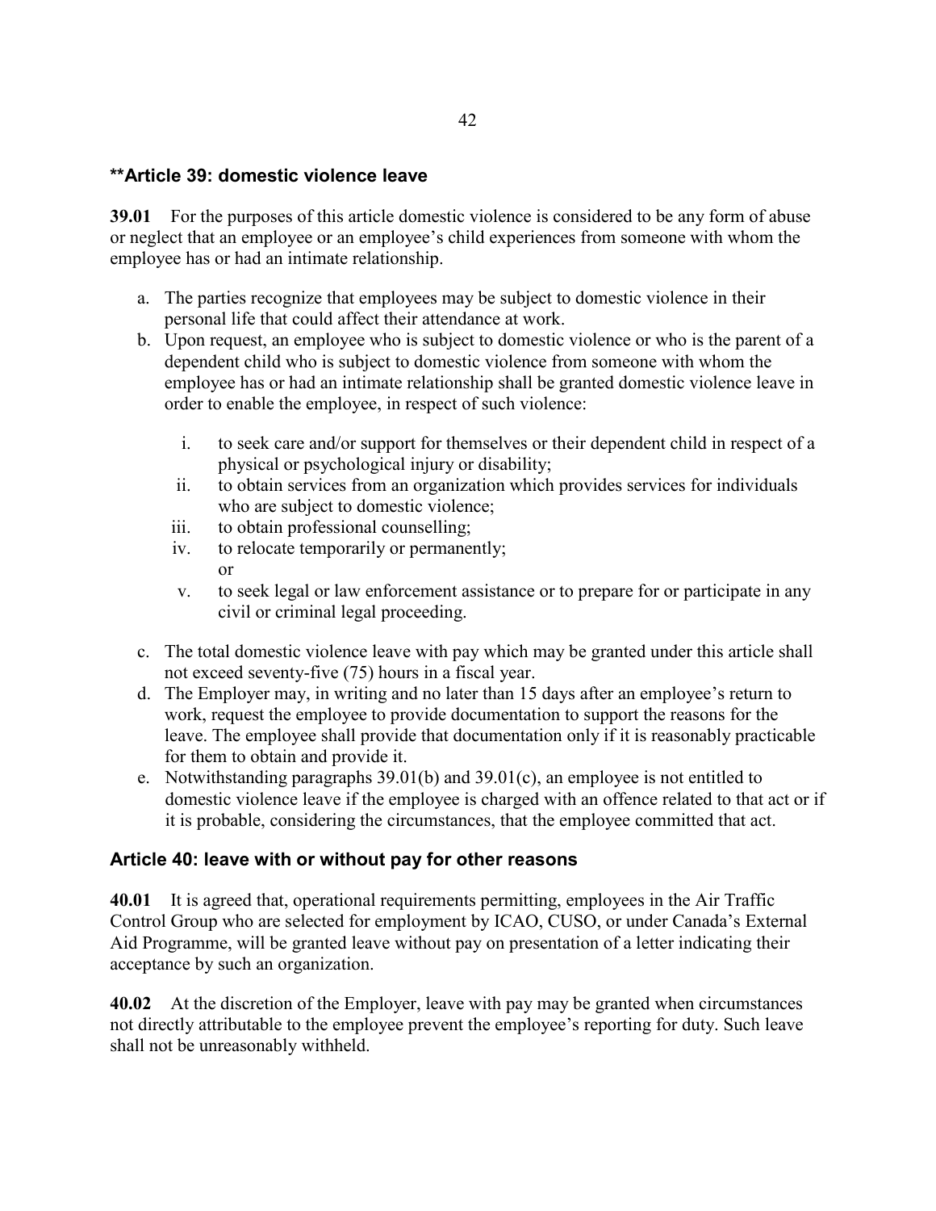## **Article 39: domestic violence leave

**39.01** For the purposes of this article domestic violence is considered to be any form of abuse or neglect that an employee or an employee's child experiences from someone with whom the employee has or had an intimate relationship.

a. The parties recognize that employees may be subject to domestic violence in their personal life that could affect their attendance at work.
b. Upon request, an employee who is subject to domestic violence or who is the parent of a dependent child who is subject to domestic violence from someone with whom the employee has or had an intimate relationship shall be granted domestic violence leave in order to enable the employee, in respect of such violence:
    i. to seek care and/or support for themselves or their dependent child in respect of a physical or psychological injury or disability;
    ii. to obtain services from an organization which provides services for individuals who are subject to domestic violence;
    iii. to obtain professional counselling;
    iv. to relocate temporarily or permanently;
    or
    v. to seek legal or law enforcement assistance or to prepare for or participate in any civil or criminal legal proceeding.
c. The total domestic violence leave with pay which may be granted under this article shall not exceed seventy-five (75) hours in a fiscal year.
d. The Employer may, in writing and no later than 15 days after an employee's return to work, request the employee to provide documentation to support the reasons for the leave. The employee shall provide that documentation only if it is reasonably practicable for them to obtain and provide it.
e. Notwithstanding paragraphs 39.01(b) and 39.01(c), an employee is not entitled to domestic violence leave if the employee is charged with an offence related to that act or if it is probable, considering the circumstances, that the employee committed that act.

## Article 40: leave with or without pay for other reasons

**40.01** It is agreed that, operational requirements permitting, employees in the Air Traffic Control Group who are selected for employment by ICAO, CUSO, or under Canada's External Aid Programme, will be granted leave without pay on presentation of a letter indicating their acceptance by such an organization.

**40.02** At the discretion of the Employer, leave with pay may be granted when circumstances not directly attributable to the employee prevent the employee's reporting for duty. Such leave shall not be unreasonably withheld.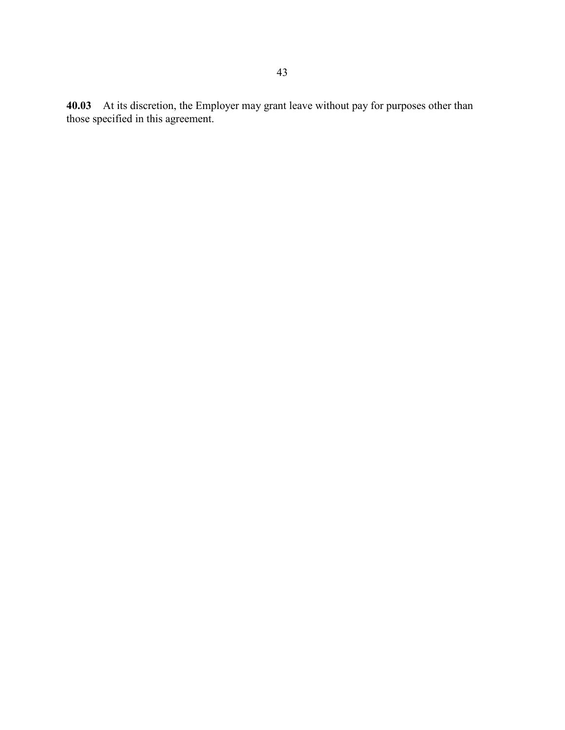**40.03** At its discretion, the Employer may grant leave without pay for purposes other than those specified in this agreement.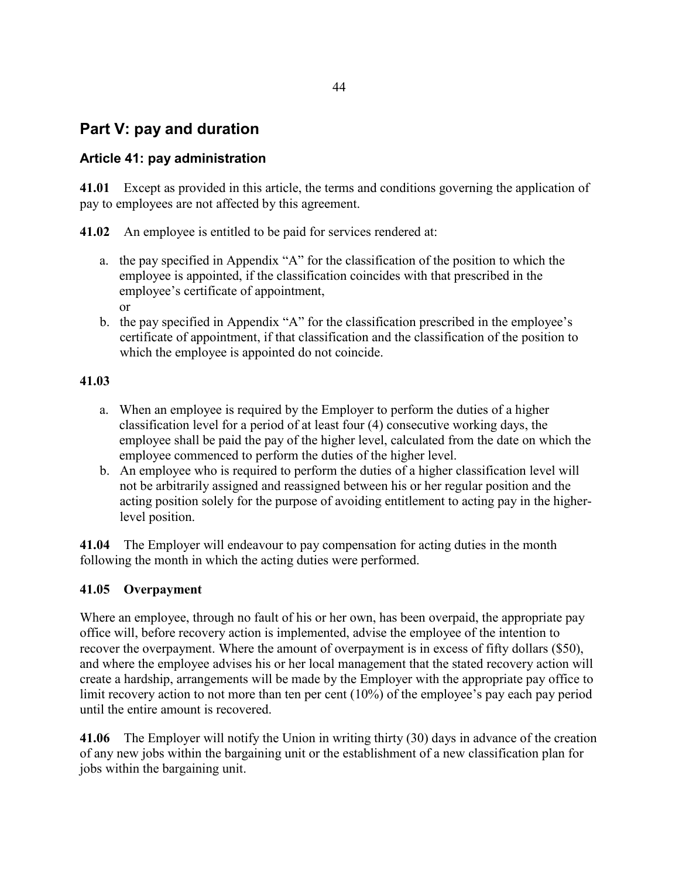## Part V: pay and duration

### Article 41: pay administration

**41.01** Except as provided in this article, the terms and conditions governing the application of pay to employees are not affected by this agreement.

**41.02** An employee is entitled to be paid for services rendered at:

a. the pay specified in Appendix "A" for the classification of the position to which the employee is appointed, if the classification coincides with that prescribed in the employee's certificate of appointment,
   or
b. the pay specified in Appendix "A" for the classification prescribed in the employee's certificate of appointment, if that classification and the classification of the position to which the employee is appointed do not coincide.

**41.03**

a. When an employee is required by the Employer to perform the duties of a higher classification level for a period of at least four (4) consecutive working days, the employee shall be paid the pay of the higher level, calculated from the date on which the employee commenced to perform the duties of the higher level.
b. An employee who is required to perform the duties of a higher classification level will not be arbitrarily assigned and reassigned between his or her regular position and the acting position solely for the purpose of avoiding entitlement to acting pay in the higher-level position.

**41.04** The Employer will endeavour to pay compensation for acting duties in the month following the month in which the acting duties were performed.

**41.05 Overpayment**

Where an employee, through no fault of his or her own, has been overpaid, the appropriate pay office will, before recovery action is implemented, advise the employee of the intention to recover the overpayment. Where the amount of overpayment is in excess of fifty dollars ($50), and where the employee advises his or her local management that the stated recovery action will create a hardship, arrangements will be made by the Employer with the appropriate pay office to limit recovery action to not more than ten per cent (10%) of the employee's pay each pay period until the entire amount is recovered.

**41.06** The Employer will notify the Union in writing thirty (30) days in advance of the creation of any new jobs within the bargaining unit or the establishment of a new classification plan for jobs within the bargaining unit.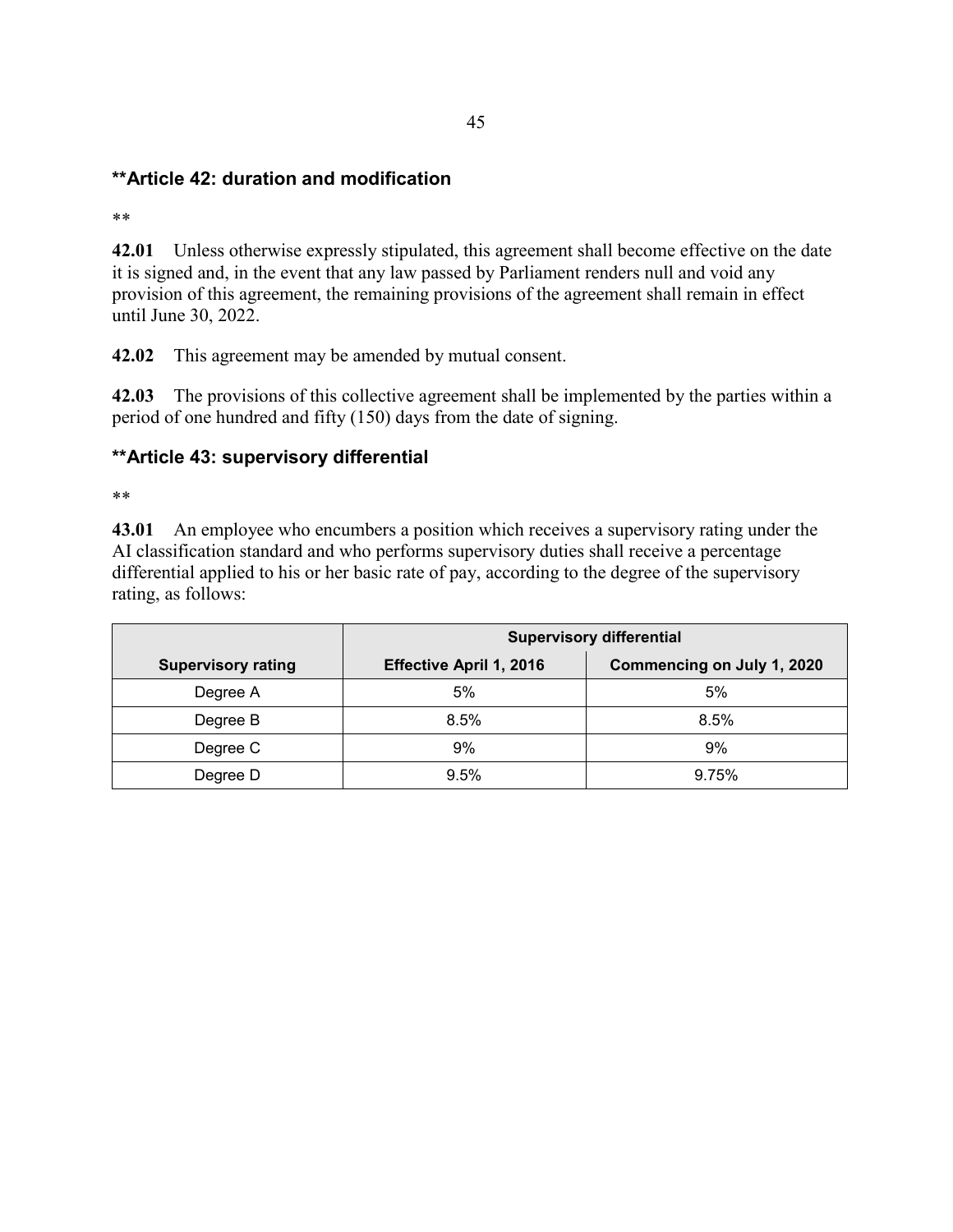## **Article 42: duration and modification

**

**42.01** Unless otherwise expressly stipulated, this agreement shall become effective on the date it is signed and, in the event that any law passed by Parliament renders null and void any provision of this agreement, the remaining provisions of the agreement shall remain in effect until June 30, 2022.

**42.02** This agreement may be amended by mutual consent.

**42.03** The provisions of this collective agreement shall be implemented by the parties within a period of one hundred and fifty (150) days from the date of signing.

## **Article 43: supervisory differential

**

**43.01** An employee who encumbers a position which receives a supervisory rating under the AI classification standard and who performs supervisory duties shall receive a percentage differential applied to his or her basic rate of pay, according to the degree of the supervisory rating, as follows:

| | Supervisory differential | |
|---|---|---|
| **Supervisory rating** | **Effective April 1, 2016** | **Commencing on July 1, 2020** |
| Degree A | 5% | 5% |
| Degree B | 8.5% | 8.5% |
| Degree C | 9% | 9% |
| Degree D | 9.5% | 9.75% |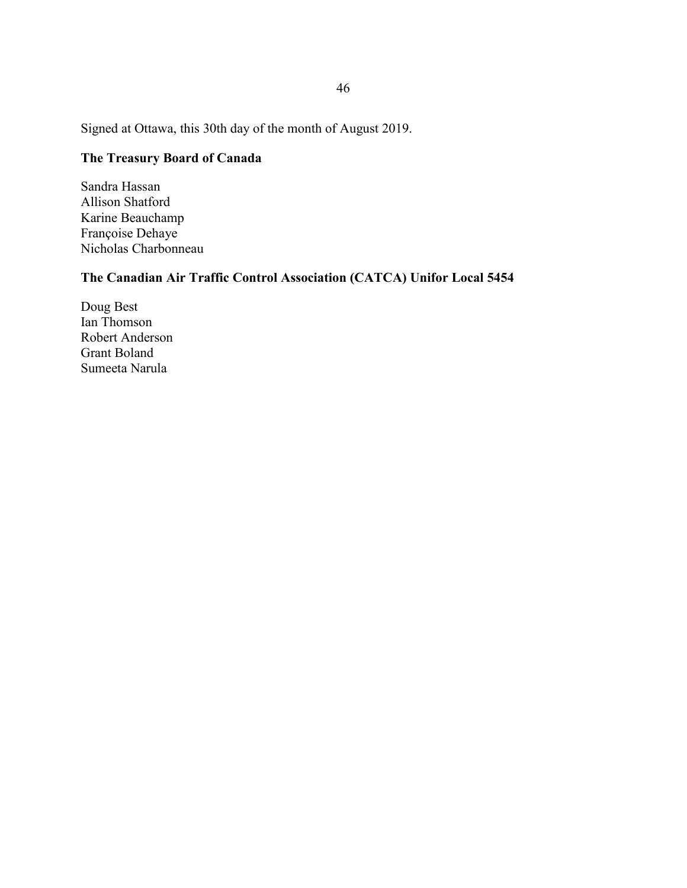Signed at Ottawa, this 30th day of the month of August 2019.

**The Treasury Board of Canada**

Sandra Hassan
Allison Shatford
Karine Beauchamp
Françoise Dehaye
Nicholas Charbonneau

**The Canadian Air Traffic Control Association (CATCA) Unifor Local 5454**

Doug Best
Ian Thomson
Robert Anderson
Grant Boland
Sumeeta Narula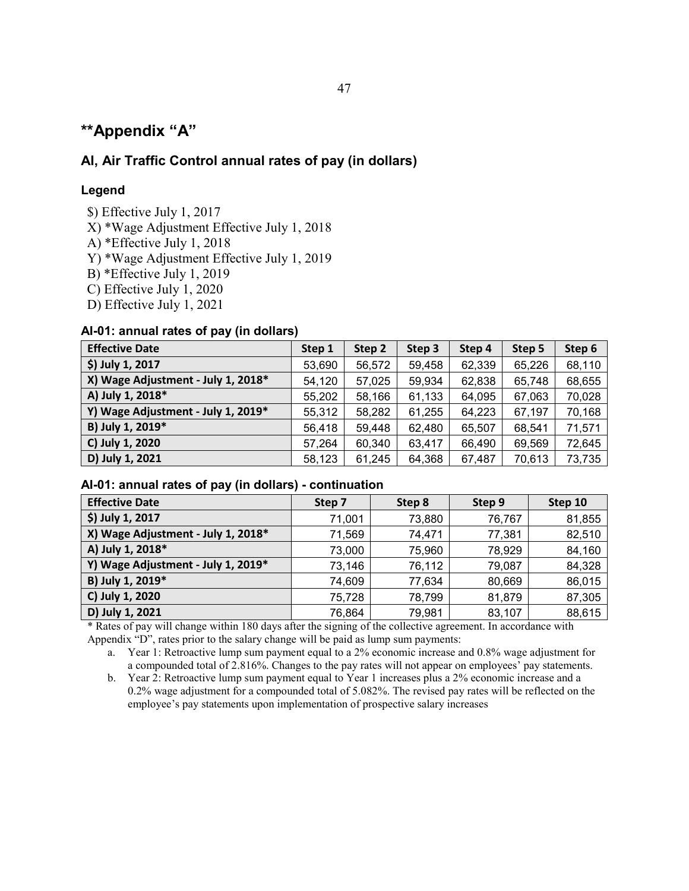## **Appendix "A"

### AI, Air Traffic Control annual rates of pay (in dollars)

#### Legend

- $) Effective July 1, 2017
- X) *Wage Adjustment Effective July 1, 2018
- A) *Effective July 1, 2018
- Y) *Wage Adjustment Effective July 1, 2019
- B) *Effective July 1, 2019
- C) Effective July 1, 2020
- D) Effective July 1, 2021

#### AI-01: annual rates of pay (in dollars)

| Effective Date | Step 1 | Step 2 | Step 3 | Step 4 | Step 5 | Step 6 |
|---|---|---|---|---|---|---|
| $) July 1, 2017 | 53,690 | 56,572 | 59,458 | 62,339 | 65,226 | 68,110 |
| X) Wage Adjustment - July 1, 2018* | 54,120 | 57,025 | 59,934 | 62,838 | 65,748 | 68,655 |
| A) July 1, 2018* | 55,202 | 58,166 | 61,133 | 64,095 | 67,063 | 70,028 |
| Y) Wage Adjustment - July 1, 2019* | 55,312 | 58,282 | 61,255 | 64,223 | 67,197 | 70,168 |
| B) July 1, 2019* | 56,418 | 59,448 | 62,480 | 65,507 | 68,541 | 71,571 |
| C) July 1, 2020 | 57,264 | 60,340 | 63,417 | 66,490 | 69,569 | 72,645 |
| D) July 1, 2021 | 58,123 | 61,245 | 64,368 | 67,487 | 70,613 | 73,735 |

#### AI-01: annual rates of pay (in dollars) - continuation

| Effective Date | Step 7 | Step 8 | Step 9 | Step 10 |
|---|---|---|---|---|
| $) July 1, 2017 | 71,001 | 73,880 | 76,767 | 81,855 |
| X) Wage Adjustment - July 1, 2018* | 71,569 | 74,471 | 77,381 | 82,510 |
| A) July 1, 2018* | 73,000 | 75,960 | 78,929 | 84,160 |
| Y) Wage Adjustment - July 1, 2019* | 73,146 | 76,112 | 79,087 | 84,328 |
| B) July 1, 2019* | 74,609 | 77,634 | 80,669 | 86,015 |
| C) July 1, 2020 | 75,728 | 78,799 | 81,879 | 87,305 |
| D) July 1, 2021 | 76,864 | 79,981 | 83,107 | 88,615 |

* Rates of pay will change within 180 days after the signing of the collective agreement. In accordance with Appendix "D", rates prior to the salary change will be paid as lump sum payments:

a. Year 1: Retroactive lump sum payment equal to a 2% economic increase and 0.8% wage adjustment for a compounded total of 2.816%. Changes to the pay rates will not appear on employees' pay statements.

b. Year 2: Retroactive lump sum payment equal to Year 1 increases plus a 2% economic increase and a 0.2% wage adjustment for a compounded total of 5.082%. The revised pay rates will be reflected on the employee's pay statements upon implementation of prospective salary increases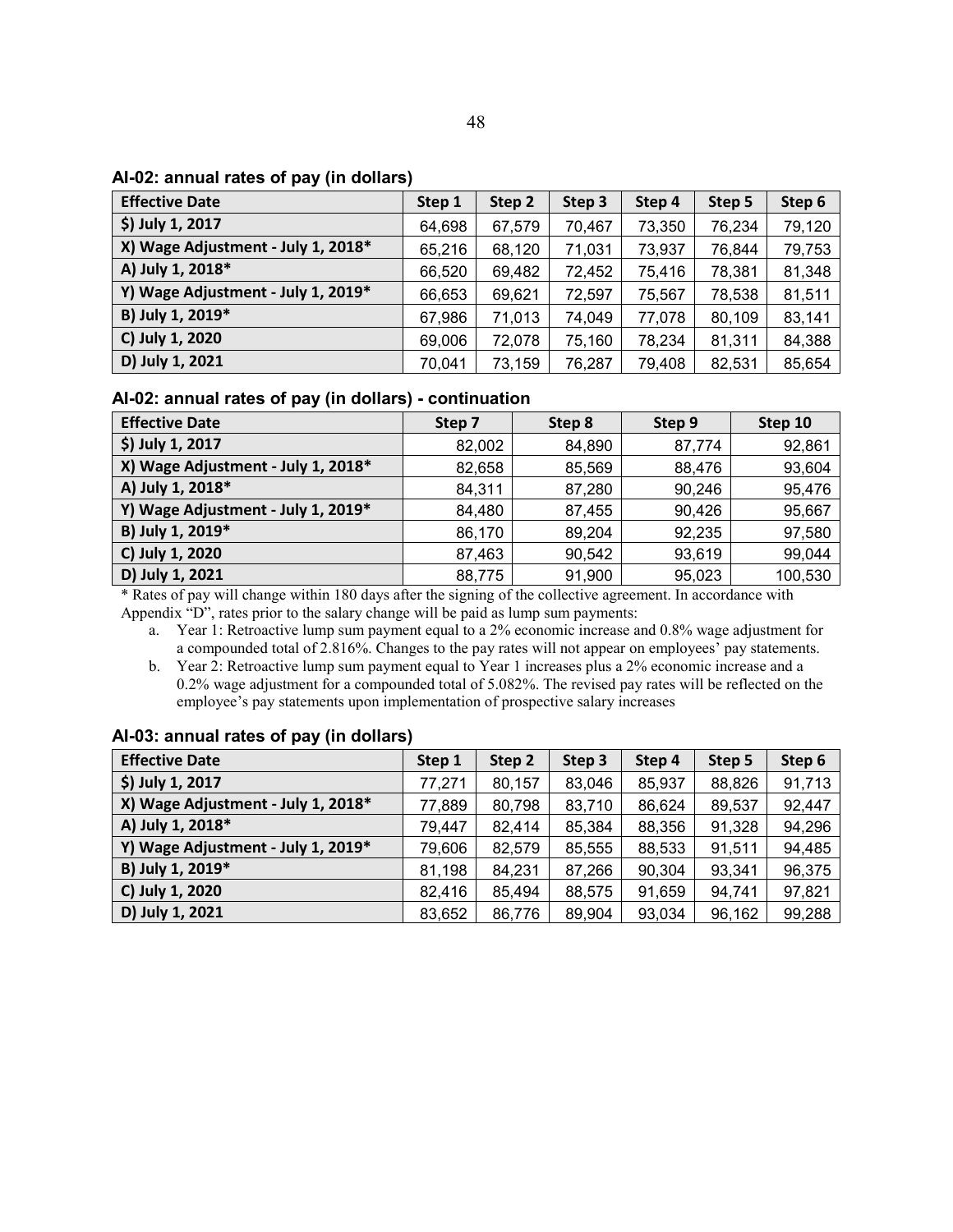### AI-02: annual rates of pay (in dollars)

| Effective Date | Step 1 | Step 2 | Step 3 | Step 4 | Step 5 | Step 6 |
|---|---|---|---|---|---|---|
| $) July 1, 2017 | 64,698 | 67,579 | 70,467 | 73,350 | 76,234 | 79,120 |
| X) Wage Adjustment - July 1, 2018* | 65,216 | 68,120 | 71,031 | 73,937 | 76,844 | 79,753 |
| A) July 1, 2018* | 66,520 | 69,482 | 72,452 | 75,416 | 78,381 | 81,348 |
| Y) Wage Adjustment - July 1, 2019* | 66,653 | 69,621 | 72,597 | 75,567 | 78,538 | 81,511 |
| B) July 1, 2019* | 67,986 | 71,013 | 74,049 | 77,078 | 80,109 | 83,141 |
| C) July 1, 2020 | 69,006 | 72,078 | 75,160 | 78,234 | 81,311 | 84,388 |
| D) July 1, 2021 | 70,041 | 73,159 | 76,287 | 79,408 | 82,531 | 85,654 |

### AI-02: annual rates of pay (in dollars) - continuation

| Effective Date | Step 7 | Step 8 | Step 9 | Step 10 |
|---|---|---|---|---|
| $) July 1, 2017 | 82,002 | 84,890 | 87,774 | 92,861 |
| X) Wage Adjustment - July 1, 2018* | 82,658 | 85,569 | 88,476 | 93,604 |
| A) July 1, 2018* | 84,311 | 87,280 | 90,246 | 95,476 |
| Y) Wage Adjustment - July 1, 2019* | 84,480 | 87,455 | 90,426 | 95,667 |
| B) July 1, 2019* | 86,170 | 89,204 | 92,235 | 97,580 |
| C) July 1, 2020 | 87,463 | 90,542 | 93,619 | 99,044 |
| D) July 1, 2021 | 88,775 | 91,900 | 95,023 | 100,530 |

* Rates of pay will change within 180 days after the signing of the collective agreement. In accordance with Appendix "D", rates prior to the salary change will be paid as lump sum payments:

a. Year 1: Retroactive lump sum payment equal to a 2% economic increase and 0.8% wage adjustment for a compounded total of 2.816%. Changes to the pay rates will not appear on employees' pay statements.
b. Year 2: Retroactive lump sum payment equal to Year 1 increases plus a 2% economic increase and a 0.2% wage adjustment for a compounded total of 5.082%. The revised pay rates will be reflected on the employee's pay statements upon implementation of prospective salary increases

### AI-03: annual rates of pay (in dollars)

| Effective Date | Step 1 | Step 2 | Step 3 | Step 4 | Step 5 | Step 6 |
|---|---|---|---|---|---|---|
| $) July 1, 2017 | 77,271 | 80,157 | 83,046 | 85,937 | 88,826 | 91,713 |
| X) Wage Adjustment - July 1, 2018* | 77,889 | 80,798 | 83,710 | 86,624 | 89,537 | 92,447 |
| A) July 1, 2018* | 79,447 | 82,414 | 85,384 | 88,356 | 91,328 | 94,296 |
| Y) Wage Adjustment - July 1, 2019* | 79,606 | 82,579 | 85,555 | 88,533 | 91,511 | 94,485 |
| B) July 1, 2019* | 81,198 | 84,231 | 87,266 | 90,304 | 93,341 | 96,375 |
| C) July 1, 2020 | 82,416 | 85,494 | 88,575 | 91,659 | 94,741 | 97,821 |
| D) July 1, 2021 | 83,652 | 86,776 | 89,904 | 93,034 | 96,162 | 99,288 |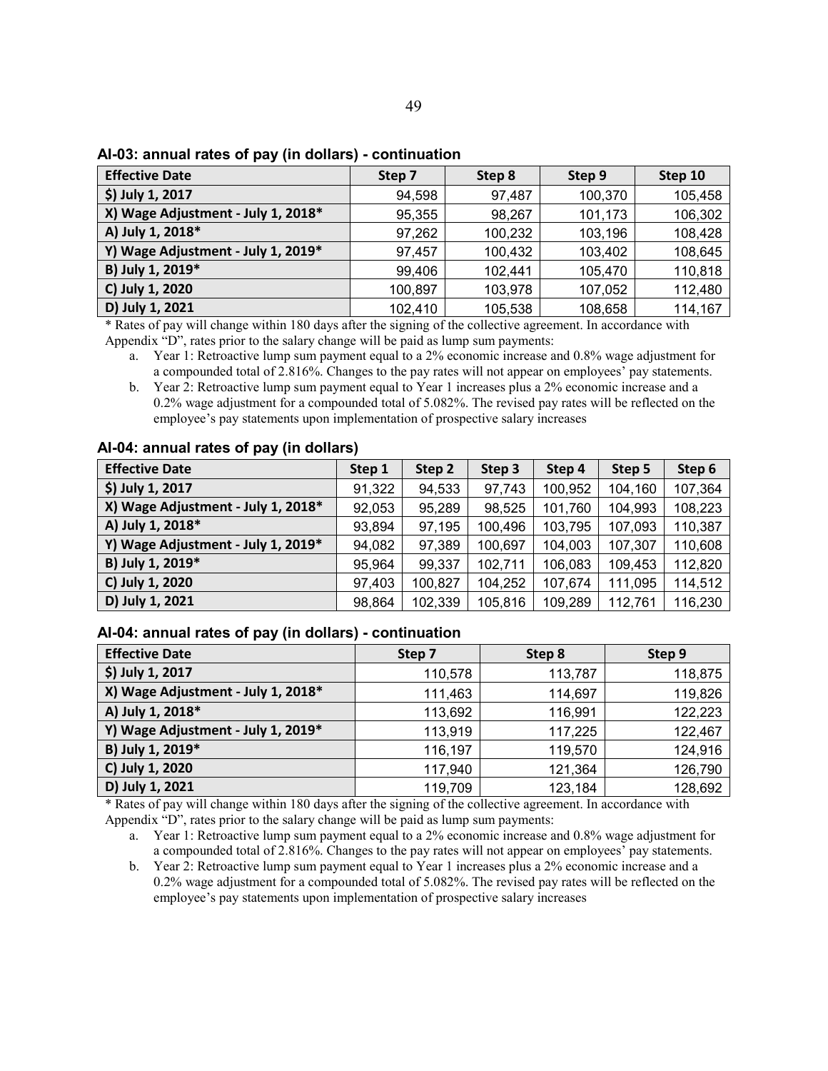**AI-03: annual rates of pay (in dollars) - continuation**

| Effective Date | Step 7 | Step 8 | Step 9 | Step 10 |
|---|---|---|---|---|
| $) July 1, 2017 | 94,598 | 97,487 | 100,370 | 105,458 |
| X) Wage Adjustment - July 1, 2018* | 95,355 | 98,267 | 101,173 | 106,302 |
| A) July 1, 2018* | 97,262 | 100,232 | 103,196 | 108,428 |
| Y) Wage Adjustment - July 1, 2019* | 97,457 | 100,432 | 103,402 | 108,645 |
| B) July 1, 2019* | 99,406 | 102,441 | 105,470 | 110,818 |
| C) July 1, 2020 | 100,897 | 103,978 | 107,052 | 112,480 |
| D) July 1, 2021 | 102,410 | 105,538 | 108,658 | 114,167 |

\* Rates of pay will change within 180 days after the signing of the collective agreement. In accordance with Appendix "D", rates prior to the salary change will be paid as lump sum payments:

a. Year 1: Retroactive lump sum payment equal to a 2% economic increase and 0.8% wage adjustment for a compounded total of 2.816%. Changes to the pay rates will not appear on employees' pay statements.
b. Year 2: Retroactive lump sum payment equal to Year 1 increases plus a 2% economic increase and a 0.2% wage adjustment for a compounded total of 5.082%. The revised pay rates will be reflected on the employee's pay statements upon implementation of prospective salary increases

**AI-04: annual rates of pay (in dollars)**

| Effective Date | Step 1 | Step 2 | Step 3 | Step 4 | Step 5 | Step 6 |
|---|---|---|---|---|---|---|
| $) July 1, 2017 | 91,322 | 94,533 | 97,743 | 100,952 | 104,160 | 107,364 |
| X) Wage Adjustment - July 1, 2018* | 92,053 | 95,289 | 98,525 | 101,760 | 104,993 | 108,223 |
| A) July 1, 2018* | 93,894 | 97,195 | 100,496 | 103,795 | 107,093 | 110,387 |
| Y) Wage Adjustment - July 1, 2019* | 94,082 | 97,389 | 100,697 | 104,003 | 107,307 | 110,608 |
| B) July 1, 2019* | 95,964 | 99,337 | 102,711 | 106,083 | 109,453 | 112,820 |
| C) July 1, 2020 | 97,403 | 100,827 | 104,252 | 107,674 | 111,095 | 114,512 |
| D) July 1, 2021 | 98,864 | 102,339 | 105,816 | 109,289 | 112,761 | 116,230 |

**AI-04: annual rates of pay (in dollars) - continuation**

| Effective Date | Step 7 | Step 8 | Step 9 |
|---|---|---|---|
| $) July 1, 2017 | 110,578 | 113,787 | 118,875 |
| X) Wage Adjustment - July 1, 2018* | 111,463 | 114,697 | 119,826 |
| A) July 1, 2018* | 113,692 | 116,991 | 122,223 |
| Y) Wage Adjustment - July 1, 2019* | 113,919 | 117,225 | 122,467 |
| B) July 1, 2019* | 116,197 | 119,570 | 124,916 |
| C) July 1, 2020 | 117,940 | 121,364 | 126,790 |
| D) July 1, 2021 | 119,709 | 123,184 | 128,692 |

\* Rates of pay will change within 180 days after the signing of the collective agreement. In accordance with Appendix "D", rates prior to the salary change will be paid as lump sum payments:

a. Year 1: Retroactive lump sum payment equal to a 2% economic increase and 0.8% wage adjustment for a compounded total of 2.816%. Changes to the pay rates will not appear on employees' pay statements.
b. Year 2: Retroactive lump sum payment equal to Year 1 increases plus a 2% economic increase and a 0.2% wage adjustment for a compounded total of 5.082%. The revised pay rates will be reflected on the employee's pay statements upon implementation of prospective salary increases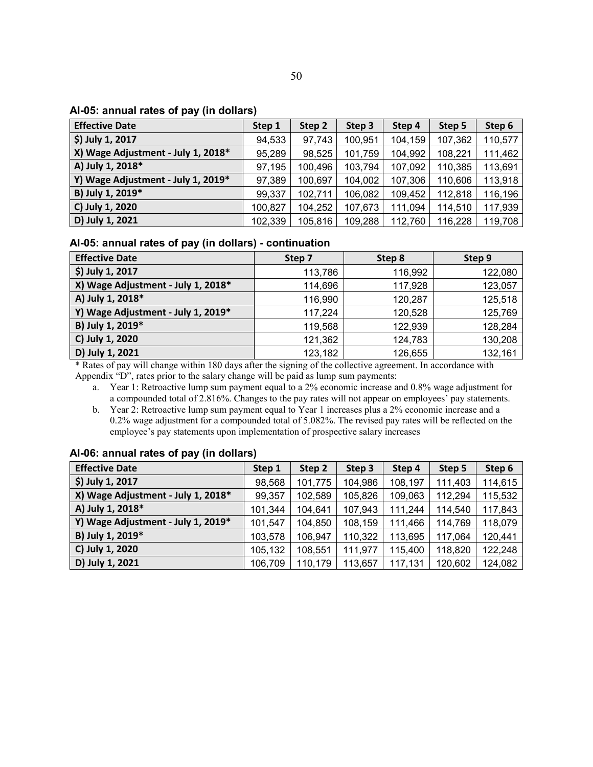**AI-05: annual rates of pay (in dollars)**

| Effective Date | Step 1 | Step 2 | Step 3 | Step 4 | Step 5 | Step 6 |
|---|---|---|---|---|---|---|
| $) July 1, 2017 | 94,533 | 97,743 | 100,951 | 104,159 | 107,362 | 110,577 |
| X) Wage Adjustment - July 1, 2018* | 95,289 | 98,525 | 101,759 | 104,992 | 108,221 | 111,462 |
| A) July 1, 2018* | 97,195 | 100,496 | 103,794 | 107,092 | 110,385 | 113,691 |
| Y) Wage Adjustment - July 1, 2019* | 97,389 | 100,697 | 104,002 | 107,306 | 110,606 | 113,918 |
| B) July 1, 2019* | 99,337 | 102,711 | 106,082 | 109,452 | 112,818 | 116,196 |
| C) July 1, 2020 | 100,827 | 104,252 | 107,673 | 111,094 | 114,510 | 117,939 |
| D) July 1, 2021 | 102,339 | 105,816 | 109,288 | 112,760 | 116,228 | 119,708 |

**AI-05: annual rates of pay (in dollars) - continuation**

| Effective Date | Step 7 | Step 8 | Step 9 |
|---|---|---|---|
| $) July 1, 2017 | 113,786 | 116,992 | 122,080 |
| X) Wage Adjustment - July 1, 2018* | 114,696 | 117,928 | 123,057 |
| A) July 1, 2018* | 116,990 | 120,287 | 125,518 |
| Y) Wage Adjustment - July 1, 2019* | 117,224 | 120,528 | 125,769 |
| B) July 1, 2019* | 119,568 | 122,939 | 128,284 |
| C) July 1, 2020 | 121,362 | 124,783 | 130,208 |
| D) July 1, 2021 | 123,182 | 126,655 | 132,161 |

* Rates of pay will change within 180 days after the signing of the collective agreement. In accordance with Appendix "D", rates prior to the salary change will be paid as lump sum payments:

a. Year 1: Retroactive lump sum payment equal to a 2% economic increase and 0.8% wage adjustment for a compounded total of 2.816%. Changes to the pay rates will not appear on employees' pay statements.
b. Year 2: Retroactive lump sum payment equal to Year 1 increases plus a 2% economic increase and a 0.2% wage adjustment for a compounded total of 5.082%. The revised pay rates will be reflected on the employee's pay statements upon implementation of prospective salary increases

**AI-06: annual rates of pay (in dollars)**

| Effective Date | Step 1 | Step 2 | Step 3 | Step 4 | Step 5 | Step 6 |
|---|---|---|---|---|---|---|
| $) July 1, 2017 | 98,568 | 101,775 | 104,986 | 108,197 | 111,403 | 114,615 |
| X) Wage Adjustment - July 1, 2018* | 99,357 | 102,589 | 105,826 | 109,063 | 112,294 | 115,532 |
| A) July 1, 2018* | 101,344 | 104,641 | 107,943 | 111,244 | 114,540 | 117,843 |
| Y) Wage Adjustment - July 1, 2019* | 101,547 | 104,850 | 108,159 | 111,466 | 114,769 | 118,079 |
| B) July 1, 2019* | 103,578 | 106,947 | 110,322 | 113,695 | 117,064 | 120,441 |
| C) July 1, 2020 | 105,132 | 108,551 | 111,977 | 115,400 | 118,820 | 122,248 |
| D) July 1, 2021 | 106,709 | 110,179 | 113,657 | 117,131 | 120,602 | 124,082 |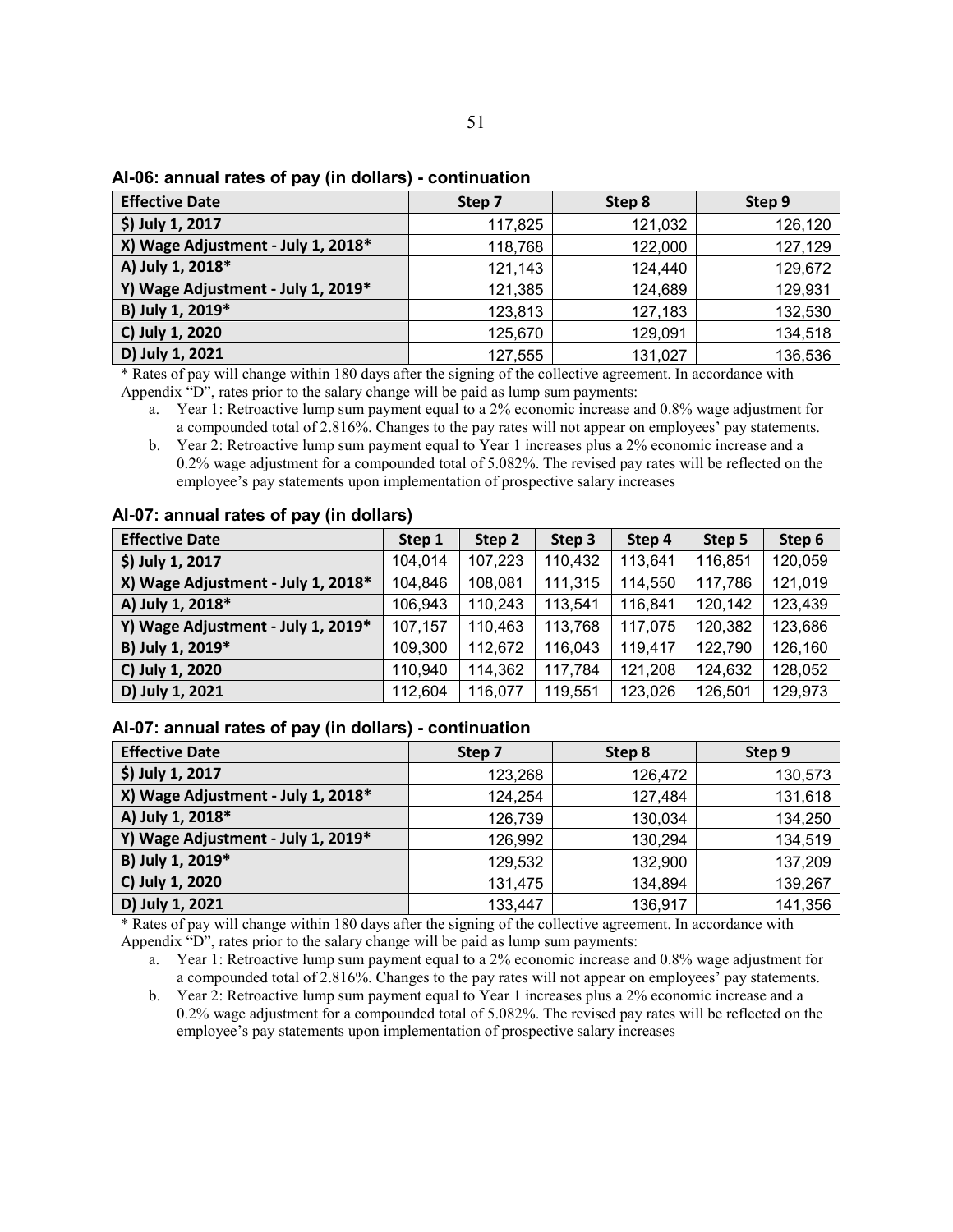### AI-06: annual rates of pay (in dollars) - continuation

| Effective Date | Step 7 | Step 8 | Step 9 |
| --- | --- | --- | --- |
| $) July 1, 2017 | 117,825 | 121,032 | 126,120 |
| X) Wage Adjustment - July 1, 2018* | 118,768 | 122,000 | 127,129 |
| A) July 1, 2018* | 121,143 | 124,440 | 129,672 |
| Y) Wage Adjustment - July 1, 2019* | 121,385 | 124,689 | 129,931 |
| B) July 1, 2019* | 123,813 | 127,183 | 132,530 |
| C) July 1, 2020 | 125,670 | 129,091 | 134,518 |
| D) July 1, 2021 | 127,555 | 131,027 | 136,536 |

* Rates of pay will change within 180 days after the signing of the collective agreement. In accordance with Appendix "D", rates prior to the salary change will be paid as lump sum payments:

a. Year 1: Retroactive lump sum payment equal to a 2% economic increase and 0.8% wage adjustment for a compounded total of 2.816%. Changes to the pay rates will not appear on employees' pay statements.
b. Year 2: Retroactive lump sum payment equal to Year 1 increases plus a 2% economic increase and a 0.2% wage adjustment for a compounded total of 5.082%. The revised pay rates will be reflected on the employee's pay statements upon implementation of prospective salary increases

### AI-07: annual rates of pay (in dollars)

| Effective Date | Step 1 | Step 2 | Step 3 | Step 4 | Step 5 | Step 6 |
| --- | --- | --- | --- | --- | --- | --- |
| $) July 1, 2017 | 104,014 | 107,223 | 110,432 | 113,641 | 116,851 | 120,059 |
| X) Wage Adjustment - July 1, 2018* | 104,846 | 108,081 | 111,315 | 114,550 | 117,786 | 121,019 |
| A) July 1, 2018* | 106,943 | 110,243 | 113,541 | 116,841 | 120,142 | 123,439 |
| Y) Wage Adjustment - July 1, 2019* | 107,157 | 110,463 | 113,768 | 117,075 | 120,382 | 123,686 |
| B) July 1, 2019* | 109,300 | 112,672 | 116,043 | 119,417 | 122,790 | 126,160 |
| C) July 1, 2020 | 110,940 | 114,362 | 117,784 | 121,208 | 124,632 | 128,052 |
| D) July 1, 2021 | 112,604 | 116,077 | 119,551 | 123,026 | 126,501 | 129,973 |

### AI-07: annual rates of pay (in dollars) - continuation

| Effective Date | Step 7 | Step 8 | Step 9 |
| --- | --- | --- | --- |
| $) July 1, 2017 | 123,268 | 126,472 | 130,573 |
| X) Wage Adjustment - July 1, 2018* | 124,254 | 127,484 | 131,618 |
| A) July 1, 2018* | 126,739 | 130,034 | 134,250 |
| Y) Wage Adjustment - July 1, 2019* | 126,992 | 130,294 | 134,519 |
| B) July 1, 2019* | 129,532 | 132,900 | 137,209 |
| C) July 1, 2020 | 131,475 | 134,894 | 139,267 |
| D) July 1, 2021 | 133,447 | 136,917 | 141,356 |

* Rates of pay will change within 180 days after the signing of the collective agreement. In accordance with Appendix "D", rates prior to the salary change will be paid as lump sum payments:

a. Year 1: Retroactive lump sum payment equal to a 2% economic increase and 0.8% wage adjustment for a compounded total of 2.816%. Changes to the pay rates will not appear on employees' pay statements.
b. Year 2: Retroactive lump sum payment equal to Year 1 increases plus a 2% economic increase and a 0.2% wage adjustment for a compounded total of 5.082%. The revised pay rates will be reflected on the employee's pay statements upon implementation of prospective salary increases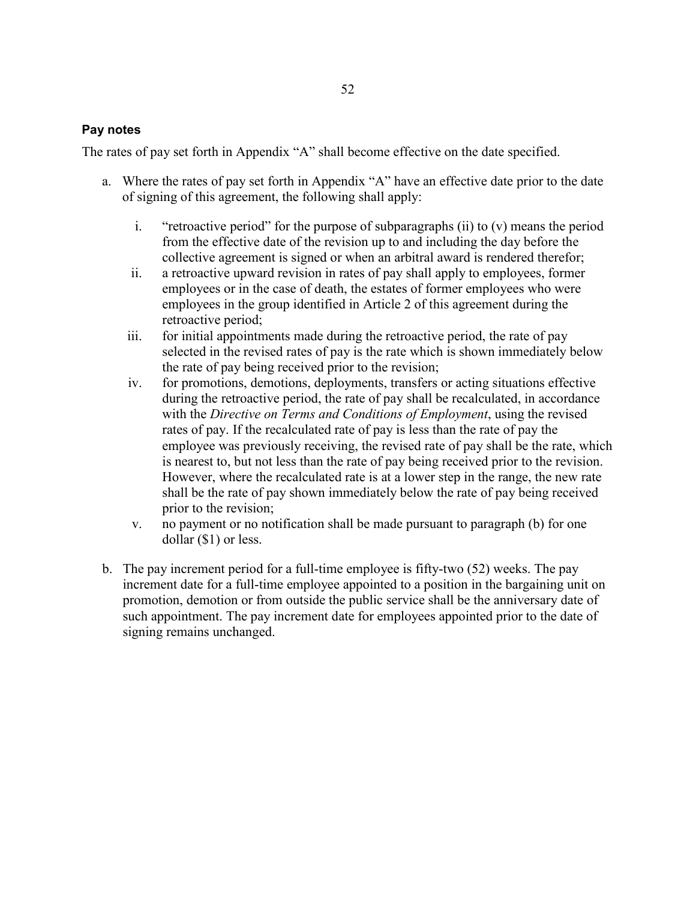**Pay notes**

The rates of pay set forth in Appendix "A" shall become effective on the date specified.

a. Where the rates of pay set forth in Appendix "A" have an effective date prior to the date of signing of this agreement, the following shall apply:

   i. "retroactive period" for the purpose of subparagraphs (ii) to (v) means the period from the effective date of the revision up to and including the day before the collective agreement is signed or when an arbitral award is rendered therefor;
   ii. a retroactive upward revision in rates of pay shall apply to employees, former employees or in the case of death, the estates of former employees who were employees in the group identified in Article 2 of this agreement during the retroactive period;
   iii. for initial appointments made during the retroactive period, the rate of pay selected in the revised rates of pay is the rate which is shown immediately below the rate of pay being received prior to the revision;
   iv. for promotions, demotions, deployments, transfers or acting situations effective during the retroactive period, the rate of pay shall be recalculated, in accordance with the *Directive on Terms and Conditions of Employment*, using the revised rates of pay. If the recalculated rate of pay is less than the rate of pay the employee was previously receiving, the revised rate of pay shall be the rate, which is nearest to, but not less than the rate of pay being received prior to the revision. However, where the recalculated rate is at a lower step in the range, the new rate shall be the rate of pay shown immediately below the rate of pay being received prior to the revision;
   v. no payment or no notification shall be made pursuant to paragraph (b) for one dollar ($1) or less.

b. The pay increment period for a full-time employee is fifty-two (52) weeks. The pay increment date for a full-time employee appointed to a position in the bargaining unit on promotion, demotion or from outside the public service shall be the anniversary date of such appointment. The pay increment date for employees appointed prior to the date of signing remains unchanged.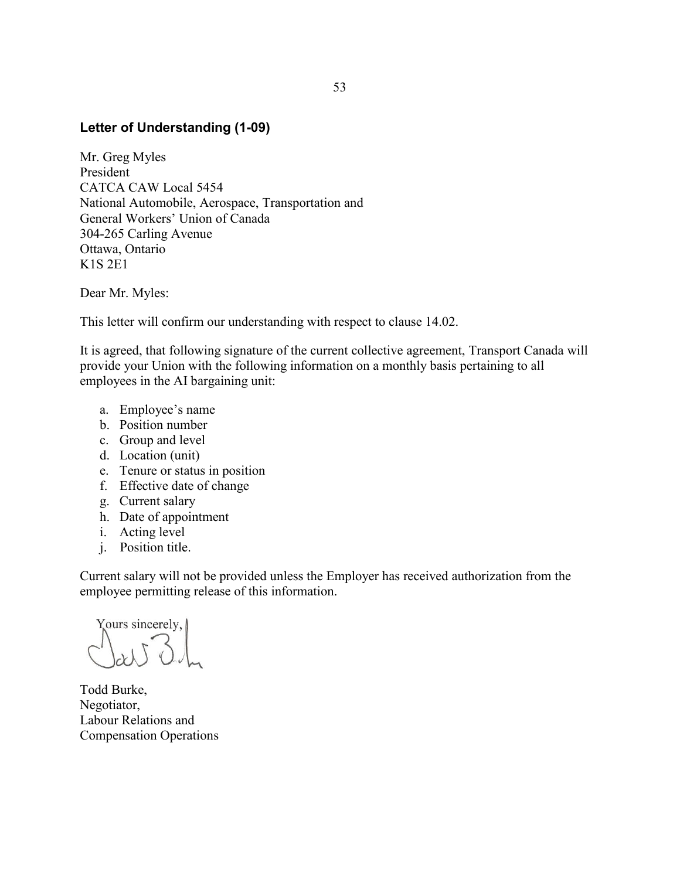### Letter of Understanding (1-09)

Mr. Greg Myles
President
CATCA CAW Local 5454
National Automobile, Aerospace, Transportation and
General Workers' Union of Canada
304-265 Carling Avenue
Ottawa, Ontario
K1S 2E1

Dear Mr. Myles:

This letter will confirm our understanding with respect to clause 14.02.

It is agreed, that following signature of the current collective agreement, Transport Canada will provide your Union with the following information on a monthly basis pertaining to all employees in the AI bargaining unit:

a. Employee's name
b. Position number
c. Group and level
d. Location (unit)
e. Tenure or status in position
f. Effective date of change
g. Current salary
h. Date of appointment
i. Acting level
j. Position title.

Current salary will not be provided unless the Employer has received authorization from the employee permitting release of this information.

Yours sincerely,

Todd Burke,
Negotiator,
Labour Relations and
Compensation Operations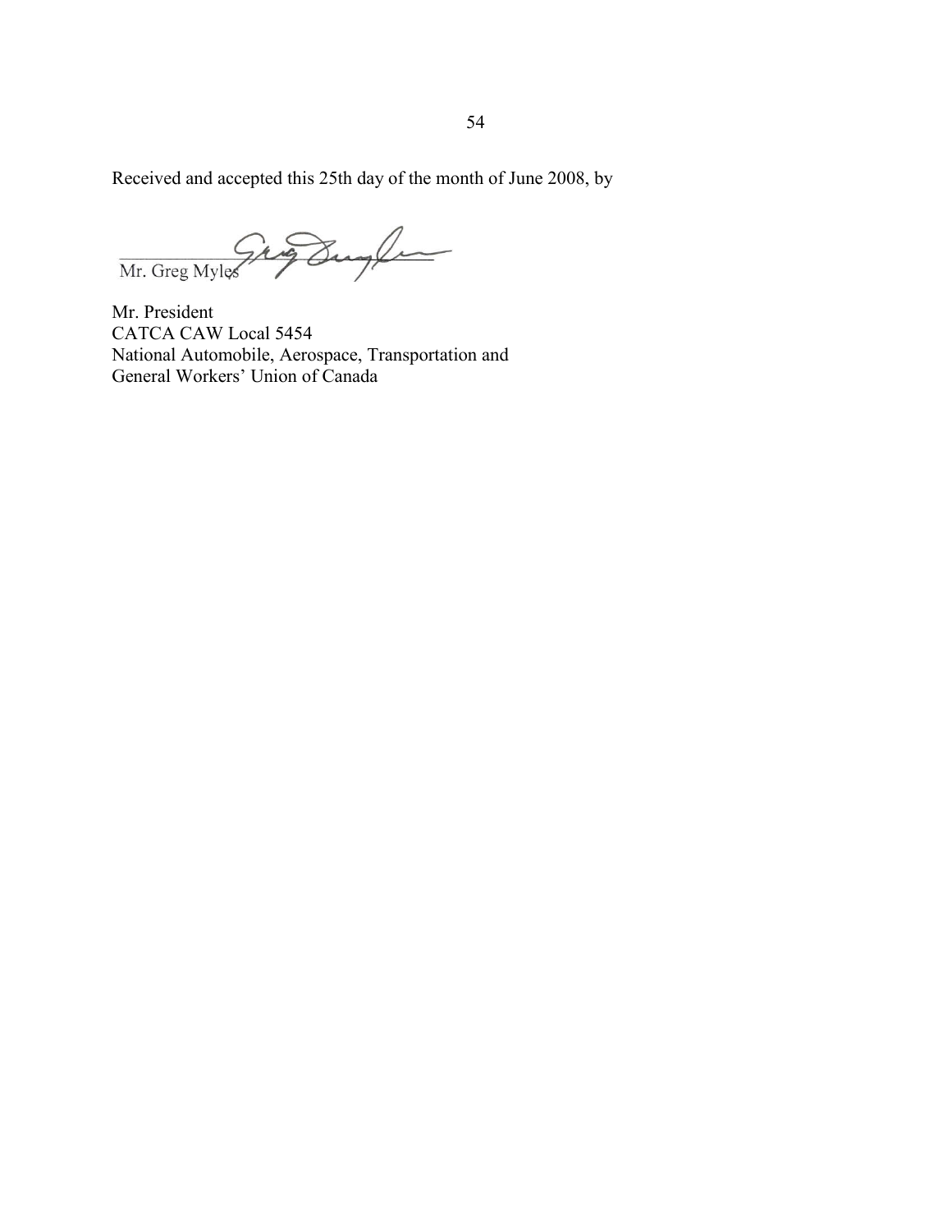Received and accepted this 25th day of the month of June 2008, by

\_\_\_\_\_\_\_\_\_\_\_\_\_\_\_\_\_\_\_\_\_\_\_\_\_\_\_\_

Mr. Greg Myles

Mr. President
CATCA CAW Local 5454
National Automobile, Aerospace, Transportation and
General Workers' Union of Canada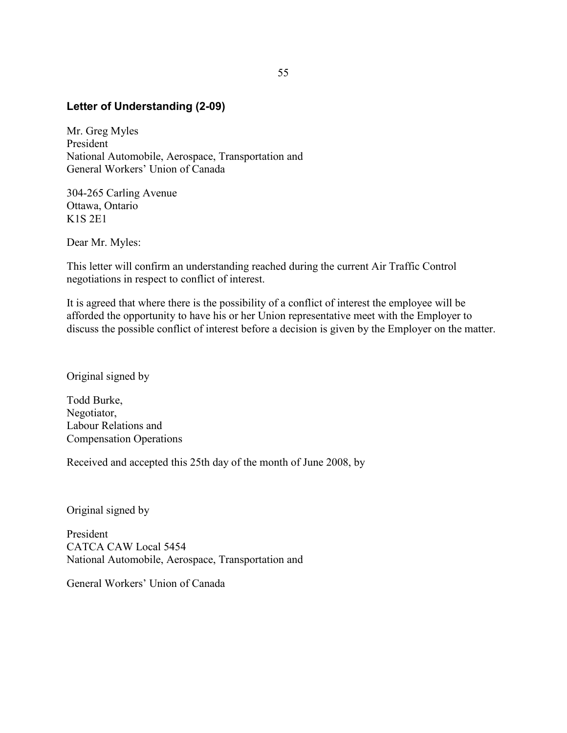### Letter of Understanding (2-09)

Mr. Greg Myles
President
National Automobile, Aerospace, Transportation and
General Workers' Union of Canada

304-265 Carling Avenue
Ottawa, Ontario
K1S 2E1

Dear Mr. Myles:

This letter will confirm an understanding reached during the current Air Traffic Control negotiations in respect to conflict of interest.

It is agreed that where there is the possibility of a conflict of interest the employee will be afforded the opportunity to have his or her Union representative meet with the Employer to discuss the possible conflict of interest before a decision is given by the Employer on the matter.

Original signed by

Todd Burke,
Negotiator,
Labour Relations and
Compensation Operations

Received and accepted this 25th day of the month of June 2008, by

Original signed by

President
CATCA CAW Local 5454
National Automobile, Aerospace, Transportation and

General Workers' Union of Canada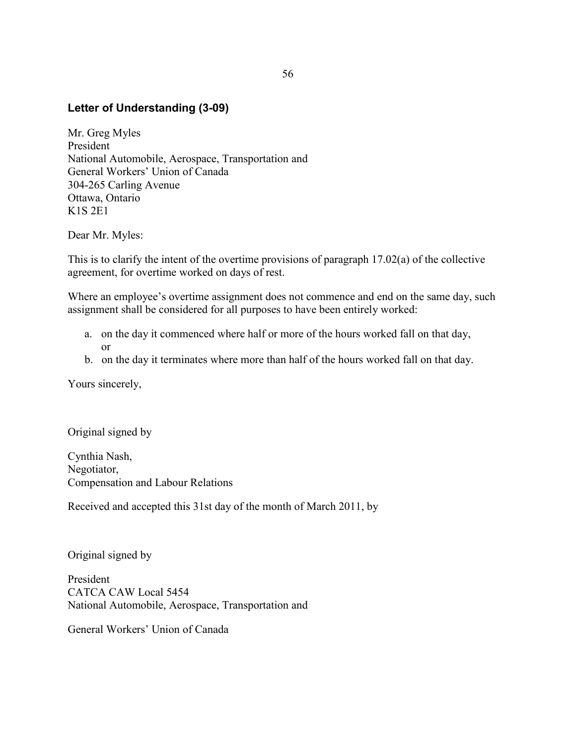### Letter of Understanding (3-09)

Mr. Greg Myles
President
National Automobile, Aerospace, Transportation and
General Workers' Union of Canada
304-265 Carling Avenue
Ottawa, Ontario
K1S 2E1

Dear Mr. Myles:

This is to clarify the intent of the overtime provisions of paragraph 17.02(a) of the collective agreement, for overtime worked on days of rest.

Where an employee's overtime assignment does not commence and end on the same day, such assignment shall be considered for all purposes to have been entirely worked:

a. on the day it commenced where half or more of the hours worked fall on that day, or
b. on the day it terminates where more than half of the hours worked fall on that day.

Yours sincerely,

Original signed by

Cynthia Nash,
Negotiator,
Compensation and Labour Relations

Received and accepted this 31st day of the month of March 2011, by

Original signed by

President
CATCA CAW Local 5454
National Automobile, Aerospace, Transportation and

General Workers' Union of Canada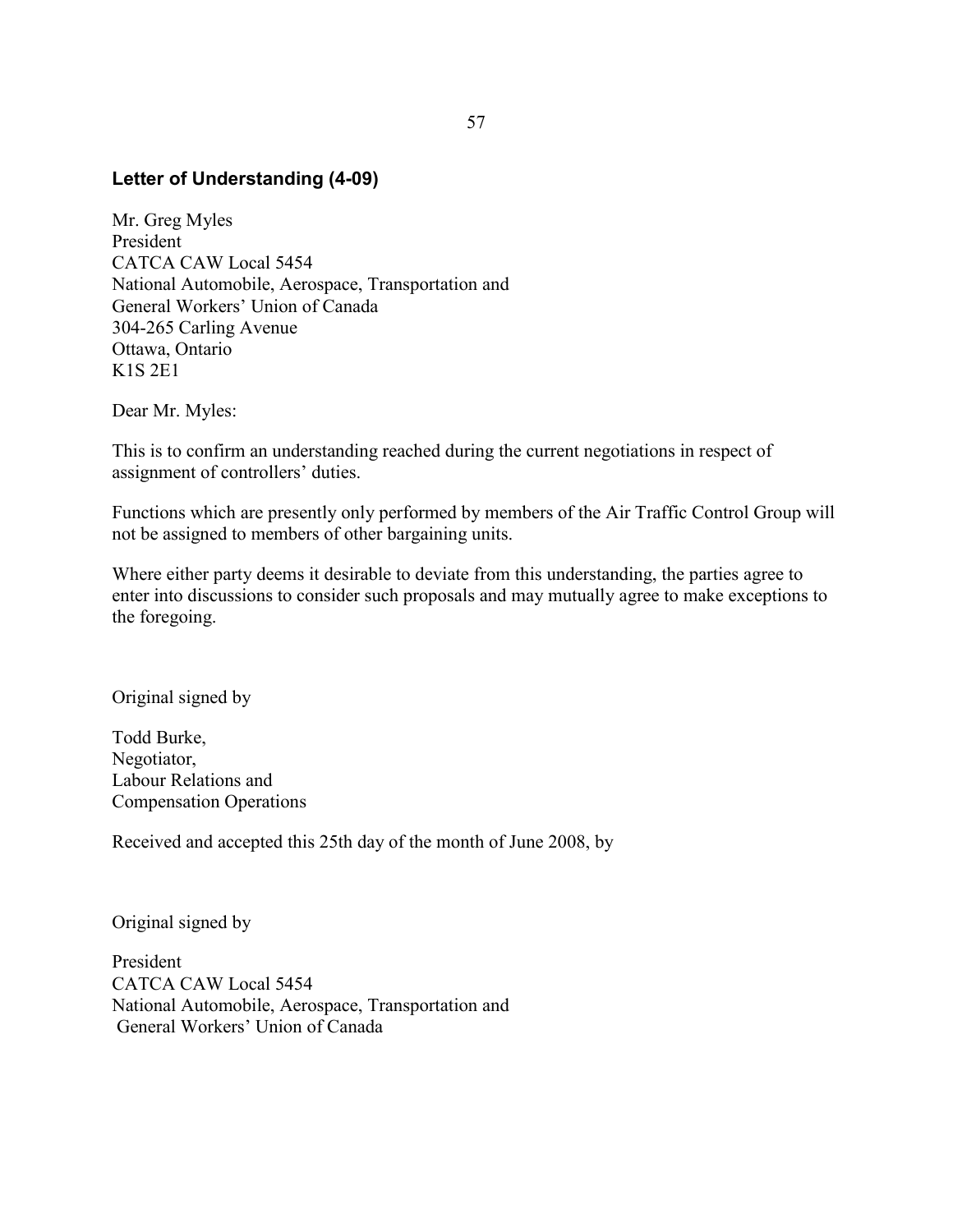## Letter of Understanding (4-09)

Mr. Greg Myles
President
CATCA CAW Local 5454
National Automobile, Aerospace, Transportation and
General Workers' Union of Canada
304-265 Carling Avenue
Ottawa, Ontario
K1S 2E1

Dear Mr. Myles:

This is to confirm an understanding reached during the current negotiations in respect of assignment of controllers' duties.

Functions which are presently only performed by members of the Air Traffic Control Group will not be assigned to members of other bargaining units.

Where either party deems it desirable to deviate from this understanding, the parties agree to enter into discussions to consider such proposals and may mutually agree to make exceptions to the foregoing.

Original signed by

Todd Burke,
Negotiator,
Labour Relations and
Compensation Operations

Received and accepted this 25th day of the month of June 2008, by

Original signed by

President
CATCA CAW Local 5454
National Automobile, Aerospace, Transportation and
General Workers' Union of Canada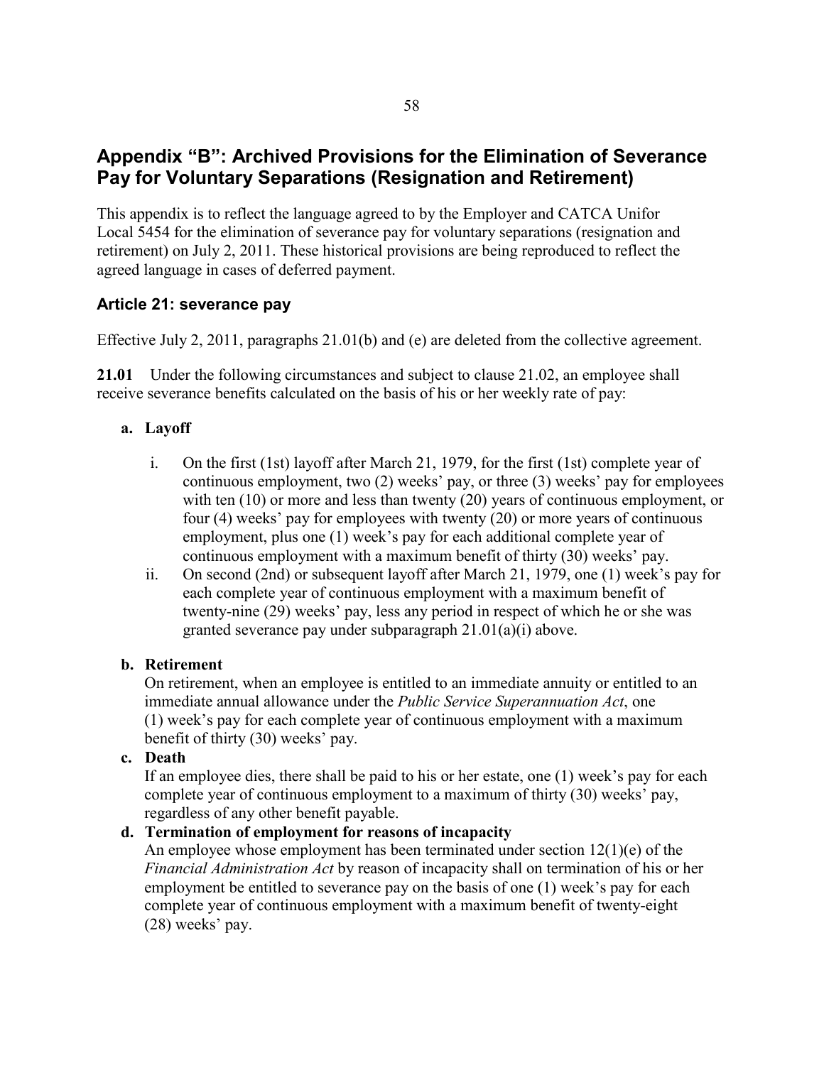## Appendix "B": Archived Provisions for the Elimination of Severance Pay for Voluntary Separations (Resignation and Retirement)

This appendix is to reflect the language agreed to by the Employer and CATCA Unifor Local 5454 for the elimination of severance pay for voluntary separations (resignation and retirement) on July 2, 2011. These historical provisions are being reproduced to reflect the agreed language in cases of deferred payment.

### Article 21: severance pay

Effective July 2, 2011, paragraphs 21.01(b) and (e) are deleted from the collective agreement.

**21.01** Under the following circumstances and subject to clause 21.02, an employee shall receive severance benefits calculated on the basis of his or her weekly rate of pay:

**a. Layoff**

i. On the first (1st) layoff after March 21, 1979, for the first (1st) complete year of continuous employment, two (2) weeks' pay, or three (3) weeks' pay for employees with ten (10) or more and less than twenty (20) years of continuous employment, or four (4) weeks' pay for employees with twenty (20) or more years of continuous employment, plus one (1) week's pay for each additional complete year of continuous employment with a maximum benefit of thirty (30) weeks' pay.

ii. On second (2nd) or subsequent layoff after March 21, 1979, one (1) week's pay for each complete year of continuous employment with a maximum benefit of twenty-nine (29) weeks' pay, less any period in respect of which he or she was granted severance pay under subparagraph 21.01(a)(i) above.

**b. Retirement**

On retirement, when an employee is entitled to an immediate annuity or entitled to an immediate annual allowance under the *Public Service Superannuation Act*, one (1) week's pay for each complete year of continuous employment with a maximum benefit of thirty (30) weeks' pay.

**c. Death**

If an employee dies, there shall be paid to his or her estate, one (1) week's pay for each complete year of continuous employment to a maximum of thirty (30) weeks' pay, regardless of any other benefit payable.

**d. Termination of employment for reasons of incapacity**

An employee whose employment has been terminated under section 12(1)(e) of the *Financial Administration Act* by reason of incapacity shall on termination of his or her employment be entitled to severance pay on the basis of one (1) week's pay for each complete year of continuous employment with a maximum benefit of twenty-eight (28) weeks' pay.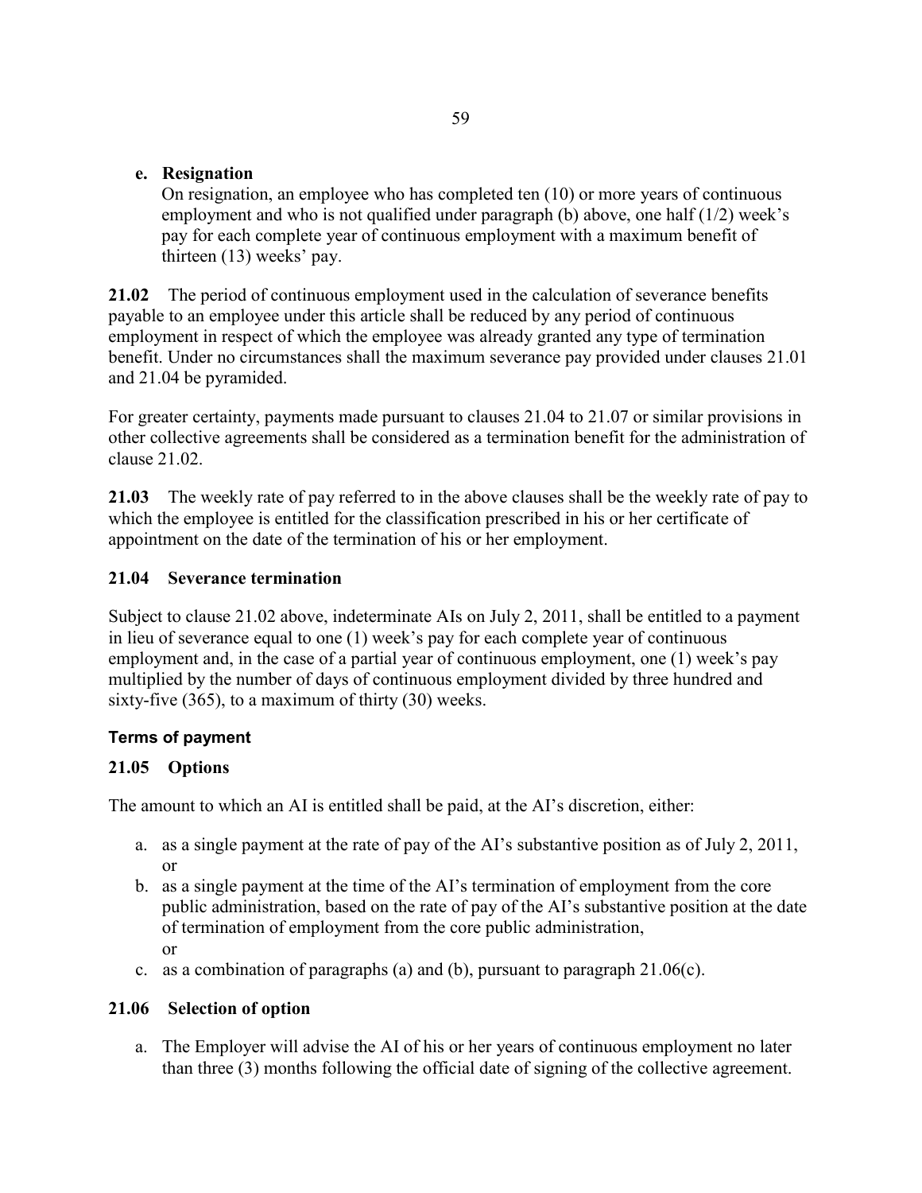**e. Resignation**

On resignation, an employee who has completed ten (10) or more years of continuous employment and who is not qualified under paragraph (b) above, one half (1/2) week's pay for each complete year of continuous employment with a maximum benefit of thirteen (13) weeks' pay.

**21.02** The period of continuous employment used in the calculation of severance benefits payable to an employee under this article shall be reduced by any period of continuous employment in respect of which the employee was already granted any type of termination benefit. Under no circumstances shall the maximum severance pay provided under clauses 21.01 and 21.04 be pyramided.

For greater certainty, payments made pursuant to clauses 21.04 to 21.07 or similar provisions in other collective agreements shall be considered as a termination benefit for the administration of clause 21.02.

**21.03** The weekly rate of pay referred to in the above clauses shall be the weekly rate of pay to which the employee is entitled for the classification prescribed in his or her certificate of appointment on the date of the termination of his or her employment.

**21.04 Severance termination**

Subject to clause 21.02 above, indeterminate AIs on July 2, 2011, shall be entitled to a payment in lieu of severance equal to one (1) week's pay for each complete year of continuous employment and, in the case of a partial year of continuous employment, one (1) week's pay multiplied by the number of days of continuous employment divided by three hundred and sixty-five (365), to a maximum of thirty (30) weeks.

**Terms of payment**

**21.05 Options**

The amount to which an AI is entitled shall be paid, at the AI's discretion, either:

a. as a single payment at the rate of pay of the AI's substantive position as of July 2, 2011, or
b. as a single payment at the time of the AI's termination of employment from the core public administration, based on the rate of pay of the AI's substantive position at the date of termination of employment from the core public administration, or
c. as a combination of paragraphs (a) and (b), pursuant to paragraph 21.06(c).

**21.06 Selection of option**

a. The Employer will advise the AI of his or her years of continuous employment no later than three (3) months following the official date of signing of the collective agreement.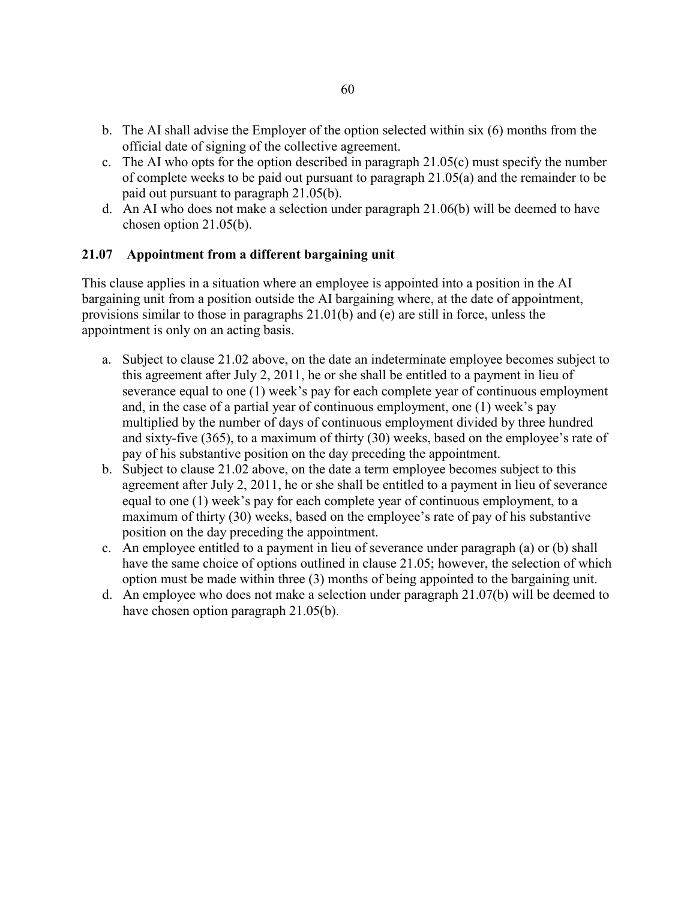b. The AI shall advise the Employer of the option selected within six (6) months from the official date of signing of the collective agreement.
c. The AI who opts for the option described in paragraph 21.05(c) must specify the number of complete weeks to be paid out pursuant to paragraph 21.05(a) and the remainder to be paid out pursuant to paragraph 21.05(b).
d. An AI who does not make a selection under paragraph 21.06(b) will be deemed to have chosen option 21.05(b).

### 21.07 Appointment from a different bargaining unit

This clause applies in a situation where an employee is appointed into a position in the AI bargaining unit from a position outside the AI bargaining where, at the date of appointment, provisions similar to those in paragraphs 21.01(b) and (e) are still in force, unless the appointment is only on an acting basis.

a. Subject to clause 21.02 above, on the date an indeterminate employee becomes subject to this agreement after July 2, 2011, he or she shall be entitled to a payment in lieu of severance equal to one (1) week's pay for each complete year of continuous employment and, in the case of a partial year of continuous employment, one (1) week's pay multiplied by the number of days of continuous employment divided by three hundred and sixty-five (365), to a maximum of thirty (30) weeks, based on the employee's rate of pay of his substantive position on the day preceding the appointment.
b. Subject to clause 21.02 above, on the date a term employee becomes subject to this agreement after July 2, 2011, he or she shall be entitled to a payment in lieu of severance equal to one (1) week's pay for each complete year of continuous employment, to a maximum of thirty (30) weeks, based on the employee's rate of pay of his substantive position on the day preceding the appointment.
c. An employee entitled to a payment in lieu of severance under paragraph (a) or (b) shall have the same choice of options outlined in clause 21.05; however, the selection of which option must be made within three (3) months of being appointed to the bargaining unit.
d. An employee who does not make a selection under paragraph 21.07(b) will be deemed to have chosen option paragraph 21.05(b).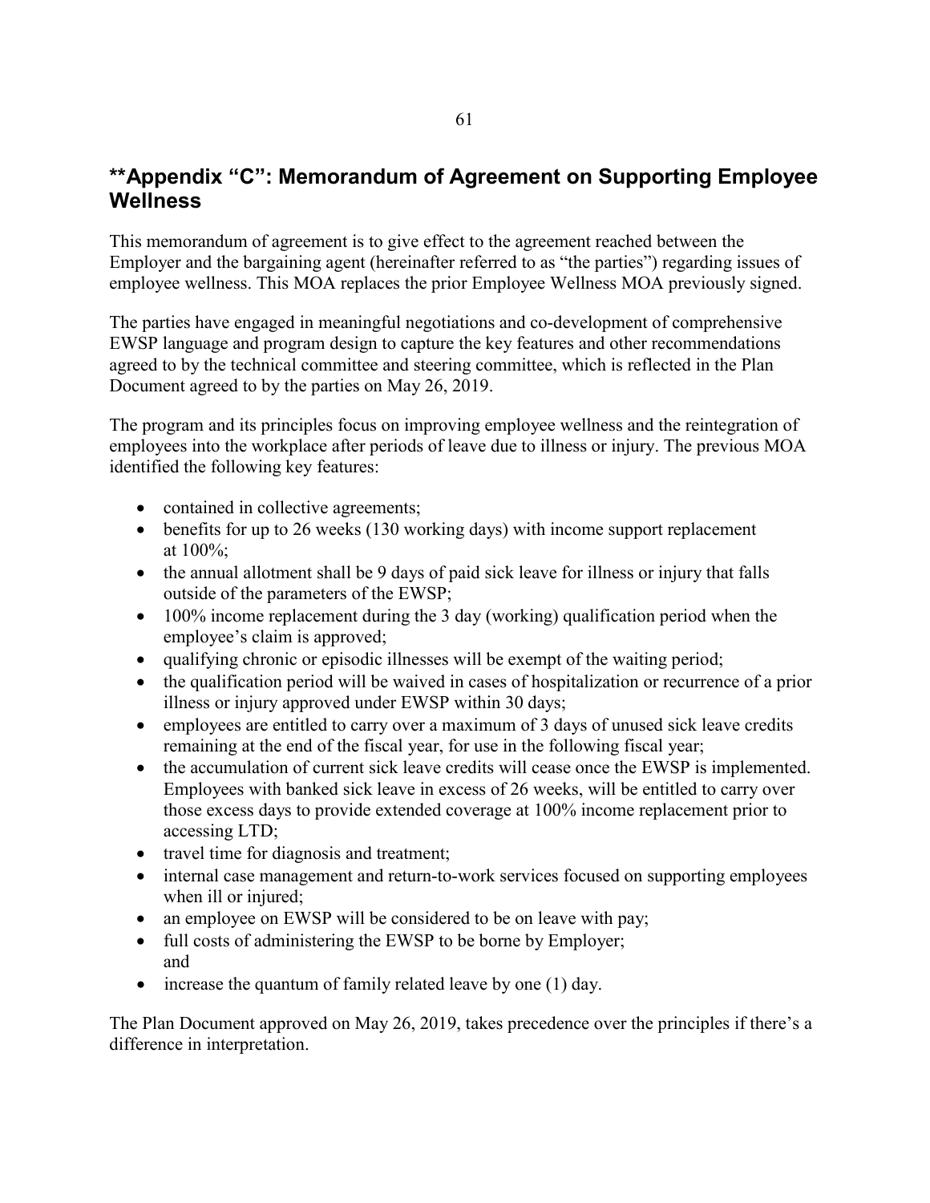## **Appendix "C": Memorandum of Agreement on Supporting Employee Wellness

This memorandum of agreement is to give effect to the agreement reached between the Employer and the bargaining agent (hereinafter referred to as "the parties") regarding issues of employee wellness. This MOA replaces the prior Employee Wellness MOA previously signed.

The parties have engaged in meaningful negotiations and co-development of comprehensive EWSP language and program design to capture the key features and other recommendations agreed to by the technical committee and steering committee, which is reflected in the Plan Document agreed to by the parties on May 26, 2019.

The program and its principles focus on improving employee wellness and the reintegration of employees into the workplace after periods of leave due to illness or injury. The previous MOA identified the following key features:

- contained in collective agreements;
- benefits for up to 26 weeks (130 working days) with income support replacement at 100%;
- the annual allotment shall be 9 days of paid sick leave for illness or injury that falls outside of the parameters of the EWSP;
- 100% income replacement during the 3 day (working) qualification period when the employee's claim is approved;
- qualifying chronic or episodic illnesses will be exempt of the waiting period;
- the qualification period will be waived in cases of hospitalization or recurrence of a prior illness or injury approved under EWSP within 30 days;
- employees are entitled to carry over a maximum of 3 days of unused sick leave credits remaining at the end of the fiscal year, for use in the following fiscal year;
- the accumulation of current sick leave credits will cease once the EWSP is implemented. Employees with banked sick leave in excess of 26 weeks, will be entitled to carry over those excess days to provide extended coverage at 100% income replacement prior to accessing LTD;
- travel time for diagnosis and treatment;
- internal case management and return-to-work services focused on supporting employees when ill or injured;
- an employee on EWSP will be considered to be on leave with pay;
- full costs of administering the EWSP to be borne by Employer; and
- increase the quantum of family related leave by one (1) day.

The Plan Document approved on May 26, 2019, takes precedence over the principles if there's a difference in interpretation.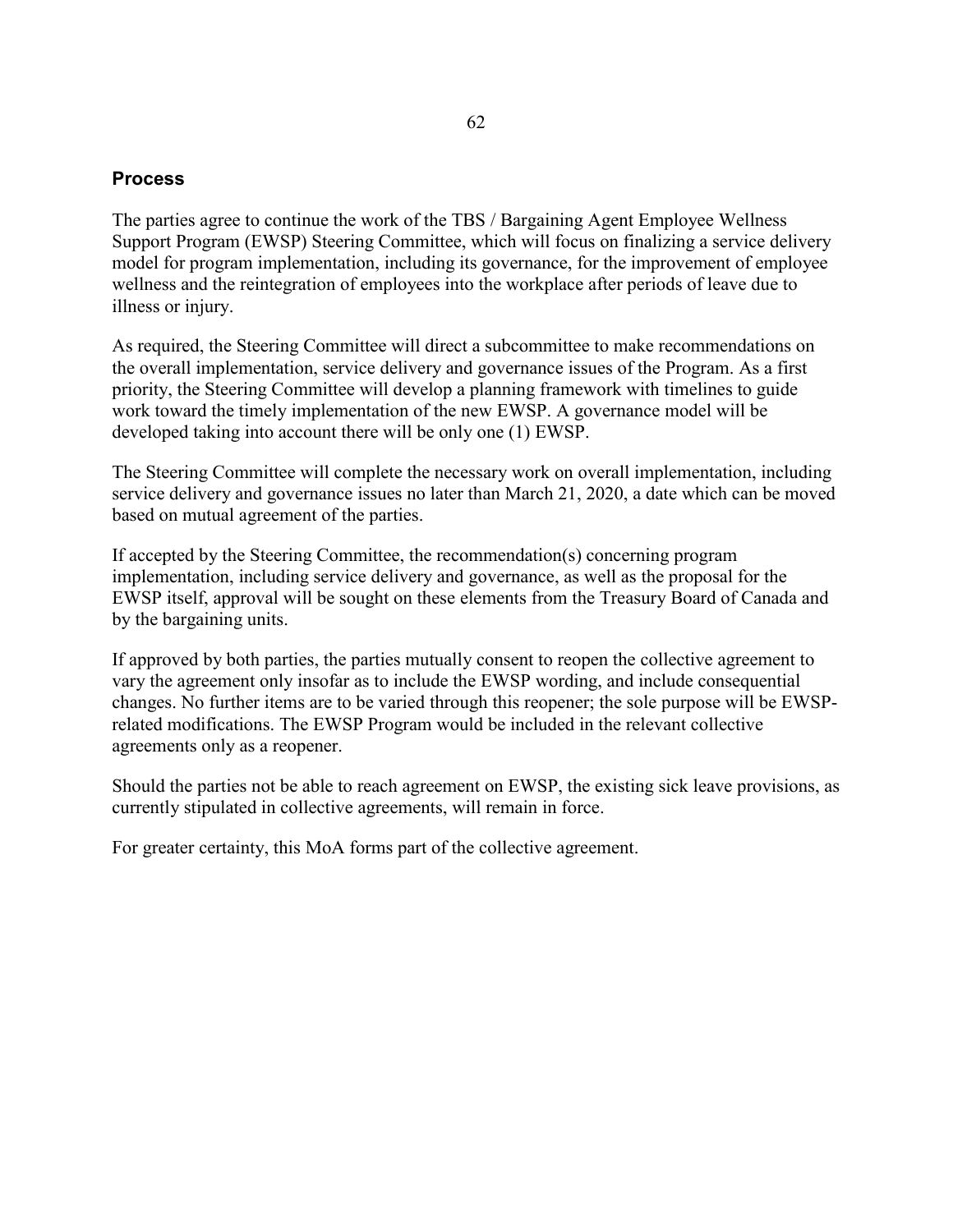## Process

The parties agree to continue the work of the TBS / Bargaining Agent Employee Wellness Support Program (EWSP) Steering Committee, which will focus on finalizing a service delivery model for program implementation, including its governance, for the improvement of employee wellness and the reintegration of employees into the workplace after periods of leave due to illness or injury.

As required, the Steering Committee will direct a subcommittee to make recommendations on the overall implementation, service delivery and governance issues of the Program. As a first priority, the Steering Committee will develop a planning framework with timelines to guide work toward the timely implementation of the new EWSP. A governance model will be developed taking into account there will be only one (1) EWSP.

The Steering Committee will complete the necessary work on overall implementation, including service delivery and governance issues no later than March 21, 2020, a date which can be moved based on mutual agreement of the parties.

If accepted by the Steering Committee, the recommendation(s) concerning program implementation, including service delivery and governance, as well as the proposal for the EWSP itself, approval will be sought on these elements from the Treasury Board of Canada and by the bargaining units.

If approved by both parties, the parties mutually consent to reopen the collective agreement to vary the agreement only insofar as to include the EWSP wording, and include consequential changes. No further items are to be varied through this reopener; the sole purpose will be EWSP-related modifications. The EWSP Program would be included in the relevant collective agreements only as a reopener.

Should the parties not be able to reach agreement on EWSP, the existing sick leave provisions, as currently stipulated in collective agreements, will remain in force.

For greater certainty, this MoA forms part of the collective agreement.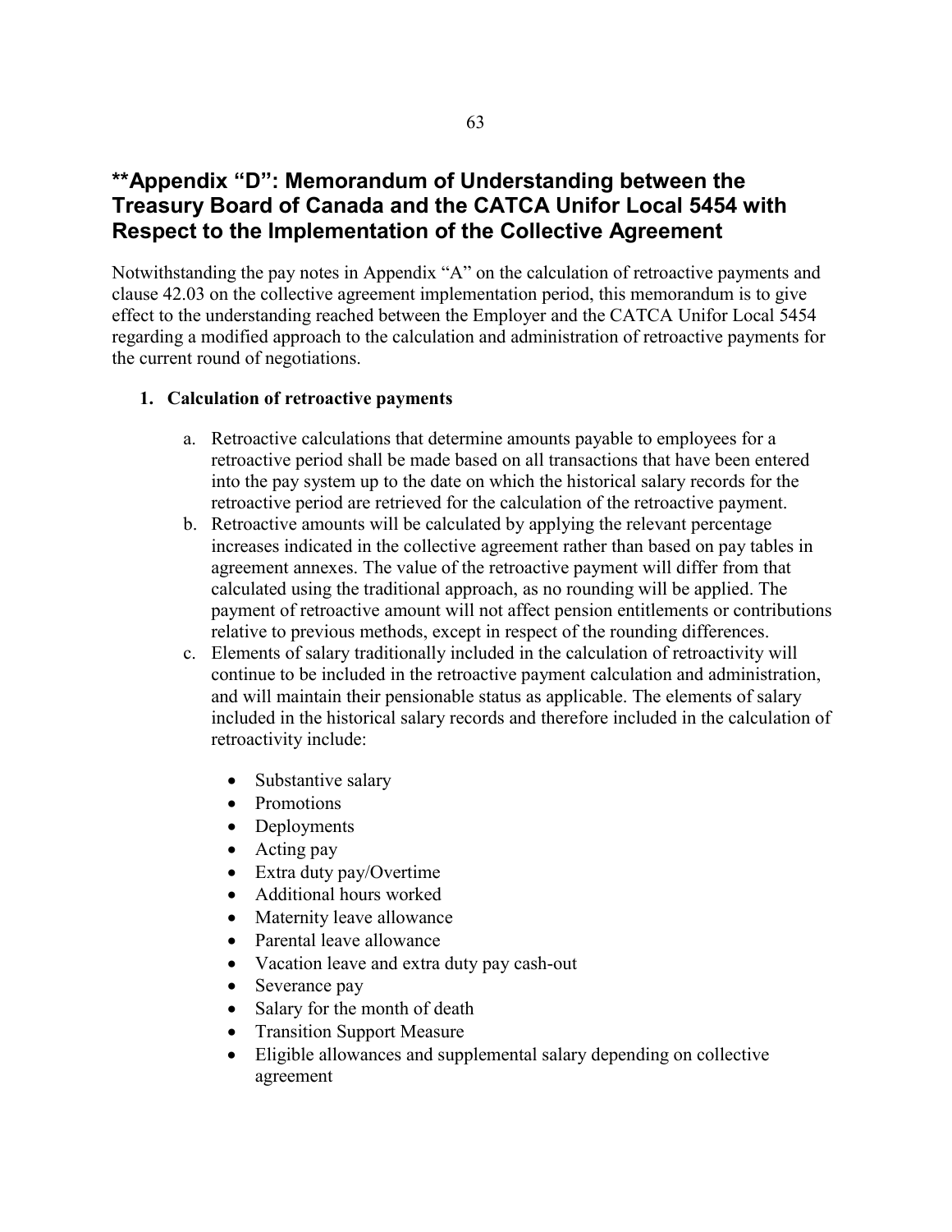## **Appendix "D": Memorandum of Understanding between the Treasury Board of Canada and the CATCA Unifor Local 5454 with Respect to the Implementation of the Collective Agreement

Notwithstanding the pay notes in Appendix "A" on the calculation of retroactive payments and clause 42.03 on the collective agreement implementation period, this memorandum is to give effect to the understanding reached between the Employer and the CATCA Unifor Local 5454 regarding a modified approach to the calculation and administration of retroactive payments for the current round of negotiations.

1. **Calculation of retroactive payments**

    a. Retroactive calculations that determine amounts payable to employees for a retroactive period shall be made based on all transactions that have been entered into the pay system up to the date on which the historical salary records for the retroactive period are retrieved for the calculation of the retroactive payment.

    b. Retroactive amounts will be calculated by applying the relevant percentage increases indicated in the collective agreement rather than based on pay tables in agreement annexes. The value of the retroactive payment will differ from that calculated using the traditional approach, as no rounding will be applied. The payment of retroactive amount will not affect pension entitlements or contributions relative to previous methods, except in respect of the rounding differences.

    c. Elements of salary traditionally included in the calculation of retroactivity will continue to be included in the retroactive payment calculation and administration, and will maintain their pensionable status as applicable. The elements of salary included in the historical salary records and therefore included in the calculation of retroactivity include:

        - Substantive salary
        - Promotions
        - Deployments
        - Acting pay
        - Extra duty pay/Overtime
        - Additional hours worked
        - Maternity leave allowance
        - Parental leave allowance
        - Vacation leave and extra duty pay cash-out
        - Severance pay
        - Salary for the month of death
        - Transition Support Measure
        - Eligible allowances and supplemental salary depending on collective agreement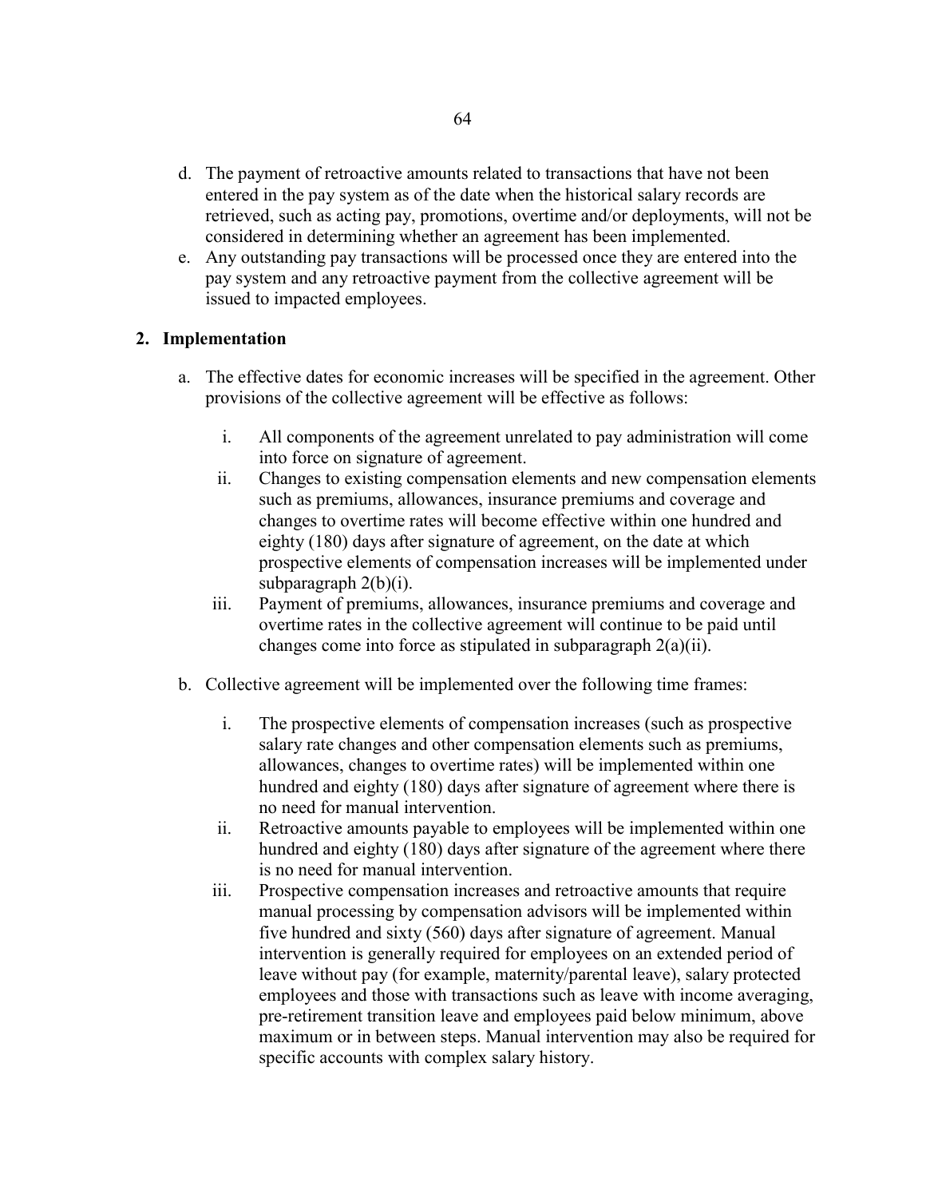d. The payment of retroactive amounts related to transactions that have not been entered in the pay system as of the date when the historical salary records are retrieved, such as acting pay, promotions, overtime and/or deployments, will not be considered in determining whether an agreement has been implemented.
e. Any outstanding pay transactions will be processed once they are entered into the pay system and any retroactive payment from the collective agreement will be issued to impacted employees.

## 2. Implementation

a. The effective dates for economic increases will be specified in the agreement. Other provisions of the collective agreement will be effective as follows:

    i. All components of the agreement unrelated to pay administration will come into force on signature of agreement.
    ii. Changes to existing compensation elements and new compensation elements such as premiums, allowances, insurance premiums and coverage and changes to overtime rates will become effective within one hundred and eighty (180) days after signature of agreement, on the date at which prospective elements of compensation increases will be implemented under subparagraph 2(b)(i).
    iii. Payment of premiums, allowances, insurance premiums and coverage and overtime rates in the collective agreement will continue to be paid until changes come into force as stipulated in subparagraph 2(a)(ii).

b. Collective agreement will be implemented over the following time frames:

    i. The prospective elements of compensation increases (such as prospective salary rate changes and other compensation elements such as premiums, allowances, changes to overtime rates) will be implemented within one hundred and eighty (180) days after signature of agreement where there is no need for manual intervention.
    ii. Retroactive amounts payable to employees will be implemented within one hundred and eighty (180) days after signature of the agreement where there is no need for manual intervention.
    iii. Prospective compensation increases and retroactive amounts that require manual processing by compensation advisors will be implemented within five hundred and sixty (560) days after signature of agreement. Manual intervention is generally required for employees on an extended period of leave without pay (for example, maternity/parental leave), salary protected employees and those with transactions such as leave with income averaging, pre-retirement transition leave and employees paid below minimum, above maximum or in between steps. Manual intervention may also be required for specific accounts with complex salary history.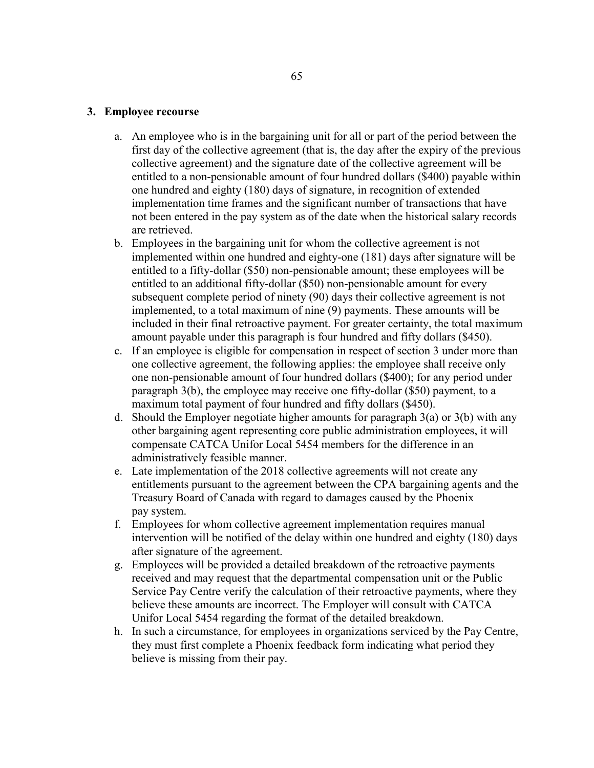## 3. Employee recourse

a. An employee who is in the bargaining unit for all or part of the period between the first day of the collective agreement (that is, the day after the expiry of the previous collective agreement) and the signature date of the collective agreement will be entitled to a non-pensionable amount of four hundred dollars ($400) payable within one hundred and eighty (180) days of signature, in recognition of extended implementation time frames and the significant number of transactions that have not been entered in the pay system as of the date when the historical salary records are retrieved.

b. Employees in the bargaining unit for whom the collective agreement is not implemented within one hundred and eighty-one (181) days after signature will be entitled to a fifty-dollar ($50) non-pensionable amount; these employees will be entitled to an additional fifty-dollar ($50) non-pensionable amount for every subsequent complete period of ninety (90) days their collective agreement is not implemented, to a total maximum of nine (9) payments. These amounts will be included in their final retroactive payment. For greater certainty, the total maximum amount payable under this paragraph is four hundred and fifty dollars ($450).

c. If an employee is eligible for compensation in respect of section 3 under more than one collective agreement, the following applies: the employee shall receive only one non-pensionable amount of four hundred dollars ($400); for any period under paragraph 3(b), the employee may receive one fifty-dollar ($50) payment, to a maximum total payment of four hundred and fifty dollars ($450).

d. Should the Employer negotiate higher amounts for paragraph 3(a) or 3(b) with any other bargaining agent representing core public administration employees, it will compensate CATCA Unifor Local 5454 members for the difference in an administratively feasible manner.

e. Late implementation of the 2018 collective agreements will not create any entitlements pursuant to the agreement between the CPA bargaining agents and the Treasury Board of Canada with regard to damages caused by the Phoenix pay system.

f. Employees for whom collective agreement implementation requires manual intervention will be notified of the delay within one hundred and eighty (180) days after signature of the agreement.

g. Employees will be provided a detailed breakdown of the retroactive payments received and may request that the departmental compensation unit or the Public Service Pay Centre verify the calculation of their retroactive payments, where they believe these amounts are incorrect. The Employer will consult with CATCA Unifor Local 5454 regarding the format of the detailed breakdown.

h. In such a circumstance, for employees in organizations serviced by the Pay Centre, they must first complete a Phoenix feedback form indicating what period they believe is missing from their pay.